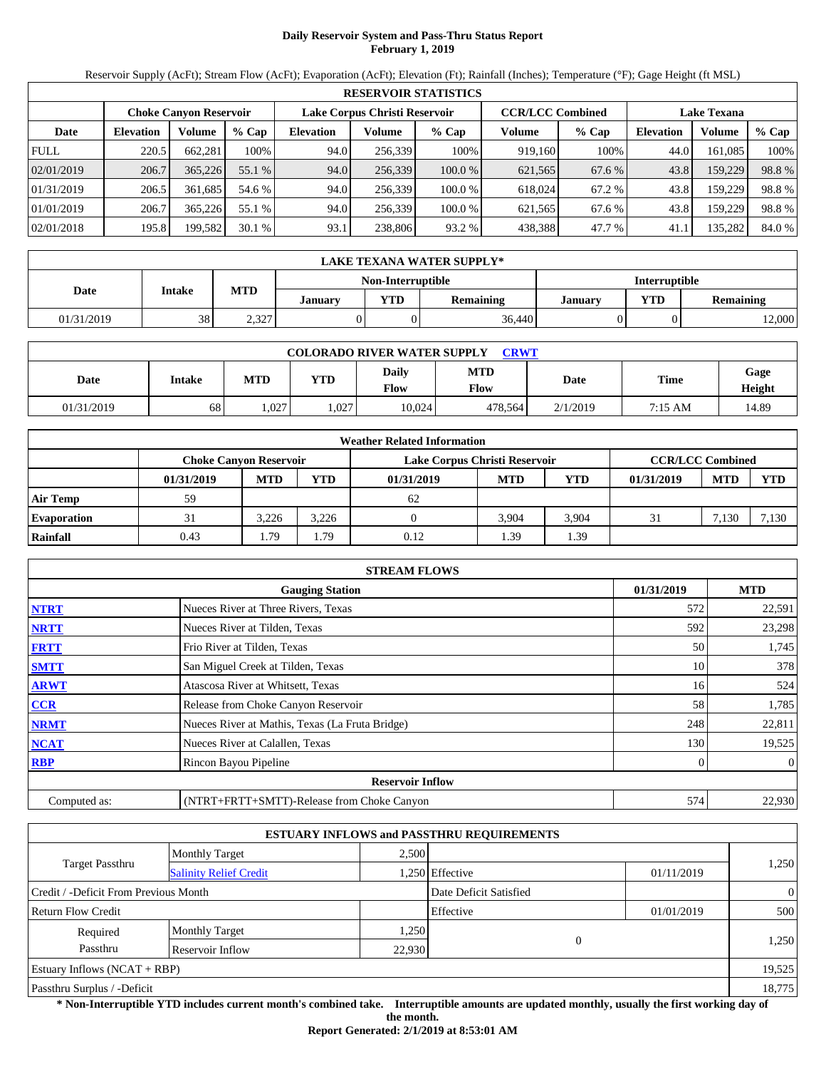# Daily Reservoir System and Pass-Thru Status Report
## February 1, 2019

Reservoir Supply (AcFt); Stream Flow (AcFt); Evaporation (AcFt); Elevation (Ft); Rainfall (Inches); Temperature (°F); Gage Height (ft MSL)

| RESERVOIR STATISTICS | | | | | | | | | | | |
|---|---|---|---|---|---|---|---|---|---|---|---|
| | Choke Canyon Reservoir | | | Lake Corpus Christi Reservoir | | | CCR/LCC Combined | | Lake Texana | | |
| Date | Elevation | Volume | % Cap | Elevation | Volume | % Cap | Volume | % Cap | Elevation | Volume | % Cap |
| FULL | 220.5 | 662,281 | 100% | 94.0 | 256,339 | 100% | 919,160 | 100% | 44.0 | 161,085 | 100% |
| 02/01/2019 | 206.7 | 365,226 | 55.1 % | 94.0 | 256,339 | 100.0 % | 621,565 | 67.6 % | 43.8 | 159,229 | 98.8 % |
| 01/31/2019 | 206.5 | 361,685 | 54.6 % | 94.0 | 256,339 | 100.0 % | 618,024 | 67.2 % | 43.8 | 159,229 | 98.8 % |
| 01/01/2019 | 206.7 | 365,226 | 55.1 % | 94.0 | 256,339 | 100.0 % | 621,565 | 67.6 % | 43.8 | 159,229 | 98.8 % |
| 02/01/2018 | 195.8 | 199,582 | 30.1 % | 93.1 | 238,806 | 93.2 % | 438,388 | 47.7 % | 41.1 | 135,282 | 84.0 % |

| LAKE TEXANA WATER SUPPLY* | | | | | | | | |
|---|---|---|---|---|---|---|---|---|
| Date | Intake | MTD | Non-Interruptible | | | Interruptible | | |
| | | | January | YTD | Remaining | January | YTD | Remaining |
| 01/31/2019 | 38 | 2,327 | 0 | 0 | 36,440 | 0 | 0 | 12,000 |

| COLORADO RIVER WATER SUPPLY CRWT | | | | | | | | |
|---|---|---|---|---|---|---|---|---|
| Date | Intake | MTD | YTD | Daily Flow | MTD Flow | Date | Time | Gage Height |
| 01/31/2019 | 68 | 1,027 | 1,027 | 10,024 | 478,564 | 2/1/2019 | 7:15 AM | 14.89 |

| Weather Related Information | | | | | | | | | |
|---|---|---|---|---|---|---|---|---|---|
| | Choke Canyon Reservoir | | | Lake Corpus Christi Reservoir | | | CCR/LCC Combined | | |
| | 01/31/2019 | MTD | YTD | 01/31/2019 | MTD | YTD | 01/31/2019 | MTD | YTD |
| Air Temp | 59 | | | 62 | | | | | |
| Evaporation | 31 | 3,226 | 3,226 | 0 | 3,904 | 3,904 | 31 | 7,130 | 7,130 |
| Rainfall | 0.43 | 1.79 | 1.79 | 0.12 | 1.39 | 1.39 | | | |

| STREAM FLOWS | | | |
|---|---|---|---|
| | Gauging Station | 01/31/2019 | MTD |
| NTRT | Nueces River at Three Rivers, Texas | 572 | 22,591 |
| NRTT | Nueces River at Tilden, Texas | 592 | 23,298 |
| FRTT | Frio River at Tilden, Texas | 50 | 1,745 |
| SMTT | San Miguel Creek at Tilden, Texas | 10 | 378 |
| ARWT | Atascosa River at Whitsett, Texas | 16 | 524 |
| CCR | Release from Choke Canyon Reservoir | 58 | 1,785 |
| NRMT | Nueces River at Mathis, Texas (La Fruta Bridge) | 248 | 22,811 |
| NCAT | Nueces River at Calallen, Texas | 130 | 19,525 |
| RBP | Rincon Bayou Pipeline | 0 | 0 |
| | **Reservoir Inflow** | | |
| Computed as: | (NTRT+FRTT+SMTT)-Release from Choke Canyon | 574 | 22,930 |

| ESTUARY INFLOWS and PASSTHRU REQUIREMENTS | | | | | |
|---|---|---|---|---|---|
| Target Passthru | Monthly Target | 2,500 | | | 1,250 |
| | Salinity Relief Credit | 1,250 | Effective | 01/11/2019 | |
| Credit / -Deficit From Previous Month | | | Date Deficit Satisfied | | 0 |
| Return Flow Credit | | | Effective | 01/01/2019 | 500 |
| Required Passthru | Monthly Target | 1,250 | 0 | | 1,250 |
| | Reservoir Inflow | 22,930 | | | |
| Estuary Inflows (NCAT + RBP) | | | | | 19,525 |
| Passthru Surplus / -Deficit | | | | | 18,775 |

**\* Non-Interruptible YTD includes current month's combined take. Interruptible amounts are updated monthly, usually the first working day of the month.**

**Report Generated: 2/1/2019 at 8:53:01 AM**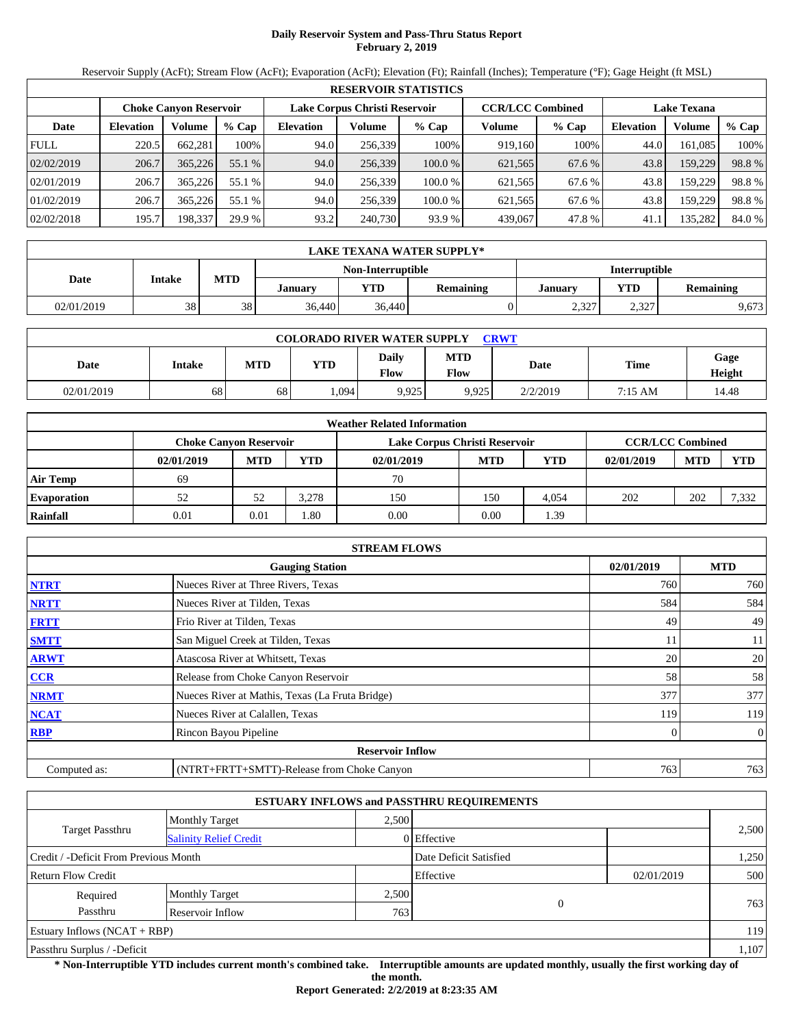# Daily Reservoir System and Pass-Thru Status Report
**February 2, 2019**

Reservoir Supply (AcFt); Stream Flow (AcFt); Evaporation (AcFt); Elevation (Ft); Rainfall (Inches); Temperature (°F); Gage Height (ft MSL)

| RESERVOIR STATISTICS | | | | | | | | | | | |
|---|---|---|---|---|---|---|---|---|---|---|---|
| | Choke Canyon Reservoir | | | Lake Corpus Christi Reservoir | | | CCR/LCC Combined | | Lake Texana | | |
| Date | Elevation | Volume | % Cap | Elevation | Volume | % Cap | Volume | % Cap | Elevation | Volume | % Cap |
| FULL | 220.5 | 662,281 | 100% | 94.0 | 256,339 | 100% | 919,160 | 100% | 44.0 | 161,085 | 100% |
| 02/02/2019 | 206.7 | 365,226 | 55.1 % | 94.0 | 256,339 | 100.0 % | 621,565 | 67.6 % | 43.8 | 159,229 | 98.8 % |
| 02/01/2019 | 206.7 | 365,226 | 55.1 % | 94.0 | 256,339 | 100.0 % | 621,565 | 67.6 % | 43.8 | 159,229 | 98.8 % |
| 01/02/2019 | 206.7 | 365,226 | 55.1 % | 94.0 | 256,339 | 100.0 % | 621,565 | 67.6 % | 43.8 | 159,229 | 98.8 % |
| 02/02/2018 | 195.7 | 198,337 | 29.9 % | 93.2 | 240,730 | 93.9 % | 439,067 | 47.8 % | 41.1 | 135,282 | 84.0 % |

| LAKE TEXANA WATER SUPPLY* | | | | | | | | |
|---|---|---|---|---|---|---|---|---|
| Date | Intake | MTD | Non-Interruptible | | | Interruptible | | |
| | | | January | YTD | Remaining | January | YTD | Remaining |
| 02/01/2019 | 38 | 38 | 36,440 | 36,440 | 0 | 2,327 | 2,327 | 9,673 |

| COLORADO RIVER WATER SUPPLY CRWT | | | | | | | | |
|---|---|---|---|---|---|---|---|---|
| Date | Intake | MTD | YTD | Daily Flow | MTD Flow | Date | Time | Gage Height |
| 02/01/2019 | 68 | 68 | 1,094 | 9,925 | 9,925 | 2/2/2019 | 7:15 AM | 14.48 |

| Weather Related Information | | | | | | | | | |
|---|---|---|---|---|---|---|---|---|---|
| | Choke Canyon Reservoir | | | Lake Corpus Christi Reservoir | | | CCR/LCC Combined | | |
| | 02/01/2019 | MTD | YTD | 02/01/2019 | MTD | YTD | 02/01/2019 | MTD | YTD |
| Air Temp | 69 | | | 70 | | | | | |
| Evaporation | 52 | 52 | 3,278 | 150 | 150 | 4,054 | 202 | 202 | 7,332 |
| Rainfall | 0.01 | 0.01 | 1.80 | 0.00 | 0.00 | 1.39 | | | |

| STREAM FLOWS | | | |
|---|---|---|---|
| | Gauging Station | 02/01/2019 | MTD |
| NTRT | Nueces River at Three Rivers, Texas | 760 | 760 |
| NRTT | Nueces River at Tilden, Texas | 584 | 584 |
| FRTT | Frio River at Tilden, Texas | 49 | 49 |
| SMTT | San Miguel Creek at Tilden, Texas | 11 | 11 |
| ARWT | Atascosa River at Whitsett, Texas | 20 | 20 |
| CCR | Release from Choke Canyon Reservoir | 58 | 58 |
| NRMT | Nueces River at Mathis, Texas (La Fruta Bridge) | 377 | 377 |
| NCAT | Nueces River at Calallen, Texas | 119 | 119 |
| RBP | Rincon Bayou Pipeline | 0 | 0 |
| | **Reservoir Inflow** | | |
| Computed as: | (NTRT+FRTT+SMTT)-Release from Choke Canyon | 763 | 763 |

| ESTUARY INFLOWS and PASSTHRU REQUIREMENTS | | | | | |
|---|---|---|---|---|---|
| Target Passthru | Monthly Target | 2,500 | | | 2,500 |
| | Salinity Relief Credit | 0 | Effective | | |
| Credit / -Deficit From Previous Month | | | Date Deficit Satisfied | | 1,250 |
| Return Flow Credit | | | Effective | 02/01/2019 | 500 |
| Required Passthru | Monthly Target | 2,500 | 0 | | 763 |
| | Reservoir Inflow | 763 | | | |
| Estuary Inflows (NCAT + RBP) | | | | | 119 |
| Passthru Surplus / -Deficit | | | | | 1,107 |

**\* Non-Interruptible YTD includes current month's combined take. Interruptible amounts are updated monthly, usually the first working day of the month.**

**Report Generated: 2/2/2019 at 8:23:35 AM**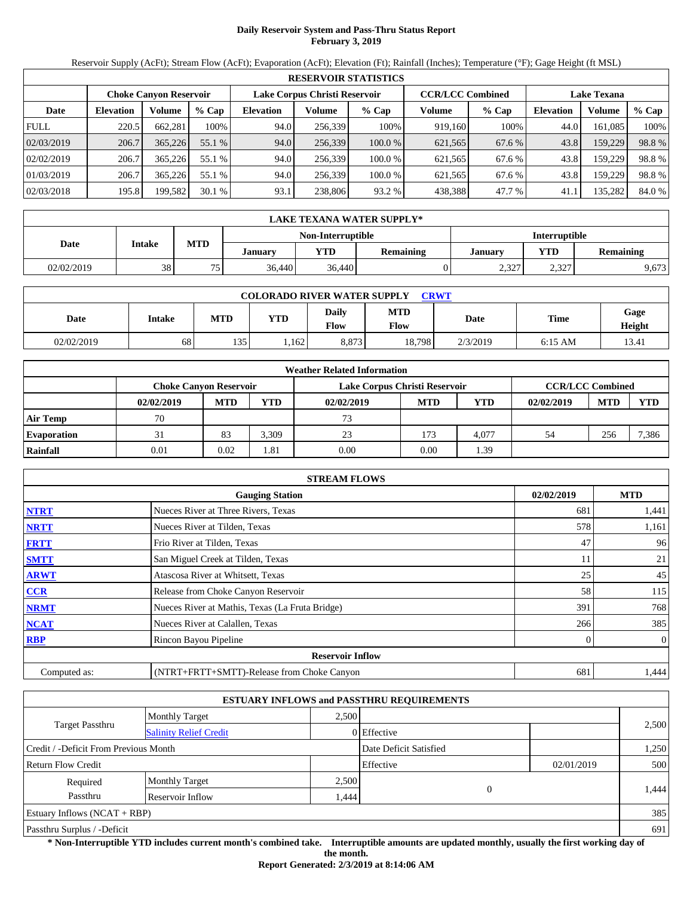# Daily Reservoir System and Pass-Thru Status Report
**February 3, 2019**

Reservoir Supply (AcFt); Stream Flow (AcFt); Evaporation (AcFt); Elevation (Ft); Rainfall (Inches); Temperature (°F); Gage Height (ft MSL)

| RESERVOIR STATISTICS | | | | | | | | | | | |
|---|---|---|---|---|---|---|---|---|---|---|---|
| | Choke Canyon Reservoir | | | Lake Corpus Christi Reservoir | | | CCR/LCC Combined | | Lake Texana | | |
| Date | Elevation | Volume | % Cap | Elevation | Volume | % Cap | Volume | % Cap | Elevation | Volume | % Cap |
| FULL | 220.5 | 662,281 | 100% | 94.0 | 256,339 | 100% | 919,160 | 100% | 44.0 | 161,085 | 100% |
| 02/03/2019 | 206.7 | 365,226 | 55.1 % | 94.0 | 256,339 | 100.0 % | 621,565 | 67.6 % | 43.8 | 159,229 | 98.8 % |
| 02/02/2019 | 206.7 | 365,226 | 55.1 % | 94.0 | 256,339 | 100.0 % | 621,565 | 67.6 % | 43.8 | 159,229 | 98.8 % |
| 01/03/2019 | 206.7 | 365,226 | 55.1 % | 94.0 | 256,339 | 100.0 % | 621,565 | 67.6 % | 43.8 | 159,229 | 98.8 % |
| 02/03/2018 | 195.8 | 199,582 | 30.1 % | 93.1 | 238,806 | 93.2 % | 438,388 | 47.7 % | 41.1 | 135,282 | 84.0 % |

| LAKE TEXANA WATER SUPPLY* | | | | | | | | |
|---|---|---|---|---|---|---|---|---|
| Date | Intake | MTD | Non-Interruptible | | | Interruptible | | |
| | | | January | YTD | Remaining | January | YTD | Remaining |
| 02/02/2019 | 38 | 75 | 36,440 | 36,440 | 0 | 2,327 | 2,327 | 9,673 |

| COLORADO RIVER WATER SUPPLY CRWT | | | | | | | | |
|---|---|---|---|---|---|---|---|---|
| Date | Intake | MTD | YTD | Daily Flow | MTD Flow | Date | Time | Gage Height |
| 02/02/2019 | 68 | 135 | 1,162 | 8,873 | 18,798 | 2/3/2019 | 6:15 AM | 13.41 |

| Weather Related Information | | | | | | | | | |
|---|---|---|---|---|---|---|---|---|---|
| | Choke Canyon Reservoir | | | Lake Corpus Christi Reservoir | | | CCR/LCC Combined | | |
| | 02/02/2019 | MTD | YTD | 02/02/2019 | MTD | YTD | 02/02/2019 | MTD | YTD |
| Air Temp | 70 | | | 73 | | | | | |
| Evaporation | 31 | 83 | 3,309 | 23 | 173 | 4,077 | 54 | 256 | 7,386 |
| Rainfall | 0.01 | 0.02 | 1.81 | 0.00 | 0.00 | 1.39 | | | |

| STREAM FLOWS | | | |
|---|---|---|---|
| | Gauging Station | 02/02/2019 | MTD |
| NTRT | Nueces River at Three Rivers, Texas | 681 | 1,441 |
| NRTT | Nueces River at Tilden, Texas | 578 | 1,161 |
| FRTT | Frio River at Tilden, Texas | 47 | 96 |
| SMTT | San Miguel Creek at Tilden, Texas | 11 | 21 |
| ARWT | Atascosa River at Whitsett, Texas | 25 | 45 |
| CCR | Release from Choke Canyon Reservoir | 58 | 115 |
| NRMT | Nueces River at Mathis, Texas (La Fruta Bridge) | 391 | 768 |
| NCAT | Nueces River at Calallen, Texas | 266 | 385 |
| RBP | Rincon Bayou Pipeline | 0 | 0 |
| | Reservoir Inflow | | |
| Computed as: | (NTRT+FRTT+SMTT)-Release from Choke Canyon | 681 | 1,444 |

| ESTUARY INFLOWS and PASSTHRU REQUIREMENTS | | | | | |
|---|---|---|---|---|---|
| Target Passthru | Monthly Target | 2,500 | | | 2,500 |
| | Salinity Relief Credit | 0 | Effective | | |
| Credit / -Deficit From Previous Month | | | Date Deficit Satisfied | | 1,250 |
| Return Flow Credit | | | Effective | 02/01/2019 | 500 |
| Required Passthru | Monthly Target | 2,500 | 0 | | 1,444 |
| | Reservoir Inflow | 1,444 | | | |
| Estuary Inflows (NCAT + RBP) | | | | | 385 |
| Passthru Surplus / -Deficit | | | | | 691 |

**\* Non-Interruptible YTD includes current month's combined take. Interruptible amounts are updated monthly, usually the first working day of the month.**

**Report Generated: 2/3/2019 at 8:14:06 AM**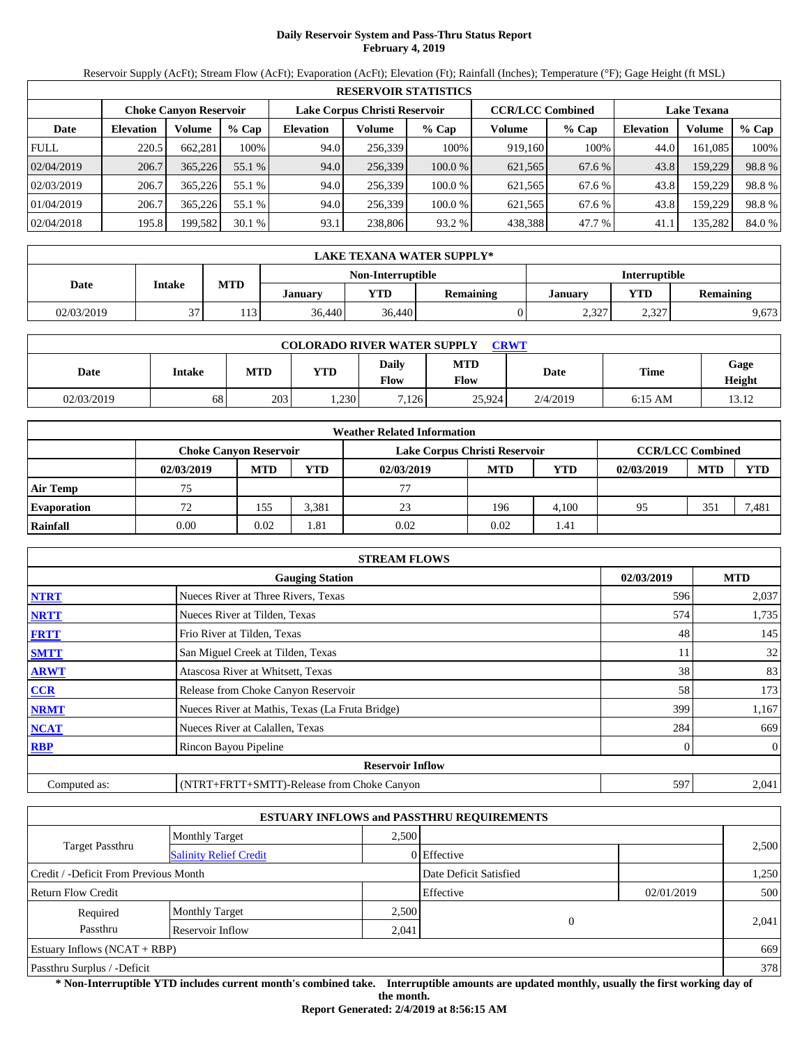# Daily Reservoir System and Pass-Thru Status Report
## February 4, 2019

Reservoir Supply (AcFt); Stream Flow (AcFt); Evaporation (AcFt); Elevation (Ft); Rainfall (Inches); Temperature (°F); Gage Height (ft MSL)

| RESERVOIR STATISTICS | | | | | | | | | | | |
|---|---|---|---|---|---|---|---|---|---|---|---|
| | Choke Canyon Reservoir | | | Lake Corpus Christi Reservoir | | | CCR/LCC Combined | | Lake Texana | | |
| Date | Elevation | Volume | % Cap | Elevation | Volume | % Cap | Volume | % Cap | Elevation | Volume | % Cap |
| FULL | 220.5 | 662,281 | 100% | 94.0 | 256,339 | 100% | 919,160 | 100% | 44.0 | 161,085 | 100% |
| 02/04/2019 | 206.7 | 365,226 | 55.1 % | 94.0 | 256,339 | 100.0 % | 621,565 | 67.6 % | 43.8 | 159,229 | 98.8 % |
| 02/03/2019 | 206.7 | 365,226 | 55.1 % | 94.0 | 256,339 | 100.0 % | 621,565 | 67.6 % | 43.8 | 159,229 | 98.8 % |
| 01/04/2019 | 206.7 | 365,226 | 55.1 % | 94.0 | 256,339 | 100.0 % | 621,565 | 67.6 % | 43.8 | 159,229 | 98.8 % |
| 02/04/2018 | 195.8 | 199,582 | 30.1 % | 93.1 | 238,806 | 93.2 % | 438,388 | 47.7 % | 41.1 | 135,282 | 84.0 % |

| LAKE TEXANA WATER SUPPLY* | | | | | | | | |
|---|---|---|---|---|---|---|---|---|
| Date | Intake | MTD | Non-Interruptible | | | Interruptible | | |
| | | | January | YTD | Remaining | January | YTD | Remaining |
| 02/03/2019 | 37 | 113 | 36,440 | 36,440 | 0 | 2,327 | 2,327 | 9,673 |

| COLORADO RIVER WATER SUPPLY CRWT | | | | | | | | |
|---|---|---|---|---|---|---|---|---|
| Date | Intake | MTD | YTD | Daily Flow | MTD Flow | Date | Time | Gage Height |
| 02/03/2019 | 68 | 203 | 1,230 | 7,126 | 25,924 | 2/4/2019 | 6:15 AM | 13.12 |

| Weather Related Information | | | | | | | | | |
|---|---|---|---|---|---|---|---|---|---|
| | Choke Canyon Reservoir | | | Lake Corpus Christi Reservoir | | | CCR/LCC Combined | | |
| | 02/03/2019 | MTD | YTD | 02/03/2019 | MTD | YTD | 02/03/2019 | MTD | YTD |
| Air Temp | 75 | | | 77 | | | | | |
| Evaporation | 72 | 155 | 3,381 | 23 | 196 | 4,100 | 95 | 351 | 7,481 |
| Rainfall | 0.00 | 0.02 | 1.81 | 0.02 | 0.02 | 1.41 | | | |

| STREAM FLOWS | | | |
|---|---|---|---|
| | Gauging Station | 02/03/2019 | MTD |
| NTRT | Nueces River at Three Rivers, Texas | 596 | 2,037 |
| NRTT | Nueces River at Tilden, Texas | 574 | 1,735 |
| FRTT | Frio River at Tilden, Texas | 48 | 145 |
| SMTT | San Miguel Creek at Tilden, Texas | 11 | 32 |
| ARWT | Atascosa River at Whitsett, Texas | 38 | 83 |
| CCR | Release from Choke Canyon Reservoir | 58 | 173 |
| NRMT | Nueces River at Mathis, Texas (La Fruta Bridge) | 399 | 1,167 |
| NCAT | Nueces River at Calallen, Texas | 284 | 669 |
| RBP | Rincon Bayou Pipeline | 0 | 0 |
| Reservoir Inflow | | | |
| Computed as: | (NTRT+FRTT+SMTT)-Release from Choke Canyon | 597 | 2,041 |

| ESTUARY INFLOWS and PASSTHRU REQUIREMENTS | | | | | |
|---|---|---|---|---|---|
| Target Passthru | Monthly Target | 2,500 | | | 2,500 |
| | Salinity Relief Credit | 0 | Effective | | |
| Credit / -Deficit From Previous Month | | | Date Deficit Satisfied | | 1,250 |
| Return Flow Credit | | | Effective | 02/01/2019 | 500 |
| Required Passthru | Monthly Target | 2,500 | 0 | | 2,041 |
| | Reservoir Inflow | 2,041 | | | |
| Estuary Inflows (NCAT + RBP) | | | | | 669 |
| Passthru Surplus / -Deficit | | | | | 378 |

**\* Non-Interruptible YTD includes current month's combined take. Interruptible amounts are updated monthly, usually the first working day of the month.**

**Report Generated: 2/4/2019 at 8:56:15 AM**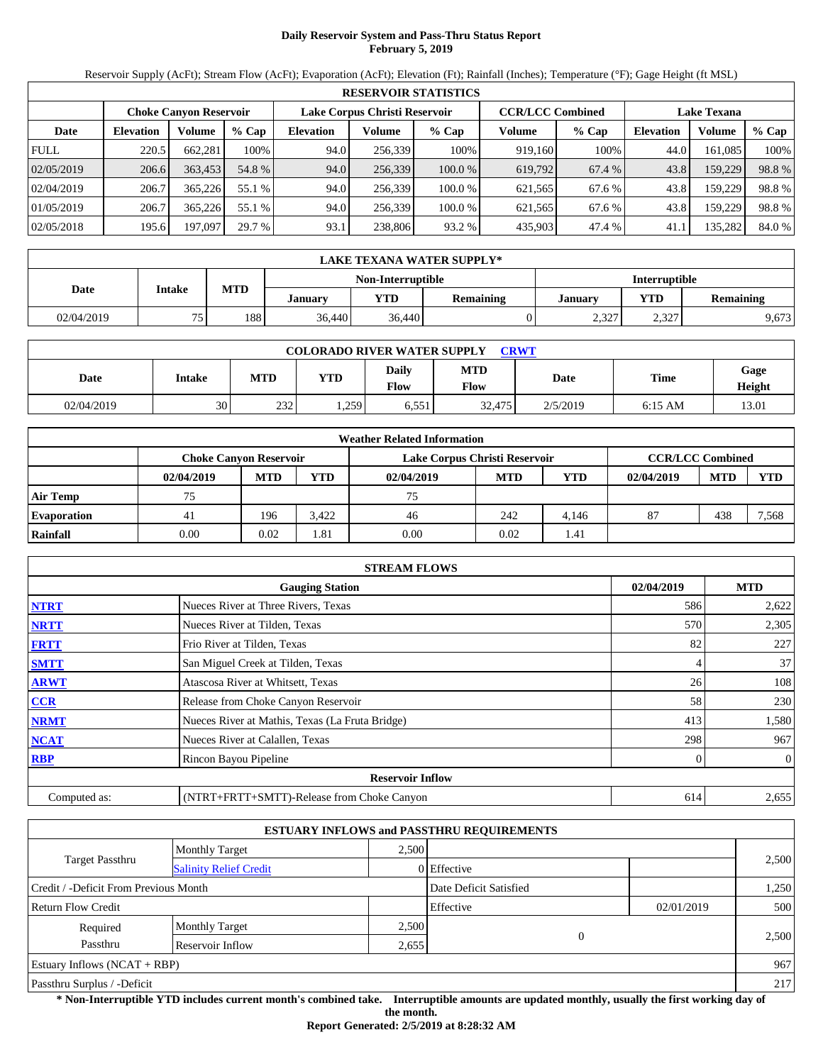# Daily Reservoir System and Pass-Thru Status Report
**February 5, 2019**

Reservoir Supply (AcFt); Stream Flow (AcFt); Evaporation (AcFt); Elevation (Ft); Rainfall (Inches); Temperature (°F); Gage Height (ft MSL)

| RESERVOIR STATISTICS | | | | | | | | | | | |
|---|---|---|---|---|---|---|---|---|---|---|---|
| | Choke Canyon Reservoir | | | Lake Corpus Christi Reservoir | | | CCR/LCC Combined | | Lake Texana | | |
| Date | Elevation | Volume | % Cap | Elevation | Volume | % Cap | Volume | % Cap | Elevation | Volume | % Cap |
| FULL | 220.5 | 662,281 | 100% | 94.0 | 256,339 | 100% | 919,160 | 100% | 44.0 | 161,085 | 100% |
| 02/05/2019 | 206.6 | 363,453 | 54.8 % | 94.0 | 256,339 | 100.0 % | 619,792 | 67.4 % | 43.8 | 159,229 | 98.8 % |
| 02/04/2019 | 206.7 | 365,226 | 55.1 % | 94.0 | 256,339 | 100.0 % | 621,565 | 67.6 % | 43.8 | 159,229 | 98.8 % |
| 01/05/2019 | 206.7 | 365,226 | 55.1 % | 94.0 | 256,339 | 100.0 % | 621,565 | 67.6 % | 43.8 | 159,229 | 98.8 % |
| 02/05/2018 | 195.6 | 197,097 | 29.7 % | 93.1 | 238,806 | 93.2 % | 435,903 | 47.4 % | 41.1 | 135,282 | 84.0 % |

| LAKE TEXANA WATER SUPPLY* | | | | | | | | |
|---|---|---|---|---|---|---|---|---|
| Date | Intake | MTD | Non-Interruptible | | | Interruptible | | |
| | | | January | YTD | Remaining | January | YTD | Remaining |
| 02/04/2019 | 75 | 188 | 36,440 | 36,440 | 0 | 2,327 | 2,327 | 9,673 |

| COLORADO RIVER WATER SUPPLY CRWT | | | | | | | | |
|---|---|---|---|---|---|---|---|---|
| Date | Intake | MTD | YTD | Daily Flow | MTD Flow | Date | Time | Gage Height |
| 02/04/2019 | 30 | 232 | 1,259 | 6,551 | 32,475 | 2/5/2019 | 6:15 AM | 13.01 |

| Weather Related Information | | | | | | | | | |
|---|---|---|---|---|---|---|---|---|---|
| | Choke Canyon Reservoir | | | Lake Corpus Christi Reservoir | | | CCR/LCC Combined | | |
| | 02/04/2019 | MTD | YTD | 02/04/2019 | MTD | YTD | 02/04/2019 | MTD | YTD |
| Air Temp | 75 | | | 75 | | | | | |
| Evaporation | 41 | 196 | 3,422 | 46 | 242 | 4,146 | 87 | 438 | 7,568 |
| Rainfall | 0.00 | 0.02 | 1.81 | 0.00 | 0.02 | 1.41 | | | |

| STREAM FLOWS | | | |
|---|---|---|---|
| | Gauging Station | 02/04/2019 | MTD |
| NTRT | Nueces River at Three Rivers, Texas | 586 | 2,622 |
| NRTT | Nueces River at Tilden, Texas | 570 | 2,305 |
| FRTT | Frio River at Tilden, Texas | 82 | 227 |
| SMTT | San Miguel Creek at Tilden, Texas | 4 | 37 |
| ARWT | Atascosa River at Whitsett, Texas | 26 | 108 |
| CCR | Release from Choke Canyon Reservoir | 58 | 230 |
| NRMT | Nueces River at Mathis, Texas (La Fruta Bridge) | 413 | 1,580 |
| NCAT | Nueces River at Calallen, Texas | 298 | 967 |
| RBP | Rincon Bayou Pipeline | 0 | 0 |
| **Reservoir Inflow** | | | |
| Computed as: | (NTRT+FRTT+SMTT)-Release from Choke Canyon | 614 | 2,655 |

| ESTUARY INFLOWS and PASSTHRU REQUIREMENTS | | | | | |
|---|---|---|---|---|---|
| Target Passthru | Monthly Target | 2,500 | | | 2,500 |
| | Salinity Relief Credit | 0 | Effective | | |
| Credit / -Deficit From Previous Month | | | Date Deficit Satisfied | | 1,250 |
| Return Flow Credit | | | Effective | 02/01/2019 | 500 |
| Required Passthru | Monthly Target | 2,500 | 0 | | 2,500 |
| | Reservoir Inflow | 2,655 | | | |
| Estuary Inflows (NCAT + RBP) | | | | | 967 |
| Passthru Surplus / -Deficit | | | | | 217 |

**\* Non-Interruptible YTD includes current month's combined take. Interruptible amounts are updated monthly, usually the first working day of the month.**

**Report Generated: 2/5/2019 at 8:28:32 AM**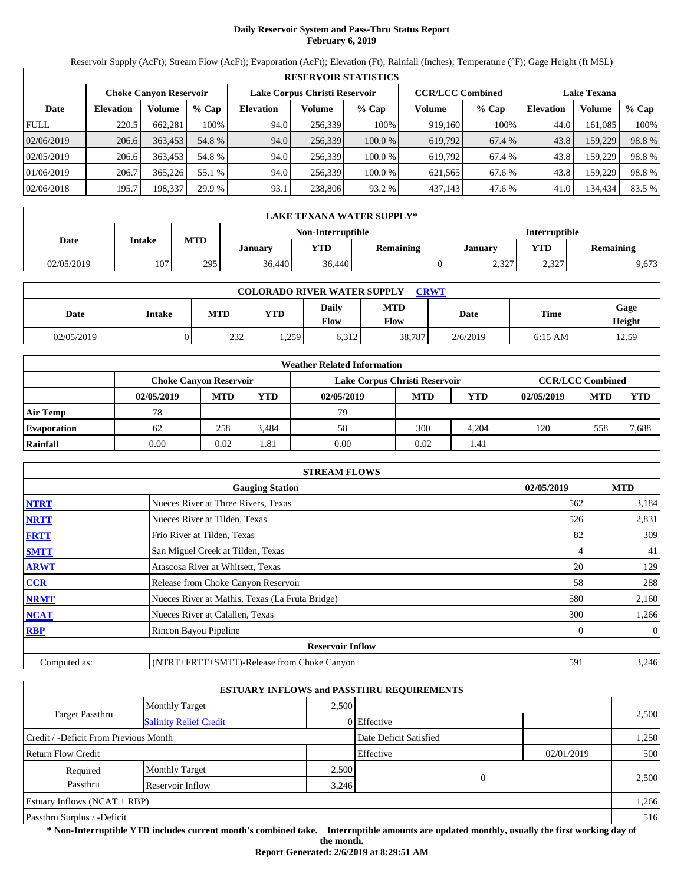# Daily Reservoir System and Pass-Thru Status Report
**February 6, 2019**

Reservoir Supply (AcFt); Stream Flow (AcFt); Evaporation (AcFt); Elevation (Ft); Rainfall (Inches); Temperature (°F); Gage Height (ft MSL)

| RESERVOIR STATISTICS | | | | | | | | | | | |
|---|---|---|---|---|---|---|---|---|---|---|---|
| | Choke Canyon Reservoir | | | Lake Corpus Christi Reservoir | | | CCR/LCC Combined | | Lake Texana | | |
| Date | Elevation | Volume | % Cap | Elevation | Volume | % Cap | Volume | % Cap | Elevation | Volume | % Cap |
| FULL | 220.5 | 662,281 | 100% | 94.0 | 256,339 | 100% | 919,160 | 100% | 44.0 | 161,085 | 100% |
| 02/06/2019 | 206.6 | 363,453 | 54.8 % | 94.0 | 256,339 | 100.0 % | 619,792 | 67.4 % | 43.8 | 159,229 | 98.8 % |
| 02/05/2019 | 206.6 | 363,453 | 54.8 % | 94.0 | 256,339 | 100.0 % | 619,792 | 67.4 % | 43.8 | 159,229 | 98.8 % |
| 01/06/2019 | 206.7 | 365,226 | 55.1 % | 94.0 | 256,339 | 100.0 % | 621,565 | 67.6 % | 43.8 | 159,229 | 98.8 % |
| 02/06/2018 | 195.7 | 198,337 | 29.9 % | 93.1 | 238,806 | 93.2 % | 437,143 | 47.6 % | 41.0 | 134,434 | 83.5 % |

| LAKE TEXANA WATER SUPPLY* | | | | | | | | |
|---|---|---|---|---|---|---|---|---|
| Date | Intake | MTD | Non-Interruptible | | | Interruptible | | |
| | | | January | YTD | Remaining | January | YTD | Remaining |
| 02/05/2019 | 107 | 295 | 36,440 | 36,440 | 0 | 2,327 | 2,327 | 9,673 |

| COLORADO RIVER WATER SUPPLY CRWT | | | | | | | | |
|---|---|---|---|---|---|---|---|---|
| Date | Intake | MTD | YTD | Daily Flow | MTD Flow | Date | Time | Gage Height |
| 02/05/2019 | 0 | 232 | 1,259 | 6,312 | 38,787 | 2/6/2019 | 6:15 AM | 12.59 |

| Weather Related Information | | | | | | | | | |
|---|---|---|---|---|---|---|---|---|---|
| | Choke Canyon Reservoir | | | Lake Corpus Christi Reservoir | | | CCR/LCC Combined | | |
| | 02/05/2019 | MTD | YTD | 02/05/2019 | MTD | YTD | 02/05/2019 | MTD | YTD |
| Air Temp | 78 | | | 79 | | | | | |
| Evaporation | 62 | 258 | 3,484 | 58 | 300 | 4,204 | 120 | 558 | 7,688 |
| Rainfall | 0.00 | 0.02 | 1.81 | 0.00 | 0.02 | 1.41 | | | |

| STREAM FLOWS | | | |
|---|---|---|---|
| | Gauging Station | 02/05/2019 | MTD |
| NTRT | Nueces River at Three Rivers, Texas | 562 | 3,184 |
| NRTT | Nueces River at Tilden, Texas | 526 | 2,831 |
| FRTT | Frio River at Tilden, Texas | 82 | 309 |
| SMTT | San Miguel Creek at Tilden, Texas | 4 | 41 |
| ARWT | Atascosa River at Whitsett, Texas | 20 | 129 |
| CCR | Release from Choke Canyon Reservoir | 58 | 288 |
| NRMT | Nueces River at Mathis, Texas (La Fruta Bridge) | 580 | 2,160 |
| NCAT | Nueces River at Calallen, Texas | 300 | 1,266 |
| RBP | Rincon Bayou Pipeline | 0 | 0 |
| **Reservoir Inflow** | | | |
| Computed as: | (NTRT+FRTT+SMTT)-Release from Choke Canyon | 591 | 3,246 |

| ESTUARY INFLOWS and PASSTHRU REQUIREMENTS | | | | | |
|---|---|---|---|---|---|
| Target Passthru | Monthly Target | 2,500 | | | 2,500 |
| | Salinity Relief Credit | 0 | Effective | | |
| Credit / -Deficit From Previous Month | | | Date Deficit Satisfied | | 1,250 |
| Return Flow Credit | | | Effective | 02/01/2019 | 500 |
| Required Passthru | Monthly Target | 2,500 | 0 | | 2,500 |
| | Reservoir Inflow | 3,246 | | | |
| Estuary Inflows (NCAT + RBP) | | | | | 1,266 |
| Passthru Surplus / -Deficit | | | | | 516 |

**\* Non-Interruptible YTD includes current month's combined take. Interruptible amounts are updated monthly, usually the first working day of the month.**

**Report Generated: 2/6/2019 at 8:29:51 AM**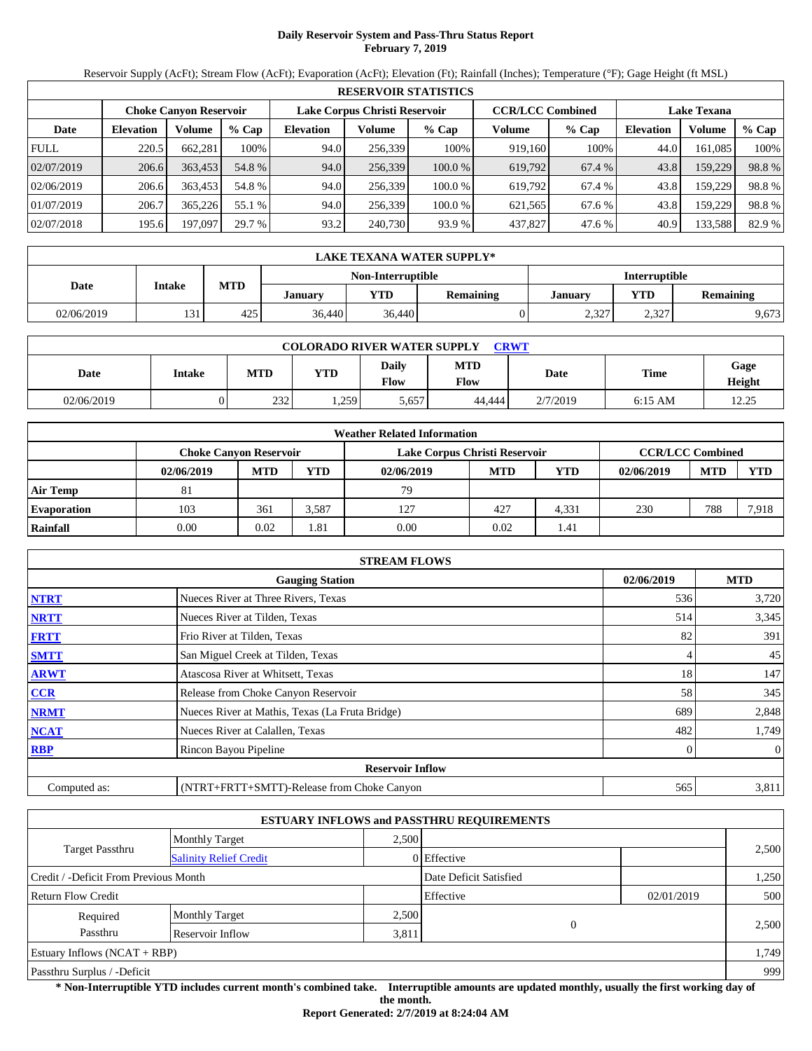# Daily Reservoir System and Pass-Thru Status Report
**February 7, 2019**

Reservoir Supply (AcFt); Stream Flow (AcFt); Evaporation (AcFt); Elevation (Ft); Rainfall (Inches); Temperature (°F); Gage Height (ft MSL)

| RESERVOIR STATISTICS | | | | | | | | | | | |
|---|---|---|---|---|---|---|---|---|---|---|---|
| | Choke Canyon Reservoir | | | Lake Corpus Christi Reservoir | | | CCR/LCC Combined | | Lake Texana | | |
| Date | Elevation | Volume | % Cap | Elevation | Volume | % Cap | Volume | % Cap | Elevation | Volume | % Cap |
| FULL | 220.5 | 662,281 | 100% | 94.0 | 256,339 | 100% | 919,160 | 100% | 44.0 | 161,085 | 100% |
| 02/07/2019 | 206.6 | 363,453 | 54.8 % | 94.0 | 256,339 | 100.0 % | 619,792 | 67.4 % | 43.8 | 159,229 | 98.8 % |
| 02/06/2019 | 206.6 | 363,453 | 54.8 % | 94.0 | 256,339 | 100.0 % | 619,792 | 67.4 % | 43.8 | 159,229 | 98.8 % |
| 01/07/2019 | 206.7 | 365,226 | 55.1 % | 94.0 | 256,339 | 100.0 % | 621,565 | 67.6 % | 43.8 | 159,229 | 98.8 % |
| 02/07/2018 | 195.6 | 197,097 | 29.7 % | 93.2 | 240,730 | 93.9 % | 437,827 | 47.6 % | 40.9 | 133,588 | 82.9 % |

| LAKE TEXANA WATER SUPPLY* | | | | | | | | |
|---|---|---|---|---|---|---|---|---|
| Date | Intake | MTD | Non-Interruptible | | | Interruptible | | |
| | | | January | YTD | Remaining | January | YTD | Remaining |
| 02/06/2019 | 131 | 425 | 36,440 | 36,440 | 0 | 2,327 | 2,327 | 9,673 |

| COLORADO RIVER WATER SUPPLY CRWT | | | | | | | | |
|---|---|---|---|---|---|---|---|---|
| Date | Intake | MTD | YTD | Daily Flow | MTD Flow | Date | Time | Gage Height |
| 02/06/2019 | 0 | 232 | 1,259 | 5,657 | 44,444 | 2/7/2019 | 6:15 AM | 12.25 |

| Weather Related Information | | | | | | | | | |
|---|---|---|---|---|---|---|---|---|---|
| | Choke Canyon Reservoir | | | Lake Corpus Christi Reservoir | | | CCR/LCC Combined | | |
| | 02/06/2019 | MTD | YTD | 02/06/2019 | MTD | YTD | 02/06/2019 | MTD | YTD |
| Air Temp | 81 | | | 79 | | | | | |
| Evaporation | 103 | 361 | 3,587 | 127 | 427 | 4,331 | 230 | 788 | 7,918 |
| Rainfall | 0.00 | 0.02 | 1.81 | 0.00 | 0.02 | 1.41 | | | |

| STREAM FLOWS | | | |
|---|---|---|---|
| | Gauging Station | 02/06/2019 | MTD |
| NTRT | Nueces River at Three Rivers, Texas | 536 | 3,720 |
| NRTT | Nueces River at Tilden, Texas | 514 | 3,345 |
| FRTT | Frio River at Tilden, Texas | 82 | 391 |
| SMTT | San Miguel Creek at Tilden, Texas | 4 | 45 |
| ARWT | Atascosa River at Whitsett, Texas | 18 | 147 |
| CCR | Release from Choke Canyon Reservoir | 58 | 345 |
| NRMT | Nueces River at Mathis, Texas (La Fruta Bridge) | 689 | 2,848 |
| NCAT | Nueces River at Calallen, Texas | 482 | 1,749 |
| RBP | Rincon Bayou Pipeline | 0 | 0 |
| | **Reservoir Inflow** | | |
| Computed as: | (NTRT+FRTT+SMTT)-Release from Choke Canyon | 565 | 3,811 |

| ESTUARY INFLOWS and PASSTHRU REQUIREMENTS | | | | | |
|---|---|---|---|---|---|
| Target Passthru | Monthly Target | 2,500 | | | 2,500 |
| | Salinity Relief Credit | 0 | Effective | | |
| Credit / -Deficit From Previous Month | | | Date Deficit Satisfied | | 1,250 |
| Return Flow Credit | | | Effective | 02/01/2019 | 500 |
| Required Passthru | Monthly Target | 2,500 | 0 | | 2,500 |
| | Reservoir Inflow | 3,811 | | | |
| Estuary Inflows (NCAT + RBP) | | | | | 1,749 |
| Passthru Surplus / -Deficit | | | | | 999 |

**\* Non-Interruptible YTD includes current month's combined take. Interruptible amounts are updated monthly, usually the first working day of the month.**

**Report Generated: 2/7/2019 at 8:24:04 AM**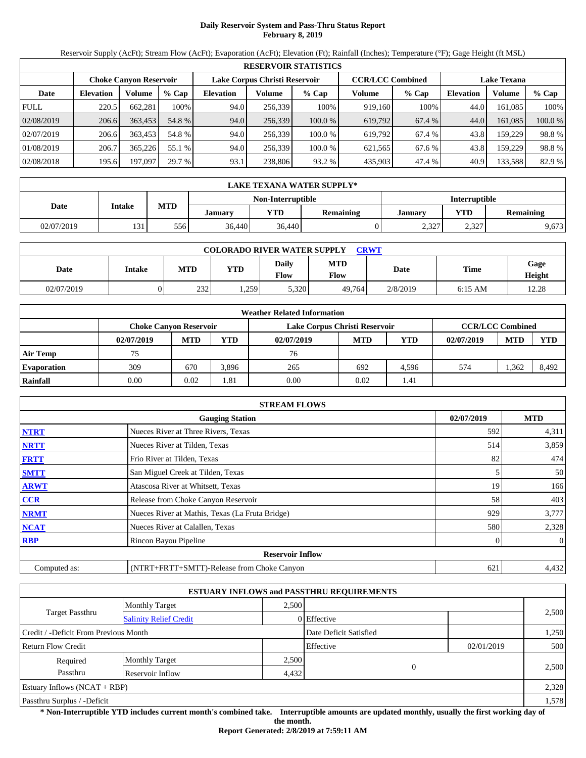# Daily Reservoir System and Pass-Thru Status Report
**February 8, 2019**

Reservoir Supply (AcFt); Stream Flow (AcFt); Evaporation (AcFt); Elevation (Ft); Rainfall (Inches); Temperature (°F); Gage Height (ft MSL)

| RESERVOIR STATISTICS | | | | | | | | | | | |
|---|---|---|---|---|---|---|---|---|---|---|---|
| | Choke Canyon Reservoir | | | Lake Corpus Christi Reservoir | | | CCR/LCC Combined | | Lake Texana | | |
| Date | Elevation | Volume | % Cap | Elevation | Volume | % Cap | Volume | % Cap | Elevation | Volume | % Cap |
| FULL | 220.5 | 662,281 | 100% | 94.0 | 256,339 | 100% | 919,160 | 100% | 44.0 | 161,085 | 100% |
| 02/08/2019 | 206.6 | 363,453 | 54.8 % | 94.0 | 256,339 | 100.0 % | 619,792 | 67.4 % | 44.0 | 161,085 | 100.0 % |
| 02/07/2019 | 206.6 | 363,453 | 54.8 % | 94.0 | 256,339 | 100.0 % | 619,792 | 67.4 % | 43.8 | 159,229 | 98.8 % |
| 01/08/2019 | 206.7 | 365,226 | 55.1 % | 94.0 | 256,339 | 100.0 % | 621,565 | 67.6 % | 43.8 | 159,229 | 98.8 % |
| 02/08/2018 | 195.6 | 197,097 | 29.7 % | 93.1 | 238,806 | 93.2 % | 435,903 | 47.4 % | 40.9 | 133,588 | 82.9 % |

| LAKE TEXANA WATER SUPPLY* | | | | | | | | |
|---|---|---|---|---|---|---|---|---|
| Date | Intake | MTD | Non-Interruptible | | | Interruptible | | |
| | | | January | YTD | Remaining | January | YTD | Remaining |
| 02/07/2019 | 131 | 556 | 36,440 | 36,440 | 0 | 2,327 | 2,327 | 9,673 |

| COLORADO RIVER WATER SUPPLY CRWT | | | | | | | | |
|---|---|---|---|---|---|---|---|---|
| Date | Intake | MTD | YTD | Daily Flow | MTD Flow | Date | Time | Gage Height |
| 02/07/2019 | 0 | 232 | 1,259 | 5,320 | 49,764 | 2/8/2019 | 6:15 AM | 12.28 |

| Weather Related Information | | | | | | | | | |
|---|---|---|---|---|---|---|---|---|---|
| | Choke Canyon Reservoir | | | Lake Corpus Christi Reservoir | | | CCR/LCC Combined | | |
| | 02/07/2019 | MTD | YTD | 02/07/2019 | MTD | YTD | 02/07/2019 | MTD | YTD |
| Air Temp | 75 | | | 76 | | | | | |
| Evaporation | 309 | 670 | 3,896 | 265 | 692 | 4,596 | 574 | 1,362 | 8,492 |
| Rainfall | 0.00 | 0.02 | 1.81 | 0.00 | 0.02 | 1.41 | | | |

| STREAM FLOWS | | | |
|---|---|---|---|
| | Gauging Station | 02/07/2019 | MTD |
| NTRT | Nueces River at Three Rivers, Texas | 592 | 4,311 |
| NRTT | Nueces River at Tilden, Texas | 514 | 3,859 |
| FRTT | Frio River at Tilden, Texas | 82 | 474 |
| SMTT | San Miguel Creek at Tilden, Texas | 5 | 50 |
| ARWT | Atascosa River at Whitsett, Texas | 19 | 166 |
| CCR | Release from Choke Canyon Reservoir | 58 | 403 |
| NRMT | Nueces River at Mathis, Texas (La Fruta Bridge) | 929 | 3,777 |
| NCAT | Nueces River at Calallen, Texas | 580 | 2,328 |
| RBP | Rincon Bayou Pipeline | 0 | 0 |
| **Reservoir Inflow** | | | |
| Computed as: | (NTRT+FRTT+SMTT)-Release from Choke Canyon | 621 | 4,432 |

| ESTUARY INFLOWS and PASSTHRU REQUIREMENTS | | | | | |
|---|---|---|---|---|---|
| Target Passthru | Monthly Target | 2,500 | | | 2,500 |
| | Salinity Relief Credit | 0 | Effective | | |
| Credit / -Deficit From Previous Month | | | Date Deficit Satisfied | | 1,250 |
| Return Flow Credit | | | Effective | 02/01/2019 | 500 |
| Required Passthru | Monthly Target | 2,500 | 0 | | 2,500 |
| | Reservoir Inflow | 4,432 | | | |
| Estuary Inflows (NCAT + RBP) | | | | | 2,328 |
| Passthru Surplus / -Deficit | | | | | 1,578 |

**\* Non-Interruptible YTD includes current month's combined take. Interruptible amounts are updated monthly, usually the first working day of the month.**

**Report Generated: 2/8/2019 at 7:59:11 AM**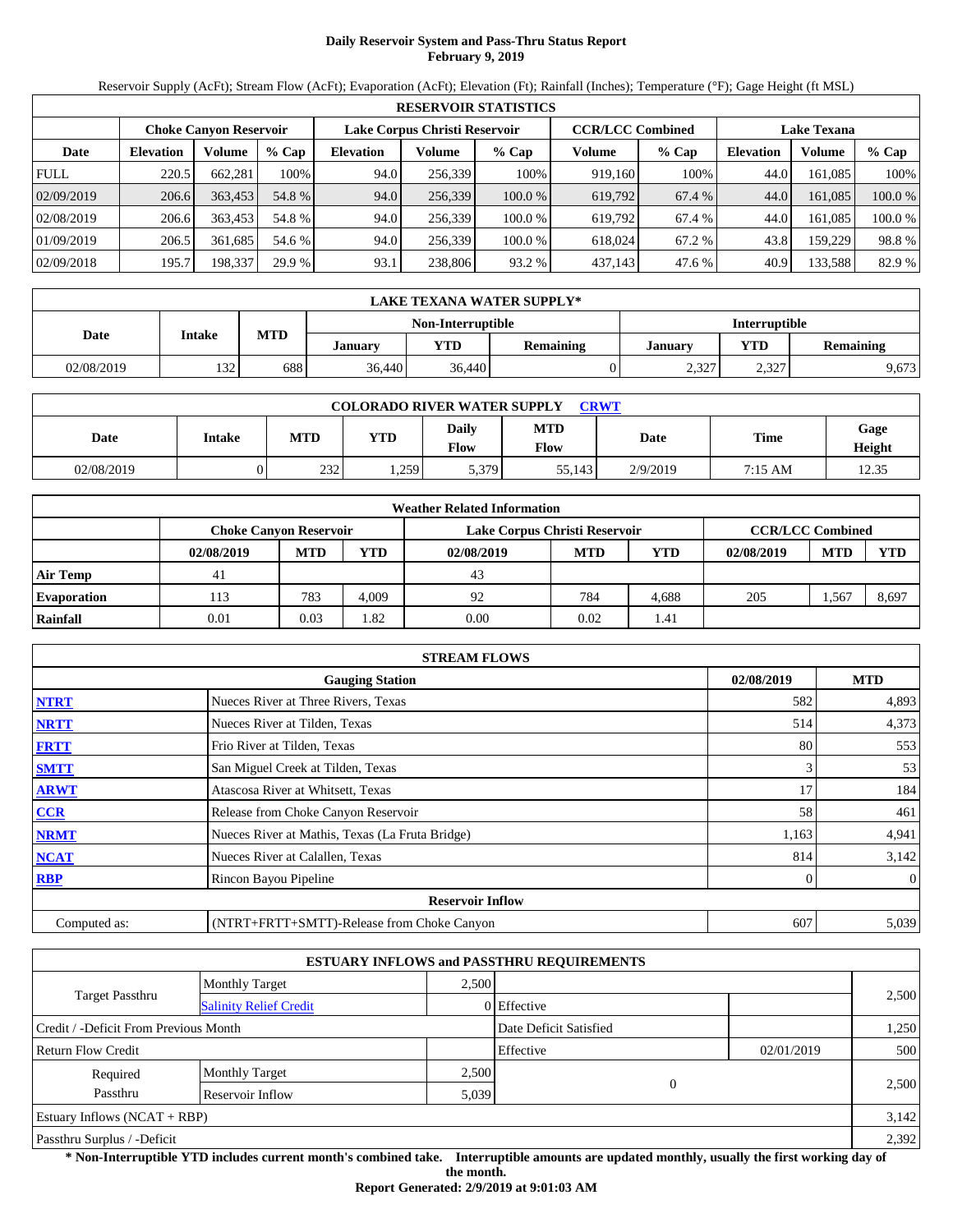# Daily Reservoir System and Pass-Thru Status Report
**February 9, 2019**

Reservoir Supply (AcFt); Stream Flow (AcFt); Evaporation (AcFt); Elevation (Ft); Rainfall (Inches); Temperature (°F); Gage Height (ft MSL)

| RESERVOIR STATISTICS | | | | | | | | | | | |
|---|---|---|---|---|---|---|---|---|---|---|---|
| | Choke Canyon Reservoir | | | Lake Corpus Christi Reservoir | | | CCR/LCC Combined | | Lake Texana | | |
| Date | Elevation | Volume | % Cap | Elevation | Volume | % Cap | Volume | % Cap | Elevation | Volume | % Cap |
| FULL | 220.5 | 662,281 | 100% | 94.0 | 256,339 | 100% | 919,160 | 100% | 44.0 | 161,085 | 100% |
| 02/09/2019 | 206.6 | 363,453 | 54.8 % | 94.0 | 256,339 | 100.0 % | 619,792 | 67.4 % | 44.0 | 161,085 | 100.0 % |
| 02/08/2019 | 206.6 | 363,453 | 54.8 % | 94.0 | 256,339 | 100.0 % | 619,792 | 67.4 % | 44.0 | 161,085 | 100.0 % |
| 01/09/2019 | 206.5 | 361,685 | 54.6 % | 94.0 | 256,339 | 100.0 % | 618,024 | 67.2 % | 43.8 | 159,229 | 98.8 % |
| 02/09/2018 | 195.7 | 198,337 | 29.9 % | 93.1 | 238,806 | 93.2 % | 437,143 | 47.6 % | 40.9 | 133,588 | 82.9 % |

| LAKE TEXANA WATER SUPPLY* | | | | | | | | |
|---|---|---|---|---|---|---|---|---|
| Date | Intake | MTD | Non-Interruptible | | | Interruptible | | |
| | | | January | YTD | Remaining | January | YTD | Remaining |
| 02/08/2019 | 132 | 688 | 36,440 | 36,440 | 0 | 2,327 | 2,327 | 9,673 |

| COLORADO RIVER WATER SUPPLY CRWT | | | | | | | | |
|---|---|---|---|---|---|---|---|---|
| Date | Intake | MTD | YTD | Daily Flow | MTD Flow | Date | Time | Gage Height |
| 02/08/2019 | 0 | 232 | 1,259 | 5,379 | 55,143 | 2/9/2019 | 7:15 AM | 12.35 |

| Weather Related Information | | | | | | | | | |
|---|---|---|---|---|---|---|---|---|---|
| | Choke Canyon Reservoir | | | Lake Corpus Christi Reservoir | | | CCR/LCC Combined | | |
| | 02/08/2019 | MTD | YTD | 02/08/2019 | MTD | YTD | 02/08/2019 | MTD | YTD |
| Air Temp | 41 | | | 43 | | | | | |
| Evaporation | 113 | 783 | 4,009 | 92 | 784 | 4,688 | 205 | 1,567 | 8,697 |
| Rainfall | 0.01 | 0.03 | 1.82 | 0.00 | 0.02 | 1.41 | | | |

| STREAM FLOWS | | | |
|---|---|---|---|
| | Gauging Station | 02/08/2019 | MTD |
| NTRT | Nueces River at Three Rivers, Texas | 582 | 4,893 |
| NRTT | Nueces River at Tilden, Texas | 514 | 4,373 |
| FRTT | Frio River at Tilden, Texas | 80 | 553 |
| SMTT | San Miguel Creek at Tilden, Texas | 3 | 53 |
| ARWT | Atascosa River at Whitsett, Texas | 17 | 184 |
| CCR | Release from Choke Canyon Reservoir | 58 | 461 |
| NRMT | Nueces River at Mathis, Texas (La Fruta Bridge) | 1,163 | 4,941 |
| NCAT | Nueces River at Calallen, Texas | 814 | 3,142 |
| RBP | Rincon Bayou Pipeline | 0 | 0 |
| | Reservoir Inflow | | |
| Computed as: | (NTRT+FRTT+SMTT)-Release from Choke Canyon | 607 | 5,039 |

| ESTUARY INFLOWS and PASSTHRU REQUIREMENTS | | | | | |
|---|---|---|---|---|---|
| Target Passthru | Monthly Target | 2,500 | | | 2,500 |
| | Salinity Relief Credit | 0 | Effective | | |
| Credit / -Deficit From Previous Month | | | Date Deficit Satisfied | | 1,250 |
| Return Flow Credit | | | Effective | 02/01/2019 | 500 |
| Required Passthru | Monthly Target | 2,500 | 0 | | 2,500 |
| | Reservoir Inflow | 5,039 | | | |
| Estuary Inflows (NCAT + RBP) | | | | | 3,142 |
| Passthru Surplus / -Deficit | | | | | 2,392 |

**\* Non-Interruptible YTD includes current month's combined take. Interruptible amounts are updated monthly, usually the first working day of the month.**

**Report Generated: 2/9/2019 at 9:01:03 AM**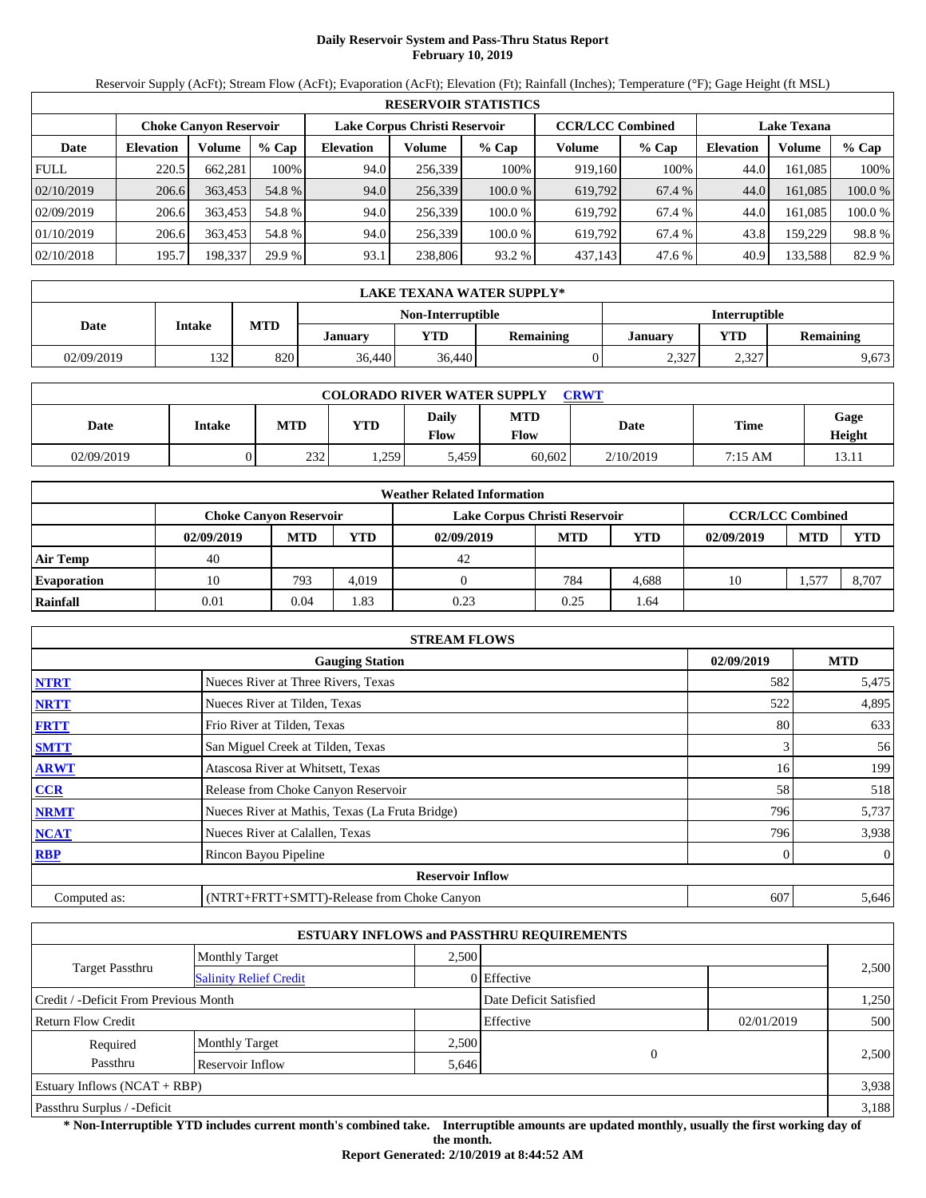# Daily Reservoir System and Pass-Thru Status Report
## February 10, 2019

Reservoir Supply (AcFt); Stream Flow (AcFt); Evaporation (AcFt); Elevation (Ft); Rainfall (Inches); Temperature (°F); Gage Height (ft MSL)

**RESERVOIR STATISTICS**

| Date | Choke Canyon Reservoir | | | Lake Corpus Christi Reservoir | | | CCR/LCC Combined | | Lake Texana | | |
|---|---|---|---|---|---|---|---|---|---|---|---|
| | Elevation | Volume | % Cap | Elevation | Volume | % Cap | Volume | % Cap | Elevation | Volume | % Cap |
| FULL | 220.5 | 662,281 | 100% | 94.0 | 256,339 | 100% | 919,160 | 100% | 44.0 | 161,085 | 100% |
| 02/10/2019 | 206.6 | 363,453 | 54.8 % | 94.0 | 256,339 | 100.0 % | 619,792 | 67.4 % | 44.0 | 161,085 | 100.0 % |
| 02/09/2019 | 206.6 | 363,453 | 54.8 % | 94.0 | 256,339 | 100.0 % | 619,792 | 67.4 % | 44.0 | 161,085 | 100.0 % |
| 01/10/2019 | 206.6 | 363,453 | 54.8 % | 94.0 | 256,339 | 100.0 % | 619,792 | 67.4 % | 43.8 | 159,229 | 98.8 % |
| 02/10/2018 | 195.7 | 198,337 | 29.9 % | 93.1 | 238,806 | 93.2 % | 437,143 | 47.6 % | 40.9 | 133,588 | 82.9 % |

**LAKE TEXANA WATER SUPPLY***

| Date | Intake | MTD | Non-Interruptible | | | Interruptible | | |
|---|---|---|---|---|---|---|---|---|
| | | | January | YTD | Remaining | January | YTD | Remaining |
| 02/09/2019 | 132 | 820 | 36,440 | 36,440 | 0 | 2,327 | 2,327 | 9,673 |

**COLORADO RIVER WATER SUPPLY CRWT**

| Date | Intake | MTD | YTD | Daily Flow | MTD Flow | Date | Time | Gage Height |
|---|---|---|---|---|---|---|---|---|
| 02/09/2019 | 0 | 232 | 1,259 | 5,459 | 60,602 | 2/10/2019 | 7:15 AM | 13.11 |

**Weather Related Information**

| | Choke Canyon Reservoir | | | Lake Corpus Christi Reservoir | | | CCR/LCC Combined | | |
|---|---|---|---|---|---|---|---|---|---|
| | 02/09/2019 | MTD | YTD | 02/09/2019 | MTD | YTD | 02/09/2019 | MTD | YTD |
| Air Temp | 40 | | | 42 | | | | | |
| Evaporation | 10 | 793 | 4,019 | 0 | 784 | 4,688 | 10 | 1,577 | 8,707 |
| Rainfall | 0.01 | 0.04 | 1.83 | 0.23 | 0.25 | 1.64 | | | |

**STREAM FLOWS**

| | Gauging Station | 02/09/2019 | MTD |
|---|---|---|---|
| NTRT | Nueces River at Three Rivers, Texas | 582 | 5,475 |
| NRTT | Nueces River at Tilden, Texas | 522 | 4,895 |
| FRTT | Frio River at Tilden, Texas | 80 | 633 |
| SMTT | San Miguel Creek at Tilden, Texas | 3 | 56 |
| ARWT | Atascosa River at Whitsett, Texas | 16 | 199 |
| CCR | Release from Choke Canyon Reservoir | 58 | 518 |
| NRMT | Nueces River at Mathis, Texas (La Fruta Bridge) | 796 | 5,737 |
| NCAT | Nueces River at Calallen, Texas | 796 | 3,938 |
| RBP | Rincon Bayou Pipeline | 0 | 0 |
| | **Reservoir Inflow** | | |
| Computed as: | (NTRT+FRTT+SMTT)-Release from Choke Canyon | 607 | 5,646 |

**ESTUARY INFLOWS and PASSTHRU REQUIREMENTS**

| | | | | | |
|---|---|---|---|---|---|
| Target Passthru | Monthly Target | 2,500 | | | 2,500 |
| | Salinity Relief Credit | 0 | Effective | | |
| Credit / -Deficit From Previous Month | | | Date Deficit Satisfied | | 1,250 |
| Return Flow Credit | | | Effective | 02/01/2019 | 500 |
| Required Passthru | Monthly Target | 2,500 | 0 | | 2,500 |
| | Reservoir Inflow | 5,646 | | | |
| Estuary Inflows (NCAT + RBP) | | | | | 3,938 |
| Passthru Surplus / -Deficit | | | | | 3,188 |

**\* Non-Interruptible YTD includes current month's combined take. Interruptible amounts are updated monthly, usually the first working day of the month.**

**Report Generated: 2/10/2019 at 8:44:52 AM**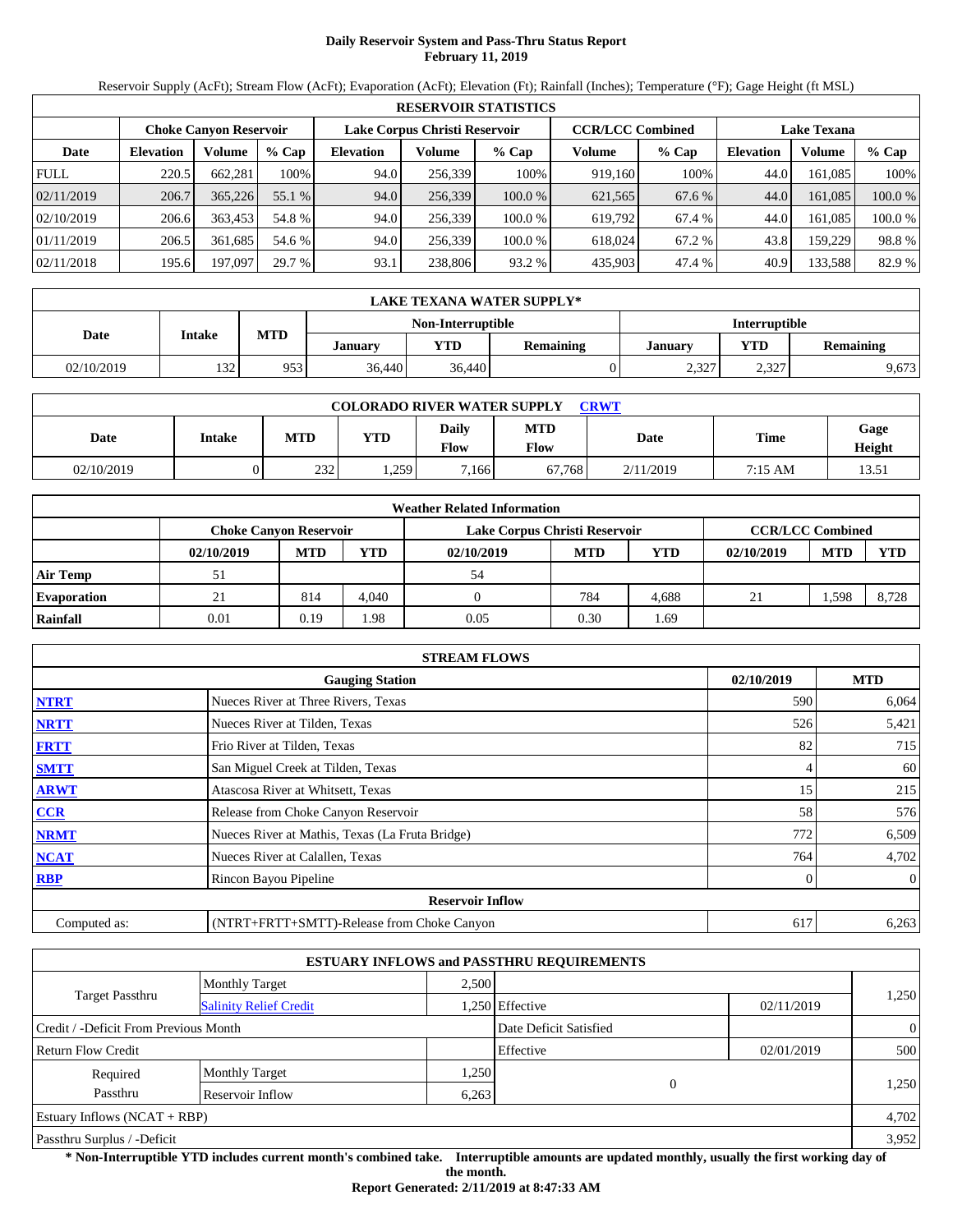# Daily Reservoir System and Pass-Thru Status Report
## February 11, 2019

Reservoir Supply (AcFt); Stream Flow (AcFt); Evaporation (AcFt); Elevation (Ft); Rainfall (Inches); Temperature (°F); Gage Height (ft MSL)

| RESERVOIR STATISTICS | | | | | | | | | | | |
|---|---|---|---|---|---|---|---|---|---|---|---|
| | Choke Canyon Reservoir | | | Lake Corpus Christi Reservoir | | | CCR/LCC Combined | | Lake Texana | | |
| Date | Elevation | Volume | % Cap | Elevation | Volume | % Cap | Volume | % Cap | Elevation | Volume | % Cap |
| FULL | 220.5 | 662,281 | 100% | 94.0 | 256,339 | 100% | 919,160 | 100% | 44.0 | 161,085 | 100% |
| 02/11/2019 | 206.7 | 365,226 | 55.1 % | 94.0 | 256,339 | 100.0 % | 621,565 | 67.6 % | 44.0 | 161,085 | 100.0 % |
| 02/10/2019 | 206.6 | 363,453 | 54.8 % | 94.0 | 256,339 | 100.0 % | 619,792 | 67.4 % | 44.0 | 161,085 | 100.0 % |
| 01/11/2019 | 206.5 | 361,685 | 54.6 % | 94.0 | 256,339 | 100.0 % | 618,024 | 67.2 % | 43.8 | 159,229 | 98.8 % |
| 02/11/2018 | 195.6 | 197,097 | 29.7 % | 93.1 | 238,806 | 93.2 % | 435,903 | 47.4 % | 40.9 | 133,588 | 82.9 % |

| LAKE TEXANA WATER SUPPLY* | | | | | | | | |
|---|---|---|---|---|---|---|---|---|
| Date | Intake | MTD | Non-Interruptible | | | Interruptible | | |
| | | | January | YTD | Remaining | January | YTD | Remaining |
| 02/10/2019 | 132 | 953 | 36,440 | 36,440 | 0 | 2,327 | 2,327 | 9,673 |

| COLORADO RIVER WATER SUPPLY CRWT | | | | | | | | |
|---|---|---|---|---|---|---|---|---|
| Date | Intake | MTD | YTD | Daily Flow | MTD Flow | Date | Time | Gage Height |
| 02/10/2019 | 0 | 232 | 1,259 | 7,166 | 67,768 | 2/11/2019 | 7:15 AM | 13.51 |

| Weather Related Information | | | | | | | | | |
|---|---|---|---|---|---|---|---|---|---|
| | Choke Canyon Reservoir | | | Lake Corpus Christi Reservoir | | | CCR/LCC Combined | | |
| | 02/10/2019 | MTD | YTD | 02/10/2019 | MTD | YTD | 02/10/2019 | MTD | YTD |
| Air Temp | 51 | | | 54 | | | | | |
| Evaporation | 21 | 814 | 4,040 | 0 | 784 | 4,688 | 21 | 1,598 | 8,728 |
| Rainfall | 0.01 | 0.19 | 1.98 | 0.05 | 0.30 | 1.69 | | | |

| STREAM FLOWS | | | |
|---|---|---|---|
| | Gauging Station | 02/10/2019 | MTD |
| NTRT | Nueces River at Three Rivers, Texas | 590 | 6,064 |
| NRTT | Nueces River at Tilden, Texas | 526 | 5,421 |
| FRTT | Frio River at Tilden, Texas | 82 | 715 |
| SMTT | San Miguel Creek at Tilden, Texas | 4 | 60 |
| ARWT | Atascosa River at Whitsett, Texas | 15 | 215 |
| CCR | Release from Choke Canyon Reservoir | 58 | 576 |
| NRMT | Nueces River at Mathis, Texas (La Fruta Bridge) | 772 | 6,509 |
| NCAT | Nueces River at Calallen, Texas | 764 | 4,702 |
| RBP | Rincon Bayou Pipeline | 0 | 0 |
| | Reservoir Inflow | | |
| Computed as: | (NTRT+FRTT+SMTT)-Release from Choke Canyon | 617 | 6,263 |

| ESTUARY INFLOWS and PASSTHRU REQUIREMENTS | | | | | |
|---|---|---|---|---|---|
| Target Passthru | Monthly Target | 2,500 | | | 1,250 |
| | Salinity Relief Credit | 1,250 | Effective | 02/11/2019 | |
| Credit / -Deficit From Previous Month | | | Date Deficit Satisfied | | 0 |
| Return Flow Credit | | | Effective | 02/01/2019 | 500 |
| Required Passthru | Monthly Target | 1,250 | 0 | | 1,250 |
| | Reservoir Inflow | 6,263 | | | |
| Estuary Inflows (NCAT + RBP) | | | | | 4,702 |
| Passthru Surplus / -Deficit | | | | | 3,952 |

**\* Non-Interruptible YTD includes current month's combined take. Interruptible amounts are updated monthly, usually the first working day of the month.**

**Report Generated: 2/11/2019 at 8:47:33 AM**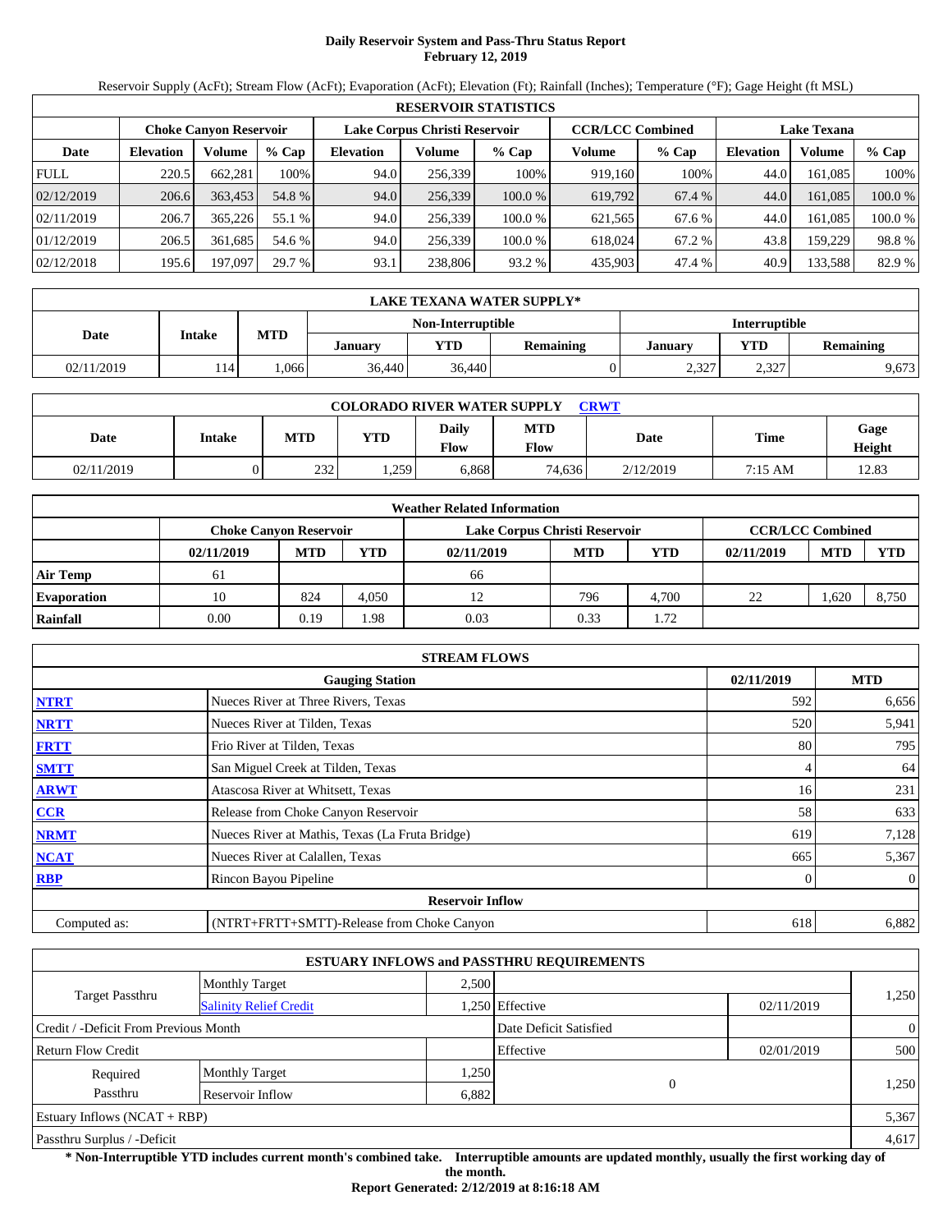# Daily Reservoir System and Pass-Thru Status Report
## February 12, 2019

Reservoir Supply (AcFt); Stream Flow (AcFt); Evaporation (AcFt); Elevation (Ft); Rainfall (Inches); Temperature (°F); Gage Height (ft MSL)

| RESERVOIR STATISTICS | | | | | | | | | | | |
|---|---|---|---|---|---|---|---|---|---|---|---|
| | Choke Canyon Reservoir | | | Lake Corpus Christi Reservoir | | | CCR/LCC Combined | | Lake Texana | | |
| Date | Elevation | Volume | % Cap | Elevation | Volume | % Cap | Volume | % Cap | Elevation | Volume | % Cap |
| FULL | 220.5 | 662,281 | 100% | 94.0 | 256,339 | 100% | 919,160 | 100% | 44.0 | 161,085 | 100% |
| 02/12/2019 | 206.6 | 363,453 | 54.8 % | 94.0 | 256,339 | 100.0 % | 619,792 | 67.4 % | 44.0 | 161,085 | 100.0 % |
| 02/11/2019 | 206.7 | 365,226 | 55.1 % | 94.0 | 256,339 | 100.0 % | 621,565 | 67.6 % | 44.0 | 161,085 | 100.0 % |
| 01/12/2019 | 206.5 | 361,685 | 54.6 % | 94.0 | 256,339 | 100.0 % | 618,024 | 67.2 % | 43.8 | 159,229 | 98.8 % |
| 02/12/2018 | 195.6 | 197,097 | 29.7 % | 93.1 | 238,806 | 93.2 % | 435,903 | 47.4 % | 40.9 | 133,588 | 82.9 % |

| LAKE TEXANA WATER SUPPLY* | | | | | | | | |
|---|---|---|---|---|---|---|---|---|
| Date | Intake | MTD | Non-Interruptible | | | Interruptible | | |
| | | | January | YTD | Remaining | January | YTD | Remaining |
| 02/11/2019 | 114 | 1,066 | 36,440 | 36,440 | 0 | 2,327 | 2,327 | 9,673 |

| COLORADO RIVER WATER SUPPLY CRWT | | | | | | | | |
|---|---|---|---|---|---|---|---|---|
| Date | Intake | MTD | YTD | Daily Flow | MTD Flow | Date | Time | Gage Height |
| 02/11/2019 | 0 | 232 | 1,259 | 6,868 | 74,636 | 2/12/2019 | 7:15 AM | 12.83 |

| Weather Related Information | | | | | | | | | |
|---|---|---|---|---|---|---|---|---|---|
| | Choke Canyon Reservoir | | | Lake Corpus Christi Reservoir | | | CCR/LCC Combined | | |
| | 02/11/2019 | MTD | YTD | 02/11/2019 | MTD | YTD | 02/11/2019 | MTD | YTD |
| Air Temp | 61 | | | 66 | | | | | |
| Evaporation | 10 | 824 | 4,050 | 12 | 796 | 4,700 | 22 | 1,620 | 8,750 |
| Rainfall | 0.00 | 0.19 | 1.98 | 0.03 | 0.33 | 1.72 | | | |

| STREAM FLOWS | | | |
|---|---|---|---|
| | Gauging Station | 02/11/2019 | MTD |
| NTRT | Nueces River at Three Rivers, Texas | 592 | 6,656 |
| NRTT | Nueces River at Tilden, Texas | 520 | 5,941 |
| FRTT | Frio River at Tilden, Texas | 80 | 795 |
| SMTT | San Miguel Creek at Tilden, Texas | 4 | 64 |
| ARWT | Atascosa River at Whitsett, Texas | 16 | 231 |
| CCR | Release from Choke Canyon Reservoir | 58 | 633 |
| NRMT | Nueces River at Mathis, Texas (La Fruta Bridge) | 619 | 7,128 |
| NCAT | Nueces River at Calallen, Texas | 665 | 5,367 |
| RBP | Rincon Bayou Pipeline | 0 | 0 |
| | **Reservoir Inflow** | | |
| Computed as: | (NTRT+FRTT+SMTT)-Release from Choke Canyon | 618 | 6,882 |

| ESTUARY INFLOWS and PASSTHRU REQUIREMENTS | | | | | |
|---|---|---|---|---|---|
| Target Passthru | Monthly Target | 2,500 | | | 1,250 |
| | Salinity Relief Credit | 1,250 | Effective | 02/11/2019 | |
| Credit / -Deficit From Previous Month | | | Date Deficit Satisfied | | 0 |
| Return Flow Credit | | | Effective | 02/01/2019 | 500 |
| Required Passthru | Monthly Target | 1,250 | 0 | | 1,250 |
| | Reservoir Inflow | 6,882 | | | |
| Estuary Inflows (NCAT + RBP) | | | | | 5,367 |
| Passthru Surplus / -Deficit | | | | | 4,617 |

**\* Non-Interruptible YTD includes current month's combined take. Interruptible amounts are updated monthly, usually the first working day of the month.**

**Report Generated: 2/12/2019 at 8:16:18 AM**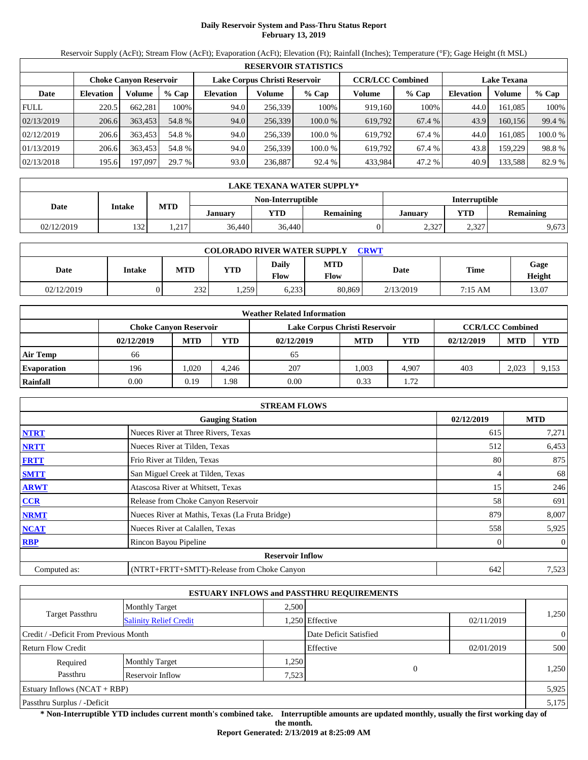# Daily Reservoir System and Pass-Thru Status Report
## February 13, 2019

Reservoir Supply (AcFt); Stream Flow (AcFt); Evaporation (AcFt); Elevation (Ft); Rainfall (Inches); Temperature (°F); Gage Height (ft MSL)

| RESERVOIR STATISTICS | | | | | | | | | | | |
|---|---|---|---|---|---|---|---|---|---|---|---|
| | Choke Canyon Reservoir | | | Lake Corpus Christi Reservoir | | | CCR/LCC Combined | | Lake Texana | | |
| Date | Elevation | Volume | % Cap | Elevation | Volume | % Cap | Volume | % Cap | Elevation | Volume | % Cap |
| FULL | 220.5 | 662,281 | 100% | 94.0 | 256,339 | 100% | 919,160 | 100% | 44.0 | 161,085 | 100% |
| 02/13/2019 | 206.6 | 363,453 | 54.8 % | 94.0 | 256,339 | 100.0 % | 619,792 | 67.4 % | 43.9 | 160,156 | 99.4 % |
| 02/12/2019 | 206.6 | 363,453 | 54.8 % | 94.0 | 256,339 | 100.0 % | 619,792 | 67.4 % | 44.0 | 161,085 | 100.0 % |
| 01/13/2019 | 206.6 | 363,453 | 54.8 % | 94.0 | 256,339 | 100.0 % | 619,792 | 67.4 % | 43.8 | 159,229 | 98.8 % |
| 02/13/2018 | 195.6 | 197,097 | 29.7 % | 93.0 | 236,887 | 92.4 % | 433,984 | 47.2 % | 40.9 | 133,588 | 82.9 % |

| LAKE TEXANA WATER SUPPLY* | | | | | | | | |
|---|---|---|---|---|---|---|---|---|
| Date | Intake | MTD | Non-Interruptible | | | Interruptible | | |
| | | | January | YTD | Remaining | January | YTD | Remaining |
| 02/12/2019 | 132 | 1,217 | 36,440 | 36,440 | 0 | 2,327 | 2,327 | 9,673 |

| COLORADO RIVER WATER SUPPLY CRWT | | | | | | | | |
|---|---|---|---|---|---|---|---|---|
| Date | Intake | MTD | YTD | Daily Flow | MTD Flow | Date | Time | Gage Height |
| 02/12/2019 | 0 | 232 | 1,259 | 6,233 | 80,869 | 2/13/2019 | 7:15 AM | 13.07 |

| Weather Related Information | | | | | | | | | |
|---|---|---|---|---|---|---|---|---|---|
| | Choke Canyon Reservoir | | | Lake Corpus Christi Reservoir | | | CCR/LCC Combined | | |
| | 02/12/2019 | MTD | YTD | 02/12/2019 | MTD | YTD | 02/12/2019 | MTD | YTD |
| Air Temp | 66 | | | 65 | | | | | |
| Evaporation | 196 | 1,020 | 4,246 | 207 | 1,003 | 4,907 | 403 | 2,023 | 9,153 |
| Rainfall | 0.00 | 0.19 | 1.98 | 0.00 | 0.33 | 1.72 | | | |

| STREAM FLOWS | | | |
|---|---|---|---|
| | Gauging Station | 02/12/2019 | MTD |
| NTRT | Nueces River at Three Rivers, Texas | 615 | 7,271 |
| NRTT | Nueces River at Tilden, Texas | 512 | 6,453 |
| FRTT | Frio River at Tilden, Texas | 80 | 875 |
| SMTT | San Miguel Creek at Tilden, Texas | 4 | 68 |
| ARWT | Atascosa River at Whitsett, Texas | 15 | 246 |
| CCR | Release from Choke Canyon Reservoir | 58 | 691 |
| NRMT | Nueces River at Mathis, Texas (La Fruta Bridge) | 879 | 8,007 |
| NCAT | Nueces River at Calallen, Texas | 558 | 5,925 |
| RBP | Rincon Bayou Pipeline | 0 | 0 |
| Reservoir Inflow | | | |
| Computed as: | (NTRT+FRTT+SMTT)-Release from Choke Canyon | 642 | 7,523 |

| ESTUARY INFLOWS and PASSTHRU REQUIREMENTS | | | | | |
|---|---|---|---|---|---|
| Target Passthru | Monthly Target | 2,500 | | | 1,250 |
| | Salinity Relief Credit | 1,250 | Effective | 02/11/2019 | |
| Credit / -Deficit From Previous Month | | | Date Deficit Satisfied | | 0 |
| Return Flow Credit | | | Effective | 02/01/2019 | 500 |
| Required Passthru | Monthly Target | 1,250 | 0 | | 1,250 |
| | Reservoir Inflow | 7,523 | | | |
| Estuary Inflows (NCAT + RBP) | | | | | 5,925 |
| Passthru Surplus / -Deficit | | | | | 5,175 |

**\* Non-Interruptible YTD includes current month's combined take. Interruptible amounts are updated monthly, usually the first working day of the month.**

**Report Generated: 2/13/2019 at 8:25:09 AM**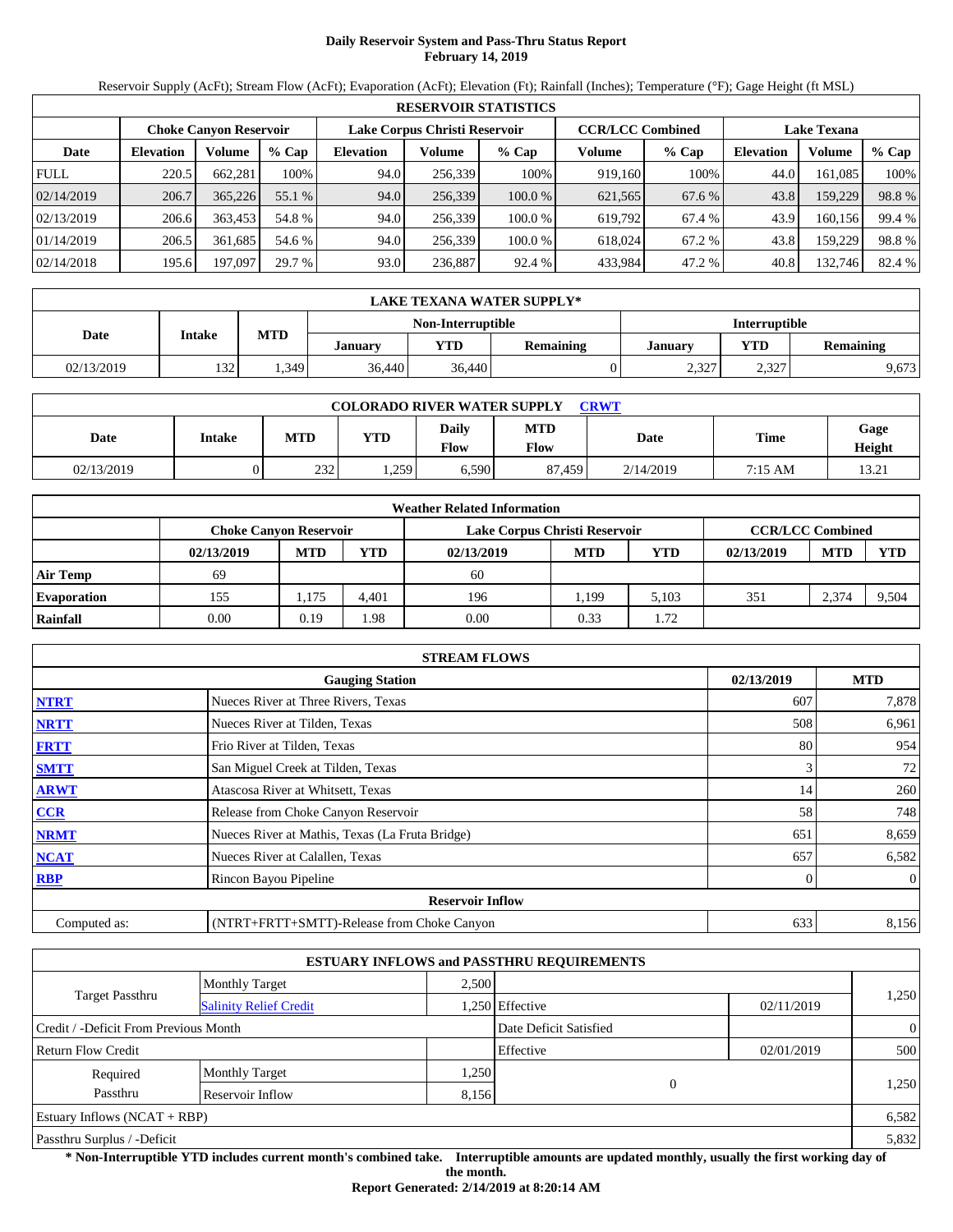# Daily Reservoir System and Pass-Thru Status Report
**February 14, 2019**

Reservoir Supply (AcFt); Stream Flow (AcFt); Evaporation (AcFt); Elevation (Ft); Rainfall (Inches); Temperature (°F); Gage Height (ft MSL)

| RESERVOIR STATISTICS | | | | | | | | | | | |
|---|---|---|---|---|---|---|---|---|---|---|---|
| | Choke Canyon Reservoir | | | Lake Corpus Christi Reservoir | | | CCR/LCC Combined | | Lake Texana | | |
| Date | Elevation | Volume | % Cap | Elevation | Volume | % Cap | Volume | % Cap | Elevation | Volume | % Cap |
| FULL | 220.5 | 662,281 | 100% | 94.0 | 256,339 | 100% | 919,160 | 100% | 44.0 | 161,085 | 100% |
| 02/14/2019 | 206.7 | 365,226 | 55.1 % | 94.0 | 256,339 | 100.0 % | 621,565 | 67.6 % | 43.8 | 159,229 | 98.8 % |
| 02/13/2019 | 206.6 | 363,453 | 54.8 % | 94.0 | 256,339 | 100.0 % | 619,792 | 67.4 % | 43.9 | 160,156 | 99.4 % |
| 01/14/2019 | 206.5 | 361,685 | 54.6 % | 94.0 | 256,339 | 100.0 % | 618,024 | 67.2 % | 43.8 | 159,229 | 98.8 % |
| 02/14/2018 | 195.6 | 197,097 | 29.7 % | 93.0 | 236,887 | 92.4 % | 433,984 | 47.2 % | 40.8 | 132,746 | 82.4 % |

| LAKE TEXANA WATER SUPPLY* | | | | | | | | |
|---|---|---|---|---|---|---|---|---|
| Date | Intake | MTD | Non-Interruptible | | | Interruptible | | |
| | | | January | YTD | Remaining | January | YTD | Remaining |
| 02/13/2019 | 132 | 1,349 | 36,440 | 36,440 | 0 | 2,327 | 2,327 | 9,673 |

| COLORADO RIVER WATER SUPPLY CRWT | | | | | | | | |
|---|---|---|---|---|---|---|---|---|
| Date | Intake | MTD | YTD | Daily Flow | MTD Flow | Date | Time | Gage Height |
| 02/13/2019 | 0 | 232 | 1,259 | 6,590 | 87,459 | 2/14/2019 | 7:15 AM | 13.21 |

| Weather Related Information | | | | | | | | | |
|---|---|---|---|---|---|---|---|---|---|
| | Choke Canyon Reservoir | | | Lake Corpus Christi Reservoir | | | CCR/LCC Combined | | |
| | 02/13/2019 | MTD | YTD | 02/13/2019 | MTD | YTD | 02/13/2019 | MTD | YTD |
| Air Temp | 69 | | | 60 | | | | | |
| Evaporation | 155 | 1,175 | 4,401 | 196 | 1,199 | 5,103 | 351 | 2,374 | 9,504 |
| Rainfall | 0.00 | 0.19 | 1.98 | 0.00 | 0.33 | 1.72 | | | |

| STREAM FLOWS | | | |
|---|---|---|---|
| | Gauging Station | 02/13/2019 | MTD |
| NTRT | Nueces River at Three Rivers, Texas | 607 | 7,878 |
| NRTT | Nueces River at Tilden, Texas | 508 | 6,961 |
| FRTT | Frio River at Tilden, Texas | 80 | 954 |
| SMTT | San Miguel Creek at Tilden, Texas | 3 | 72 |
| ARWT | Atascosa River at Whitsett, Texas | 14 | 260 |
| CCR | Release from Choke Canyon Reservoir | 58 | 748 |
| NRMT | Nueces River at Mathis, Texas (La Fruta Bridge) | 651 | 8,659 |
| NCAT | Nueces River at Calallen, Texas | 657 | 6,582 |
| RBP | Rincon Bayou Pipeline | 0 | 0 |
| **Reservoir Inflow** | | | |
| Computed as: | (NTRT+FRTT+SMTT)-Release from Choke Canyon | 633 | 8,156 |

| ESTUARY INFLOWS and PASSTHRU REQUIREMENTS | | | | | |
|---|---|---|---|---|---|
| Target Passthru | Monthly Target | 2,500 | | | 1,250 |
| | Salinity Relief Credit | 1,250 | Effective | 02/11/2019 | |
| Credit / -Deficit From Previous Month | | | Date Deficit Satisfied | | 0 |
| Return Flow Credit | | | Effective | 02/01/2019 | 500 |
| Required Passthru | Monthly Target | 1,250 | 0 | | 1,250 |
| | Reservoir Inflow | 8,156 | | | |
| Estuary Inflows (NCAT + RBP) | | | | | 6,582 |
| Passthru Surplus / -Deficit | | | | | 5,832 |

**\* Non-Interruptible YTD includes current month's combined take. Interruptible amounts are updated monthly, usually the first working day of the month.**

**Report Generated: 2/14/2019 at 8:20:14 AM**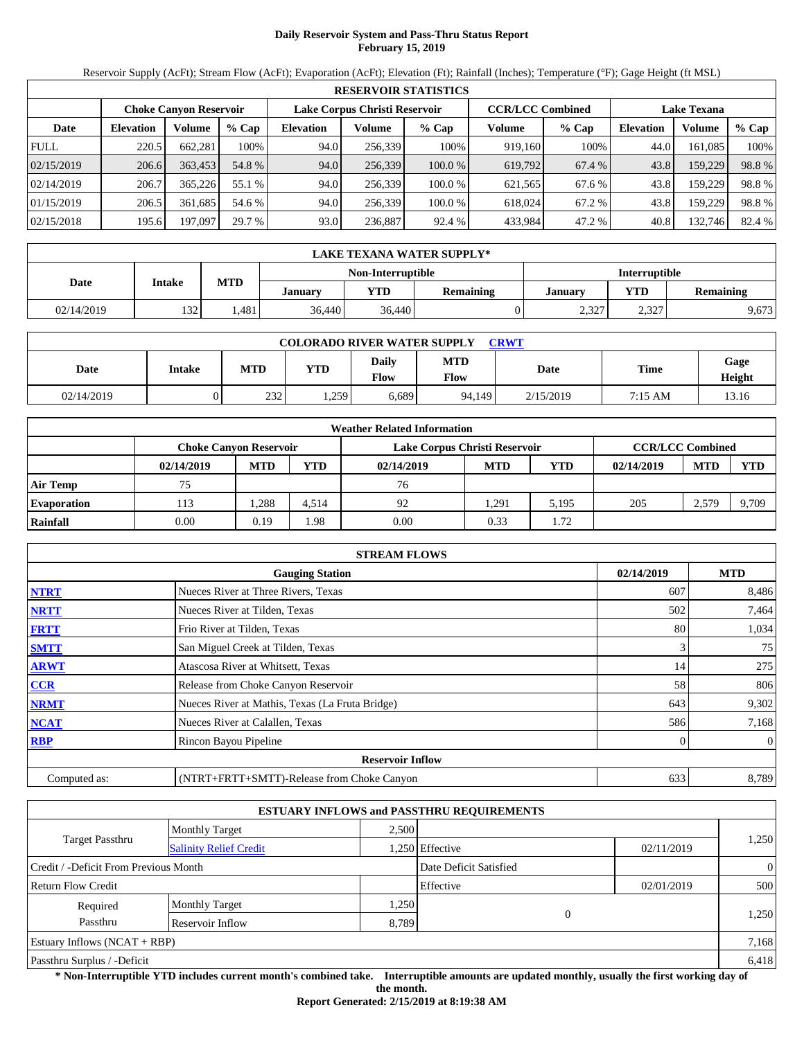# Daily Reservoir System and Pass-Thru Status Report
## February 15, 2019

Reservoir Supply (AcFt); Stream Flow (AcFt); Evaporation (AcFt); Elevation (Ft); Rainfall (Inches); Temperature (°F); Gage Height (ft MSL)

| RESERVOIR STATISTICS | | | | | | | | | | | |
|---|---|---|---|---|---|---|---|---|---|---|---|
| | Choke Canyon Reservoir | | | Lake Corpus Christi Reservoir | | | CCR/LCC Combined | | Lake Texana | | |
| Date | Elevation | Volume | % Cap | Elevation | Volume | % Cap | Volume | % Cap | Elevation | Volume | % Cap |
| FULL | 220.5 | 662,281 | 100% | 94.0 | 256,339 | 100% | 919,160 | 100% | 44.0 | 161,085 | 100% |
| 02/15/2019 | 206.6 | 363,453 | 54.8 % | 94.0 | 256,339 | 100.0 % | 619,792 | 67.4 % | 43.8 | 159,229 | 98.8 % |
| 02/14/2019 | 206.7 | 365,226 | 55.1 % | 94.0 | 256,339 | 100.0 % | 621,565 | 67.6 % | 43.8 | 159,229 | 98.8 % |
| 01/15/2019 | 206.5 | 361,685 | 54.6 % | 94.0 | 256,339 | 100.0 % | 618,024 | 67.2 % | 43.8 | 159,229 | 98.8 % |
| 02/15/2018 | 195.6 | 197,097 | 29.7 % | 93.0 | 236,887 | 92.4 % | 433,984 | 47.2 % | 40.8 | 132,746 | 82.4 % |

| LAKE TEXANA WATER SUPPLY* | | | | | | | | |
|---|---|---|---|---|---|---|---|---|
| Date | Intake | MTD | Non-Interruptible | | | Interruptible | | |
| | | | January | YTD | Remaining | January | YTD | Remaining |
| 02/14/2019 | 132 | 1,481 | 36,440 | 36,440 | 0 | 2,327 | 2,327 | 9,673 |

| COLORADO RIVER WATER SUPPLY CRWT | | | | | | | | |
|---|---|---|---|---|---|---|---|---|
| Date | Intake | MTD | YTD | Daily Flow | MTD Flow | Date | Time | Gage Height |
| 02/14/2019 | 0 | 232 | 1,259 | 6,689 | 94,149 | 2/15/2019 | 7:15 AM | 13.16 |

| Weather Related Information | | | | | | | | | |
|---|---|---|---|---|---|---|---|---|---|
| | Choke Canyon Reservoir | | | Lake Corpus Christi Reservoir | | | CCR/LCC Combined | | |
| | 02/14/2019 | MTD | YTD | 02/14/2019 | MTD | YTD | 02/14/2019 | MTD | YTD |
| Air Temp | 75 | | | 76 | | | | | |
| Evaporation | 113 | 1,288 | 4,514 | 92 | 1,291 | 5,195 | 205 | 2,579 | 9,709 |
| Rainfall | 0.00 | 0.19 | 1.98 | 0.00 | 0.33 | 1.72 | | | |

| STREAM FLOWS | | | |
|---|---|---|---|
| | Gauging Station | 02/14/2019 | MTD |
| NTRT | Nueces River at Three Rivers, Texas | 607 | 8,486 |
| NRTT | Nueces River at Tilden, Texas | 502 | 7,464 |
| FRTT | Frio River at Tilden, Texas | 80 | 1,034 |
| SMTT | San Miguel Creek at Tilden, Texas | 3 | 75 |
| ARWT | Atascosa River at Whitsett, Texas | 14 | 275 |
| CCR | Release from Choke Canyon Reservoir | 58 | 806 |
| NRMT | Nueces River at Mathis, Texas (La Fruta Bridge) | 643 | 9,302 |
| NCAT | Nueces River at Calallen, Texas | 586 | 7,168 |
| RBP | Rincon Bayou Pipeline | 0 | 0 |
| Reservoir Inflow | | | |
| Computed as: | (NTRT+FRTT+SMTT)-Release from Choke Canyon | 633 | 8,789 |

| ESTUARY INFLOWS and PASSTHRU REQUIREMENTS | | | | | |
|---|---|---|---|---|---|
| Target Passthru | Monthly Target | 2,500 | | | 1,250 |
| | Salinity Relief Credit | 1,250 | Effective | 02/11/2019 | |
| Credit / -Deficit From Previous Month | | | Date Deficit Satisfied | | 0 |
| Return Flow Credit | | | Effective | 02/01/2019 | 500 |
| Required Passthru | Monthly Target | 1,250 | 0 | | 1,250 |
| | Reservoir Inflow | 8,789 | | | |
| Estuary Inflows (NCAT + RBP) | | | | | 7,168 |
| Passthru Surplus / -Deficit | | | | | 6,418 |

**\* Non-Interruptible YTD includes current month's combined take. Interruptible amounts are updated monthly, usually the first working day of the month.**

**Report Generated: 2/15/2019 at 8:19:38 AM**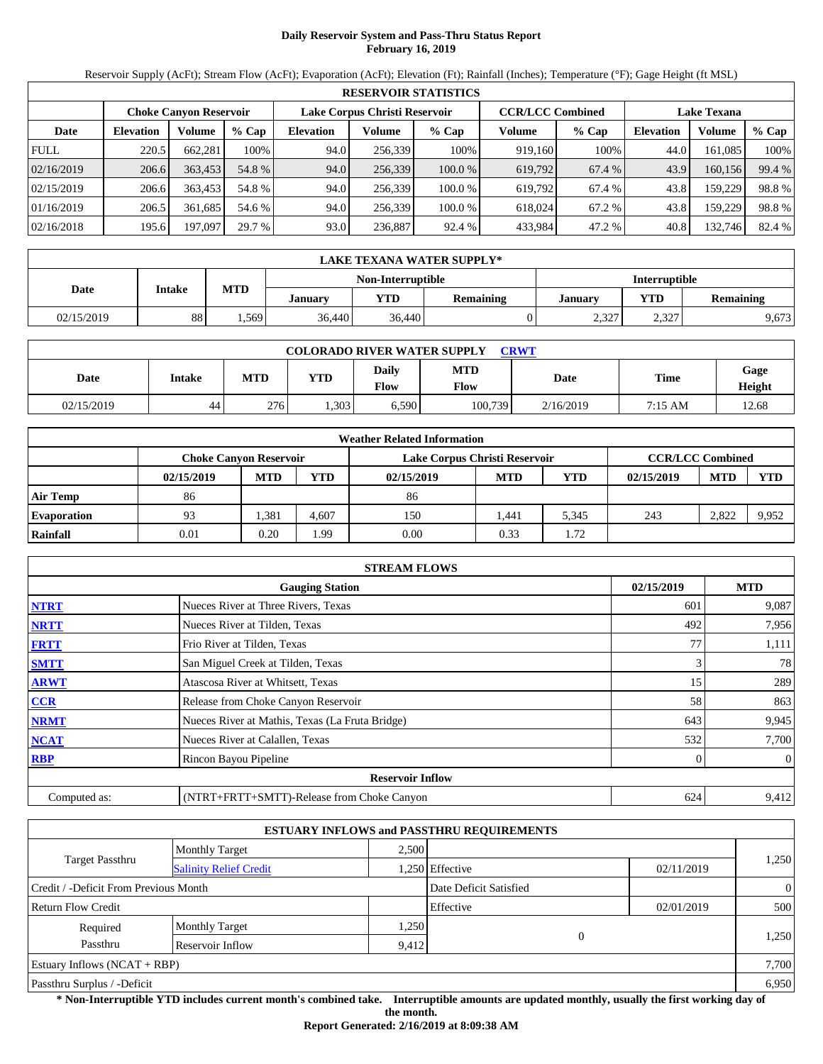# Daily Reservoir System and Pass-Thru Status Report
## February 16, 2019

Reservoir Supply (AcFt); Stream Flow (AcFt); Evaporation (AcFt); Elevation (Ft); Rainfall (Inches); Temperature (°F); Gage Height (ft MSL)

| RESERVOIR STATISTICS | | | | | | | | | | | |
|---|---|---|---|---|---|---|---|---|---|---|---|
| | Choke Canyon Reservoir | | | Lake Corpus Christi Reservoir | | | CCR/LCC Combined | | Lake Texana | | |
| Date | Elevation | Volume | % Cap | Elevation | Volume | % Cap | Volume | % Cap | Elevation | Volume | % Cap |
| FULL | 220.5 | 662,281 | 100% | 94.0 | 256,339 | 100% | 919,160 | 100% | 44.0 | 161,085 | 100% |
| 02/16/2019 | 206.6 | 363,453 | 54.8 % | 94.0 | 256,339 | 100.0 % | 619,792 | 67.4 % | 43.9 | 160,156 | 99.4 % |
| 02/15/2019 | 206.6 | 363,453 | 54.8 % | 94.0 | 256,339 | 100.0 % | 619,792 | 67.4 % | 43.8 | 159,229 | 98.8 % |
| 01/16/2019 | 206.5 | 361,685 | 54.6 % | 94.0 | 256,339 | 100.0 % | 618,024 | 67.2 % | 43.8 | 159,229 | 98.8 % |
| 02/16/2018 | 195.6 | 197,097 | 29.7 % | 93.0 | 236,887 | 92.4 % | 433,984 | 47.2 % | 40.8 | 132,746 | 82.4 % |

| LAKE TEXANA WATER SUPPLY* | | | | | | | | |
|---|---|---|---|---|---|---|---|---|
| Date | Intake | MTD | Non-Interruptible | | | Interruptible | | |
| | | | January | YTD | Remaining | January | YTD | Remaining |
| 02/15/2019 | 88 | 1,569 | 36,440 | 36,440 | 0 | 2,327 | 2,327 | 9,673 |

| COLORADO RIVER WATER SUPPLY CRWT | | | | | | | | |
|---|---|---|---|---|---|---|---|---|
| Date | Intake | MTD | YTD | Daily Flow | MTD Flow | Date | Time | Gage Height |
| 02/15/2019 | 44 | 276 | 1,303 | 6,590 | 100,739 | 2/16/2019 | 7:15 AM | 12.68 |

| Weather Related Information | | | | | | | | | |
|---|---|---|---|---|---|---|---|---|---|
| | Choke Canyon Reservoir | | | Lake Corpus Christi Reservoir | | | CCR/LCC Combined | | |
| | 02/15/2019 | MTD | YTD | 02/15/2019 | MTD | YTD | 02/15/2019 | MTD | YTD |
| Air Temp | 86 | | | 86 | | | | | |
| Evaporation | 93 | 1,381 | 4,607 | 150 | 1,441 | 5,345 | 243 | 2,822 | 9,952 |
| Rainfall | 0.01 | 0.20 | 1.99 | 0.00 | 0.33 | 1.72 | | | |

| STREAM FLOWS | | | |
|---|---|---|---|
| | Gauging Station | 02/15/2019 | MTD |
| NTRT | Nueces River at Three Rivers, Texas | 601 | 9,087 |
| NRTT | Nueces River at Tilden, Texas | 492 | 7,956 |
| FRTT | Frio River at Tilden, Texas | 77 | 1,111 |
| SMTT | San Miguel Creek at Tilden, Texas | 3 | 78 |
| ARWT | Atascosa River at Whitsett, Texas | 15 | 289 |
| CCR | Release from Choke Canyon Reservoir | 58 | 863 |
| NRMT | Nueces River at Mathis, Texas (La Fruta Bridge) | 643 | 9,945 |
| NCAT | Nueces River at Calallen, Texas | 532 | 7,700 |
| RBP | Rincon Bayou Pipeline | 0 | 0 |
| | Reservoir Inflow | | |
| Computed as: | (NTRT+FRTT+SMTT)-Release from Choke Canyon | 624 | 9,412 |

| ESTUARY INFLOWS and PASSTHRU REQUIREMENTS | | | | | |
|---|---|---|---|---|---|
| Target Passthru | Monthly Target | 2,500 | | | 1,250 |
| | Salinity Relief Credit | 1,250 | Effective | 02/11/2019 | |
| Credit / -Deficit From Previous Month | | | Date Deficit Satisfied | | 0 |
| Return Flow Credit | | | Effective | 02/01/2019 | 500 |
| Required Passthru | Monthly Target | 1,250 | 0 | | 1,250 |
| | Reservoir Inflow | 9,412 | | | |
| Estuary Inflows (NCAT + RBP) | | | | | 7,700 |
| Passthru Surplus / -Deficit | | | | | 6,950 |

**\* Non-Interruptible YTD includes current month's combined take. Interruptible amounts are updated monthly, usually the first working day of the month.**

**Report Generated: 2/16/2019 at 8:09:38 AM**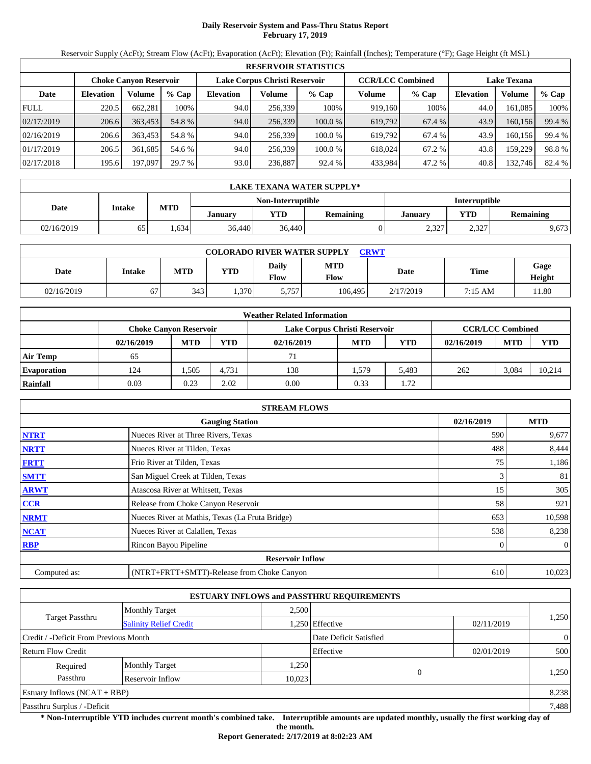# Daily Reservoir System and Pass-Thru Status Report
## February 17, 2019

Reservoir Supply (AcFt); Stream Flow (AcFt); Evaporation (AcFt); Elevation (Ft); Rainfall (Inches); Temperature (°F); Gage Height (ft MSL)

| RESERVOIR STATISTICS | | | | | | | | | | | |
|---|---|---|---|---|---|---|---|---|---|---|---|
| | Choke Canyon Reservoir | | | Lake Corpus Christi Reservoir | | | CCR/LCC Combined | | Lake Texana | | |
| Date | Elevation | Volume | % Cap | Elevation | Volume | % Cap | Volume | % Cap | Elevation | Volume | % Cap |
| FULL | 220.5 | 662,281 | 100% | 94.0 | 256,339 | 100% | 919,160 | 100% | 44.0 | 161,085 | 100% |
| 02/17/2019 | 206.6 | 363,453 | 54.8 % | 94.0 | 256,339 | 100.0 % | 619,792 | 67.4 % | 43.9 | 160,156 | 99.4 % |
| 02/16/2019 | 206.6 | 363,453 | 54.8 % | 94.0 | 256,339 | 100.0 % | 619,792 | 67.4 % | 43.9 | 160,156 | 99.4 % |
| 01/17/2019 | 206.5 | 361,685 | 54.6 % | 94.0 | 256,339 | 100.0 % | 618,024 | 67.2 % | 43.8 | 159,229 | 98.8 % |
| 02/17/2018 | 195.6 | 197,097 | 29.7 % | 93.0 | 236,887 | 92.4 % | 433,984 | 47.2 % | 40.8 | 132,746 | 82.4 % |

| LAKE TEXANA WATER SUPPLY* | | | | | | | | |
|---|---|---|---|---|---|---|---|---|
| Date | Intake | MTD | Non-Interruptible | | | Interruptible | | |
| | | | January | YTD | Remaining | January | YTD | Remaining |
| 02/16/2019 | 65 | 1,634 | 36,440 | 36,440 | 0 | 2,327 | 2,327 | 9,673 |

| COLORADO RIVER WATER SUPPLY CRWT | | | | | | | | |
|---|---|---|---|---|---|---|---|---|
| Date | Intake | MTD | YTD | Daily Flow | MTD Flow | Date | Time | Gage Height |
| 02/16/2019 | 67 | 343 | 1,370 | 5,757 | 106,495 | 2/17/2019 | 7:15 AM | 11.80 |

| Weather Related Information | | | | | | | | | |
|---|---|---|---|---|---|---|---|---|---|
| | Choke Canyon Reservoir | | | Lake Corpus Christi Reservoir | | | CCR/LCC Combined | | |
| | 02/16/2019 | MTD | YTD | 02/16/2019 | MTD | YTD | 02/16/2019 | MTD | YTD |
| Air Temp | 65 | | | 71 | | | | | |
| Evaporation | 124 | 1,505 | 4,731 | 138 | 1,579 | 5,483 | 262 | 3,084 | 10,214 |
| Rainfall | 0.03 | 0.23 | 2.02 | 0.00 | 0.33 | 1.72 | | | |

| STREAM FLOWS | | | |
|---|---|---|---|
| | Gauging Station | 02/16/2019 | MTD |
| NTRT | Nueces River at Three Rivers, Texas | 590 | 9,677 |
| NRTT | Nueces River at Tilden, Texas | 488 | 8,444 |
| FRTT | Frio River at Tilden, Texas | 75 | 1,186 |
| SMTT | San Miguel Creek at Tilden, Texas | 3 | 81 |
| ARWT | Atascosa River at Whitsett, Texas | 15 | 305 |
| CCR | Release from Choke Canyon Reservoir | 58 | 921 |
| NRMT | Nueces River at Mathis, Texas (La Fruta Bridge) | 653 | 10,598 |
| NCAT | Nueces River at Calallen, Texas | 538 | 8,238 |
| RBP | Rincon Bayou Pipeline | 0 | 0 |
| Reservoir Inflow | | | |
| Computed as: | (NTRT+FRTT+SMTT)-Release from Choke Canyon | 610 | 10,023 |

| ESTUARY INFLOWS and PASSTHRU REQUIREMENTS | | | | | |
|---|---|---|---|---|---|
| Target Passthru | Monthly Target | 2,500 | | | 1,250 |
| | Salinity Relief Credit | 1,250 | Effective | 02/11/2019 | |
| Credit / -Deficit From Previous Month | | | Date Deficit Satisfied | | 0 |
| Return Flow Credit | | | Effective | 02/01/2019 | 500 |
| Required Passthru | Monthly Target | 1,250 | 0 | | 1,250 |
| | Reservoir Inflow | 10,023 | | | |
| Estuary Inflows (NCAT + RBP) | | | | | 8,238 |
| Passthru Surplus / -Deficit | | | | | 7,488 |

**\* Non-Interruptible YTD includes current month's combined take. Interruptible amounts are updated monthly, usually the first working day of the month.**

**Report Generated: 2/17/2019 at 8:02:23 AM**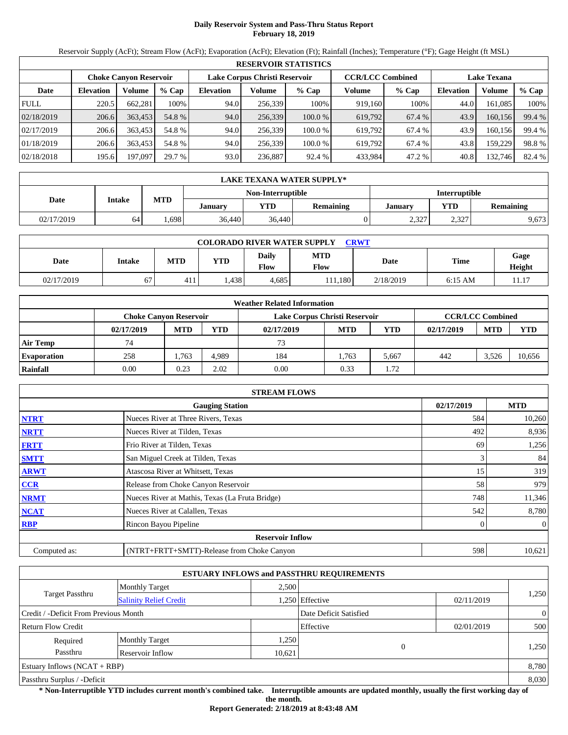# Daily Reservoir System and Pass-Thru Status Report
## February 18, 2019

Reservoir Supply (AcFt); Stream Flow (AcFt); Evaporation (AcFt); Elevation (Ft); Rainfall (Inches); Temperature (°F); Gage Height (ft MSL)

| RESERVOIR STATISTICS | | | | | | | | | | | |
|---|---|---|---|---|---|---|---|---|---|---|---|
| | Choke Canyon Reservoir | | | Lake Corpus Christi Reservoir | | | CCR/LCC Combined | | Lake Texana | | |
| Date | Elevation | Volume | % Cap | Elevation | Volume | % Cap | Volume | % Cap | Elevation | Volume | % Cap |
| FULL | 220.5 | 662,281 | 100% | 94.0 | 256,339 | 100% | 919,160 | 100% | 44.0 | 161,085 | 100% |
| 02/18/2019 | 206.6 | 363,453 | 54.8 % | 94.0 | 256,339 | 100.0 % | 619,792 | 67.4 % | 43.9 | 160,156 | 99.4 % |
| 02/17/2019 | 206.6 | 363,453 | 54.8 % | 94.0 | 256,339 | 100.0 % | 619,792 | 67.4 % | 43.9 | 160,156 | 99.4 % |
| 01/18/2019 | 206.6 | 363,453 | 54.8 % | 94.0 | 256,339 | 100.0 % | 619,792 | 67.4 % | 43.8 | 159,229 | 98.8 % |
| 02/18/2018 | 195.6 | 197,097 | 29.7 % | 93.0 | 236,887 | 92.4 % | 433,984 | 47.2 % | 40.8 | 132,746 | 82.4 % |

| LAKE TEXANA WATER SUPPLY* | | | | | | | | |
|---|---|---|---|---|---|---|---|---|
| Date | Intake | MTD | Non-Interruptible | | | Interruptible | | |
| | | | January | YTD | Remaining | January | YTD | Remaining |
| 02/17/2019 | 64 | 1,698 | 36,440 | 36,440 | 0 | 2,327 | 2,327 | 9,673 |

| COLORADO RIVER WATER SUPPLY CRWT | | | | | | | | |
|---|---|---|---|---|---|---|---|---|
| Date | Intake | MTD | YTD | Daily Flow | MTD Flow | Date | Time | Gage Height |
| 02/17/2019 | 67 | 411 | 1,438 | 4,685 | 111,180 | 2/18/2019 | 6:15 AM | 11.17 |

| Weather Related Information | | | | | | | | | |
|---|---|---|---|---|---|---|---|---|---|
| | Choke Canyon Reservoir | | | Lake Corpus Christi Reservoir | | | CCR/LCC Combined | | |
| | 02/17/2019 | MTD | YTD | 02/17/2019 | MTD | YTD | 02/17/2019 | MTD | YTD |
| Air Temp | 74 | | | 73 | | | | | |
| Evaporation | 258 | 1,763 | 4,989 | 184 | 1,763 | 5,667 | 442 | 3,526 | 10,656 |
| Rainfall | 0.00 | 0.23 | 2.02 | 0.00 | 0.33 | 1.72 | | | |

| STREAM FLOWS | | | |
|---|---|---|---|
| | Gauging Station | 02/17/2019 | MTD |
| NTRT | Nueces River at Three Rivers, Texas | 584 | 10,260 |
| NRTT | Nueces River at Tilden, Texas | 492 | 8,936 |
| FRTT | Frio River at Tilden, Texas | 69 | 1,256 |
| SMTT | San Miguel Creek at Tilden, Texas | 3 | 84 |
| ARWT | Atascosa River at Whitsett, Texas | 15 | 319 |
| CCR | Release from Choke Canyon Reservoir | 58 | 979 |
| NRMT | Nueces River at Mathis, Texas (La Fruta Bridge) | 748 | 11,346 |
| NCAT | Nueces River at Calallen, Texas | 542 | 8,780 |
| RBP | Rincon Bayou Pipeline | 0 | 0 |
| Reservoir Inflow | | | |
| Computed as: | (NTRT+FRTT+SMTT)-Release from Choke Canyon | 598 | 10,621 |

| ESTUARY INFLOWS and PASSTHRU REQUIREMENTS | | | | | |
|---|---|---|---|---|---|
| Target Passthru | Monthly Target | 2,500 | | | 1,250 |
| | Salinity Relief Credit | 1,250 | Effective | 02/11/2019 | |
| Credit / -Deficit From Previous Month | | | Date Deficit Satisfied | | 0 |
| Return Flow Credit | | | Effective | 02/01/2019 | 500 |
| Required Passthru | Monthly Target | 1,250 | 0 | | 1,250 |
| | Reservoir Inflow | 10,621 | | | |
| Estuary Inflows (NCAT + RBP) | | | | | 8,780 |
| Passthru Surplus / -Deficit | | | | | 8,030 |

**\* Non-Interruptible YTD includes current month's combined take. Interruptible amounts are updated monthly, usually the first working day of the month.**

**Report Generated: 2/18/2019 at 8:43:48 AM**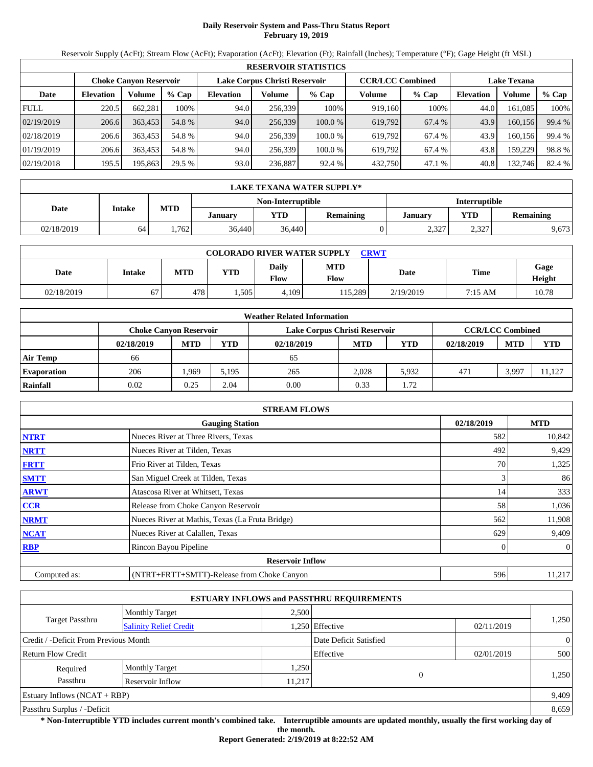# Daily Reservoir System and Pass-Thru Status Report
**February 19, 2019**

Reservoir Supply (AcFt); Stream Flow (AcFt); Evaporation (AcFt); Elevation (Ft); Rainfall (Inches); Temperature (°F); Gage Height (ft MSL)

| RESERVOIR STATISTICS | | | | | | | | | | | |
|---|---|---|---|---|---|---|---|---|---|---|---|
| | Choke Canyon Reservoir | | | Lake Corpus Christi Reservoir | | | CCR/LCC Combined | | Lake Texana | | |
| Date | Elevation | Volume | % Cap | Elevation | Volume | % Cap | Volume | % Cap | Elevation | Volume | % Cap |
| FULL | 220.5 | 662,281 | 100% | 94.0 | 256,339 | 100% | 919,160 | 100% | 44.0 | 161,085 | 100% |
| 02/19/2019 | 206.6 | 363,453 | 54.8 % | 94.0 | 256,339 | 100.0 % | 619,792 | 67.4 % | 43.9 | 160,156 | 99.4 % |
| 02/18/2019 | 206.6 | 363,453 | 54.8 % | 94.0 | 256,339 | 100.0 % | 619,792 | 67.4 % | 43.9 | 160,156 | 99.4 % |
| 01/19/2019 | 206.6 | 363,453 | 54.8 % | 94.0 | 256,339 | 100.0 % | 619,792 | 67.4 % | 43.8 | 159,229 | 98.8 % |
| 02/19/2018 | 195.5 | 195,863 | 29.5 % | 93.0 | 236,887 | 92.4 % | 432,750 | 47.1 % | 40.8 | 132,746 | 82.4 % |

| LAKE TEXANA WATER SUPPLY* | | | | | | | | |
|---|---|---|---|---|---|---|---|---|
| Date | Intake | MTD | Non-Interruptible | | | Interruptible | | |
| | | | January | YTD | Remaining | January | YTD | Remaining |
| 02/18/2019 | 64 | 1,762 | 36,440 | 36,440 | 0 | 2,327 | 2,327 | 9,673 |

| COLORADO RIVER WATER SUPPLY CRWT | | | | | | | | |
|---|---|---|---|---|---|---|---|---|
| Date | Intake | MTD | YTD | Daily Flow | MTD Flow | Date | Time | Gage Height |
| 02/18/2019 | 67 | 478 | 1,505 | 4,109 | 115,289 | 2/19/2019 | 7:15 AM | 10.78 |

| Weather Related Information | | | | | | | | | |
|---|---|---|---|---|---|---|---|---|---|
| | Choke Canyon Reservoir | | | Lake Corpus Christi Reservoir | | | CCR/LCC Combined | | |
| | 02/18/2019 | MTD | YTD | 02/18/2019 | MTD | YTD | 02/18/2019 | MTD | YTD |
| Air Temp | 66 | | | 65 | | | | | |
| Evaporation | 206 | 1,969 | 5,195 | 265 | 2,028 | 5,932 | 471 | 3,997 | 11,127 |
| Rainfall | 0.02 | 0.25 | 2.04 | 0.00 | 0.33 | 1.72 | | | |

| STREAM FLOWS | | | |
|---|---|---|---|
| | Gauging Station | 02/18/2019 | MTD |
| NTRT | Nueces River at Three Rivers, Texas | 582 | 10,842 |
| NRTT | Nueces River at Tilden, Texas | 492 | 9,429 |
| FRTT | Frio River at Tilden, Texas | 70 | 1,325 |
| SMTT | San Miguel Creek at Tilden, Texas | 3 | 86 |
| ARWT | Atascosa River at Whitsett, Texas | 14 | 333 |
| CCR | Release from Choke Canyon Reservoir | 58 | 1,036 |
| NRMT | Nueces River at Mathis, Texas (La Fruta Bridge) | 562 | 11,908 |
| NCAT | Nueces River at Calallen, Texas | 629 | 9,409 |
| RBP | Rincon Bayou Pipeline | 0 | 0 |
| | **Reservoir Inflow** | | |
| Computed as: | (NTRT+FRTT+SMTT)-Release from Choke Canyon | 596 | 11,217 |

| ESTUARY INFLOWS and PASSTHRU REQUIREMENTS | | | | | |
|---|---|---|---|---|---|
| Target Passthru | Monthly Target | 2,500 | | | 1,250 |
| | Salinity Relief Credit | 1,250 | Effective | 02/11/2019 | |
| Credit / -Deficit From Previous Month | | | Date Deficit Satisfied | | 0 |
| Return Flow Credit | | | Effective | 02/01/2019 | 500 |
| Required Passthru | Monthly Target | 1,250 | 0 | | 1,250 |
| | Reservoir Inflow | 11,217 | | | |
| Estuary Inflows (NCAT + RBP) | | | | | 9,409 |
| Passthru Surplus / -Deficit | | | | | 8,659 |

**\* Non-Interruptible YTD includes current month's combined take. Interruptible amounts are updated monthly, usually the first working day of the month.**

**Report Generated: 2/19/2019 at 8:22:52 AM**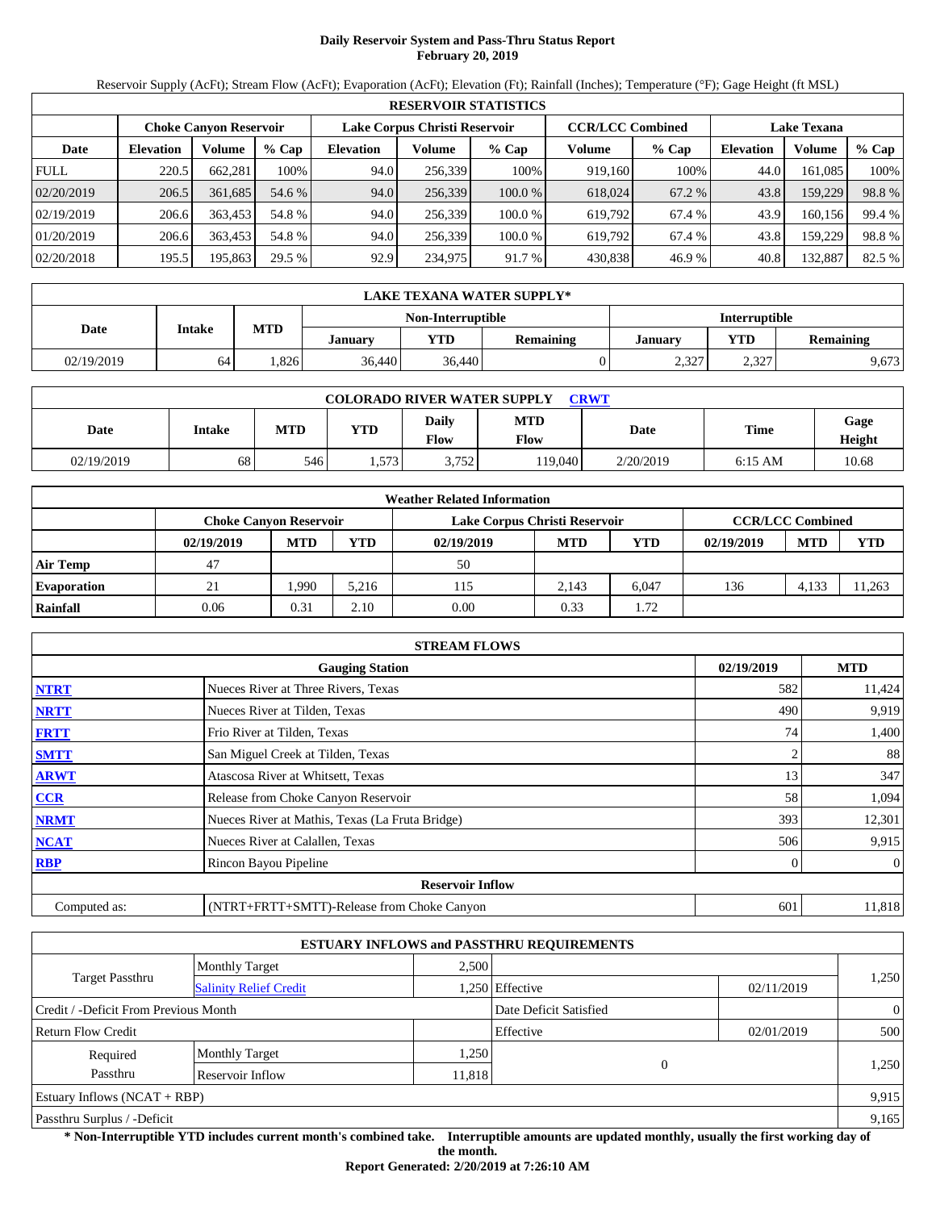# Daily Reservoir System and Pass-Thru Status Report
## February 20, 2019

Reservoir Supply (AcFt); Stream Flow (AcFt); Evaporation (AcFt); Elevation (Ft); Rainfall (Inches); Temperature (°F); Gage Height (ft MSL)

| RESERVOIR STATISTICS | | | | | | | | | | | |
|---|---|---|---|---|---|---|---|---|---|---|---|
| | Choke Canyon Reservoir | | | Lake Corpus Christi Reservoir | | | CCR/LCC Combined | | Lake Texana | | |
| Date | Elevation | Volume | % Cap | Elevation | Volume | % Cap | Volume | % Cap | Elevation | Volume | % Cap |
| FULL | 220.5 | 662,281 | 100% | 94.0 | 256,339 | 100% | 919,160 | 100% | 44.0 | 161,085 | 100% |
| 02/20/2019 | 206.5 | 361,685 | 54.6 % | 94.0 | 256,339 | 100.0 % | 618,024 | 67.2 % | 43.8 | 159,229 | 98.8 % |
| 02/19/2019 | 206.6 | 363,453 | 54.8 % | 94.0 | 256,339 | 100.0 % | 619,792 | 67.4 % | 43.9 | 160,156 | 99.4 % |
| 01/20/2019 | 206.6 | 363,453 | 54.8 % | 94.0 | 256,339 | 100.0 % | 619,792 | 67.4 % | 43.8 | 159,229 | 98.8 % |
| 02/20/2018 | 195.5 | 195,863 | 29.5 % | 92.9 | 234,975 | 91.7 % | 430,838 | 46.9 % | 40.8 | 132,887 | 82.5 % |

| LAKE TEXANA WATER SUPPLY* | | | | | | | | |
|---|---|---|---|---|---|---|---|---|
| Date | Intake | MTD | Non-Interruptible | | | Interruptible | | |
| | | | January | YTD | Remaining | January | YTD | Remaining |
| 02/19/2019 | 64 | 1,826 | 36,440 | 36,440 | 0 | 2,327 | 2,327 | 9,673 |

| COLORADO RIVER WATER SUPPLY CRWT | | | | | | | | |
|---|---|---|---|---|---|---|---|---|
| Date | Intake | MTD | YTD | Daily Flow | MTD Flow | Date | Time | Gage Height |
| 02/19/2019 | 68 | 546 | 1,573 | 3,752 | 119,040 | 2/20/2019 | 6:15 AM | 10.68 |

| Weather Related Information | | | | | | | | | |
|---|---|---|---|---|---|---|---|---|---|
| | Choke Canyon Reservoir | | | Lake Corpus Christi Reservoir | | | CCR/LCC Combined | | |
| | 02/19/2019 | MTD | YTD | 02/19/2019 | MTD | YTD | 02/19/2019 | MTD | YTD |
| Air Temp | 47 | | | 50 | | | | | |
| Evaporation | 21 | 1,990 | 5,216 | 115 | 2,143 | 6,047 | 136 | 4,133 | 11,263 |
| Rainfall | 0.06 | 0.31 | 2.10 | 0.00 | 0.33 | 1.72 | | | |

| STREAM FLOWS | | | |
|---|---|---|---|
| | Gauging Station | 02/19/2019 | MTD |
| NTRT | Nueces River at Three Rivers, Texas | 582 | 11,424 |
| NRTT | Nueces River at Tilden, Texas | 490 | 9,919 |
| FRTT | Frio River at Tilden, Texas | 74 | 1,400 |
| SMTT | San Miguel Creek at Tilden, Texas | 2 | 88 |
| ARWT | Atascosa River at Whitsett, Texas | 13 | 347 |
| CCR | Release from Choke Canyon Reservoir | 58 | 1,094 |
| NRMT | Nueces River at Mathis, Texas (La Fruta Bridge) | 393 | 12,301 |
| NCAT | Nueces River at Calallen, Texas | 506 | 9,915 |
| RBP | Rincon Bayou Pipeline | 0 | 0 |
| Reservoir Inflow | | | |
| Computed as: | (NTRT+FRTT+SMTT)-Release from Choke Canyon | 601 | 11,818 |

| ESTUARY INFLOWS and PASSTHRU REQUIREMENTS | | | | | |
|---|---|---|---|---|---|
| Target Passthru | Monthly Target | 2,500 | | | 1,250 |
| | Salinity Relief Credit | 1,250 | Effective | 02/11/2019 | |
| Credit / -Deficit From Previous Month | | | Date Deficit Satisfied | | 0 |
| Return Flow Credit | | | Effective | 02/01/2019 | 500 |
| Required Passthru | Monthly Target | 1,250 | 0 | | 1,250 |
| | Reservoir Inflow | 11,818 | | | |
| Estuary Inflows (NCAT + RBP) | | | | | 9,915 |
| Passthru Surplus / -Deficit | | | | | 9,165 |

**\* Non-Interruptible YTD includes current month's combined take. Interruptible amounts are updated monthly, usually the first working day of the month.**

**Report Generated: 2/20/2019 at 7:26:10 AM**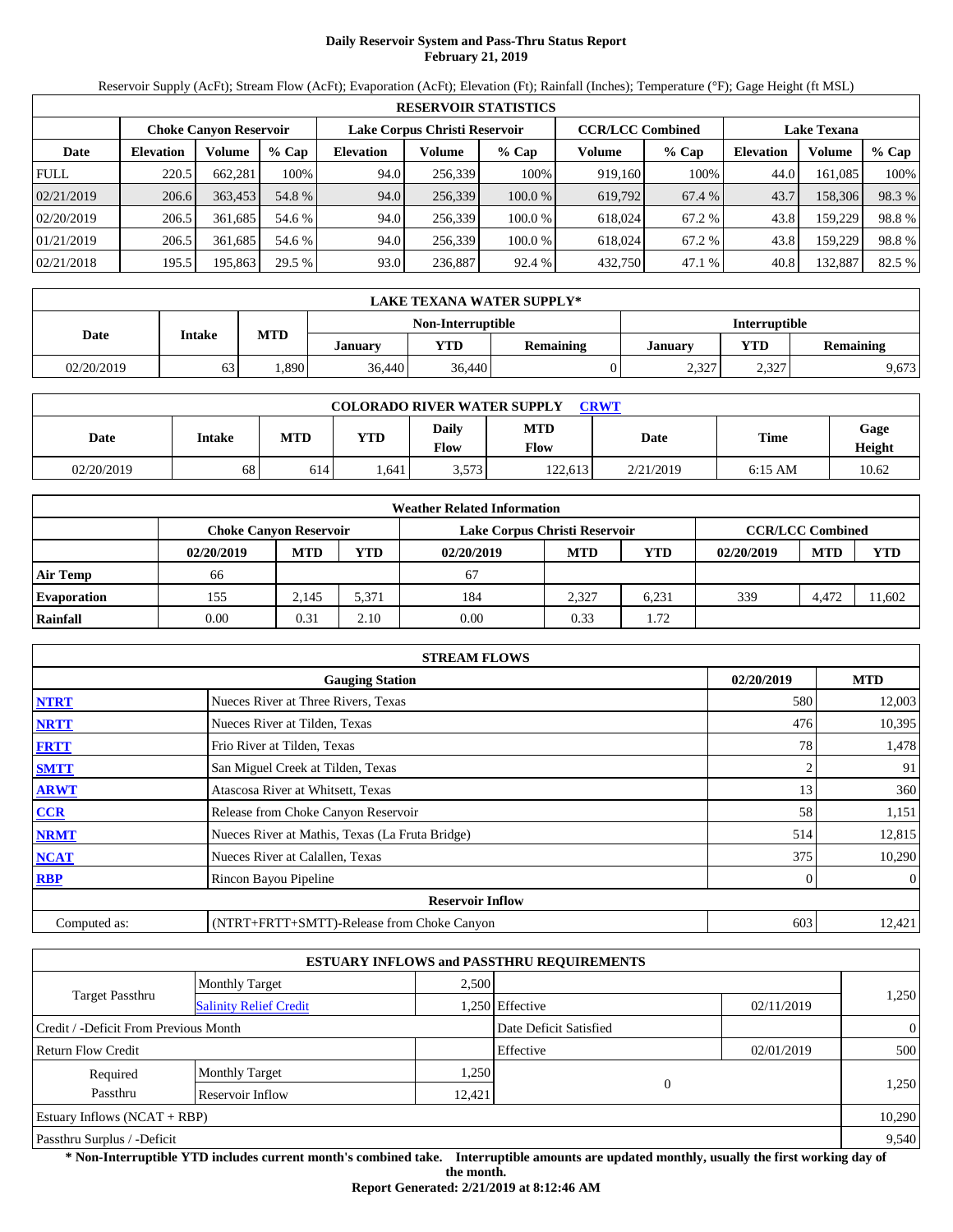# Daily Reservoir System and Pass-Thru Status Report
## February 21, 2019

Reservoir Supply (AcFt); Stream Flow (AcFt); Evaporation (AcFt); Elevation (Ft); Rainfall (Inches); Temperature (°F); Gage Height (ft MSL)

| RESERVOIR STATISTICS | | | | | | | | | | | |
|---|---|---|---|---|---|---|---|---|---|---|---|
| | Choke Canyon Reservoir | | | Lake Corpus Christi Reservoir | | | CCR/LCC Combined | | Lake Texana | | |
| Date | Elevation | Volume | % Cap | Elevation | Volume | % Cap | Volume | % Cap | Elevation | Volume | % Cap |
| FULL | 220.5 | 662,281 | 100% | 94.0 | 256,339 | 100% | 919,160 | 100% | 44.0 | 161,085 | 100% |
| 02/21/2019 | 206.6 | 363,453 | 54.8 % | 94.0 | 256,339 | 100.0 % | 619,792 | 67.4 % | 43.7 | 158,306 | 98.3 % |
| 02/20/2019 | 206.5 | 361,685 | 54.6 % | 94.0 | 256,339 | 100.0 % | 618,024 | 67.2 % | 43.8 | 159,229 | 98.8 % |
| 01/21/2019 | 206.5 | 361,685 | 54.6 % | 94.0 | 256,339 | 100.0 % | 618,024 | 67.2 % | 43.8 | 159,229 | 98.8 % |
| 02/21/2018 | 195.5 | 195,863 | 29.5 % | 93.0 | 236,887 | 92.4 % | 432,750 | 47.1 % | 40.8 | 132,887 | 82.5 % |

| LAKE TEXANA WATER SUPPLY* | | | | | | | | |
|---|---|---|---|---|---|---|---|---|
| Date | Intake | MTD | Non-Interruptible | | | Interruptible | | |
| | | | January | YTD | Remaining | January | YTD | Remaining |
| 02/20/2019 | 63 | 1,890 | 36,440 | 36,440 | 0 | 2,327 | 2,327 | 9,673 |

| COLORADO RIVER WATER SUPPLY CRWT | | | | | | | | |
|---|---|---|---|---|---|---|---|---|
| Date | Intake | MTD | YTD | Daily Flow | MTD Flow | Date | Time | Gage Height |
| 02/20/2019 | 68 | 614 | 1,641 | 3,573 | 122,613 | 2/21/2019 | 6:15 AM | 10.62 |

| Weather Related Information | | | | | | | | | |
|---|---|---|---|---|---|---|---|---|---|
| | Choke Canyon Reservoir | | | Lake Corpus Christi Reservoir | | | CCR/LCC Combined | | |
| | 02/20/2019 | MTD | YTD | 02/20/2019 | MTD | YTD | 02/20/2019 | MTD | YTD |
| Air Temp | 66 | | | 67 | | | | | |
| Evaporation | 155 | 2,145 | 5,371 | 184 | 2,327 | 6,231 | 339 | 4,472 | 11,602 |
| Rainfall | 0.00 | 0.31 | 2.10 | 0.00 | 0.33 | 1.72 | | | |

| STREAM FLOWS | | | |
|---|---|---|---|
| | Gauging Station | 02/20/2019 | MTD |
| NTRT | Nueces River at Three Rivers, Texas | 580 | 12,003 |
| NRTT | Nueces River at Tilden, Texas | 476 | 10,395 |
| FRTT | Frio River at Tilden, Texas | 78 | 1,478 |
| SMTT | San Miguel Creek at Tilden, Texas | 2 | 91 |
| ARWT | Atascosa River at Whitsett, Texas | 13 | 360 |
| CCR | Release from Choke Canyon Reservoir | 58 | 1,151 |
| NRMT | Nueces River at Mathis, Texas (La Fruta Bridge) | 514 | 12,815 |
| NCAT | Nueces River at Calallen, Texas | 375 | 10,290 |
| RBP | Rincon Bayou Pipeline | 0 | 0 |
| Reservoir Inflow | | | |
| Computed as: | (NTRT+FRTT+SMTT)-Release from Choke Canyon | 603 | 12,421 |

| ESTUARY INFLOWS and PASSTHRU REQUIREMENTS | | | | | |
|---|---|---|---|---|---|
| Target Passthru | Monthly Target | 2,500 | | | 1,250 |
| | Salinity Relief Credit | 1,250 | Effective | 02/11/2019 | |
| Credit / -Deficit From Previous Month | | | Date Deficit Satisfied | | 0 |
| Return Flow Credit | | | Effective | 02/01/2019 | 500 |
| Required Passthru | Monthly Target | 1,250 | 0 | | 1,250 |
| | Reservoir Inflow | 12,421 | | | |
| Estuary Inflows (NCAT + RBP) | | | | | 10,290 |
| Passthru Surplus / -Deficit | | | | | 9,540 |

**\* Non-Interruptible YTD includes current month's combined take. Interruptible amounts are updated monthly, usually the first working day of the month.**

**Report Generated: 2/21/2019 at 8:12:46 AM**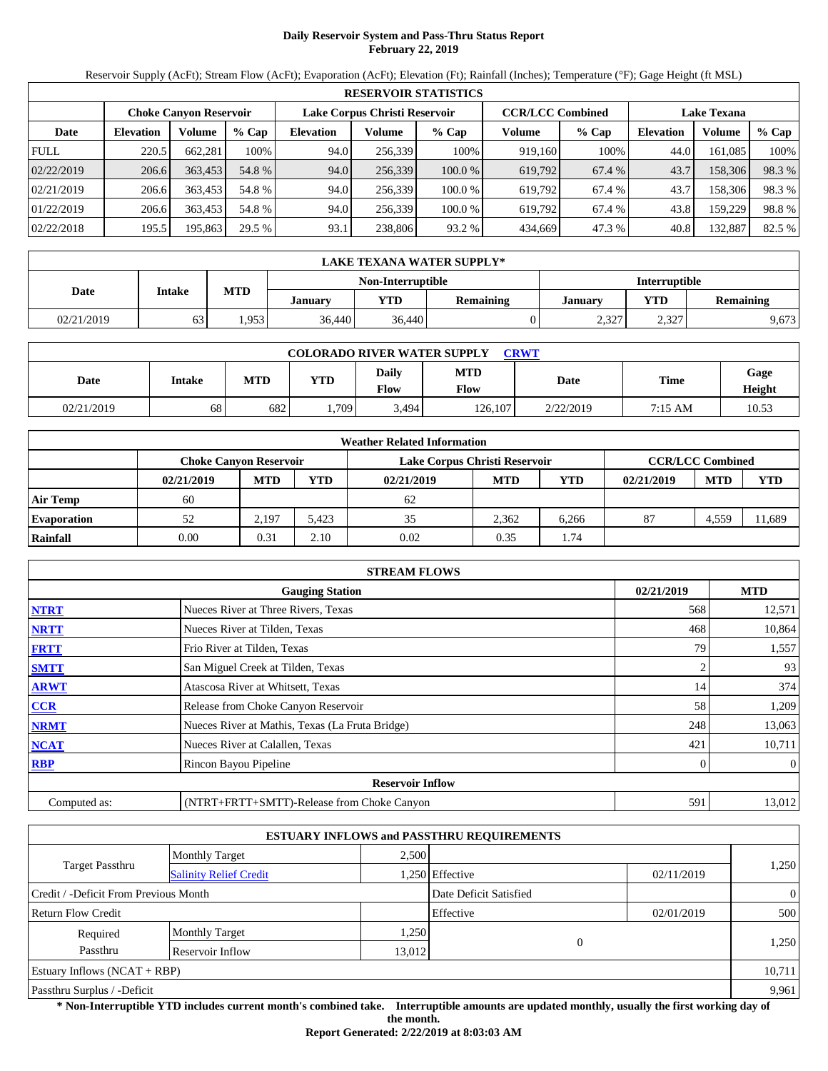# Daily Reservoir System and Pass-Thru Status Report
## February 22, 2019

Reservoir Supply (AcFt); Stream Flow (AcFt); Evaporation (AcFt); Elevation (Ft); Rainfall (Inches); Temperature (°F); Gage Height (ft MSL)

| RESERVOIR STATISTICS | | | | | | | | | | | |
|---|---|---|---|---|---|---|---|---|---|---|---|
| | Choke Canyon Reservoir | | | Lake Corpus Christi Reservoir | | | CCR/LCC Combined | | Lake Texana | | |
| Date | Elevation | Volume | % Cap | Elevation | Volume | % Cap | Volume | % Cap | Elevation | Volume | % Cap |
| FULL | 220.5 | 662,281 | 100% | 94.0 | 256,339 | 100% | 919,160 | 100% | 44.0 | 161,085 | 100% |
| 02/22/2019 | 206.6 | 363,453 | 54.8 % | 94.0 | 256,339 | 100.0 % | 619,792 | 67.4 % | 43.7 | 158,306 | 98.3 % |
| 02/21/2019 | 206.6 | 363,453 | 54.8 % | 94.0 | 256,339 | 100.0 % | 619,792 | 67.4 % | 43.7 | 158,306 | 98.3 % |
| 01/22/2019 | 206.6 | 363,453 | 54.8 % | 94.0 | 256,339 | 100.0 % | 619,792 | 67.4 % | 43.8 | 159,229 | 98.8 % |
| 02/22/2018 | 195.5 | 195,863 | 29.5 % | 93.1 | 238,806 | 93.2 % | 434,669 | 47.3 % | 40.8 | 132,887 | 82.5 % |

| LAKE TEXANA WATER SUPPLY* | | | | | | | | |
|---|---|---|---|---|---|---|---|---|
| Date | Intake | MTD | Non-Interruptible | | | Interruptible | | |
| | | | January | YTD | Remaining | January | YTD | Remaining |
| 02/21/2019 | 63 | 1,953 | 36,440 | 36,440 | 0 | 2,327 | 2,327 | 9,673 |

| COLORADO RIVER WATER SUPPLY CRWT | | | | | | | | |
|---|---|---|---|---|---|---|---|---|
| Date | Intake | MTD | YTD | Daily Flow | MTD Flow | Date | Time | Gage Height |
| 02/21/2019 | 68 | 682 | 1,709 | 3,494 | 126,107 | 2/22/2019 | 7:15 AM | 10.53 |

| Weather Related Information | | | | | | | | | |
|---|---|---|---|---|---|---|---|---|---|
| | Choke Canyon Reservoir | | | Lake Corpus Christi Reservoir | | | CCR/LCC Combined | | |
| | 02/21/2019 | MTD | YTD | 02/21/2019 | MTD | YTD | 02/21/2019 | MTD | YTD |
| Air Temp | 60 | | | 62 | | | | | |
| Evaporation | 52 | 2,197 | 5,423 | 35 | 2,362 | 6,266 | 87 | 4,559 | 11,689 |
| Rainfall | 0.00 | 0.31 | 2.10 | 0.02 | 0.35 | 1.74 | | | |

| STREAM FLOWS | | | |
|---|---|---|---|
| | Gauging Station | 02/21/2019 | MTD |
| NTRT | Nueces River at Three Rivers, Texas | 568 | 12,571 |
| NRTT | Nueces River at Tilden, Texas | 468 | 10,864 |
| FRTT | Frio River at Tilden, Texas | 79 | 1,557 |
| SMTT | San Miguel Creek at Tilden, Texas | 2 | 93 |
| ARWT | Atascosa River at Whitsett, Texas | 14 | 374 |
| CCR | Release from Choke Canyon Reservoir | 58 | 1,209 |
| NRMT | Nueces River at Mathis, Texas (La Fruta Bridge) | 248 | 13,063 |
| NCAT | Nueces River at Calallen, Texas | 421 | 10,711 |
| RBP | Rincon Bayou Pipeline | 0 | 0 |
| Reservoir Inflow | | | |
| Computed as: | (NTRT+FRTT+SMTT)-Release from Choke Canyon | 591 | 13,012 |

| ESTUARY INFLOWS and PASSTHRU REQUIREMENTS | | | | | |
|---|---|---|---|---|---|
| Target Passthru | Monthly Target | 2,500 | | | 1,250 |
| | Salinity Relief Credit | 1,250 | Effective | 02/11/2019 | |
| Credit / -Deficit From Previous Month | | | Date Deficit Satisfied | | 0 |
| Return Flow Credit | | | Effective | 02/01/2019 | 500 |
| Required Passthru | Monthly Target | 1,250 | 0 | | 1,250 |
| | Reservoir Inflow | 13,012 | | | |
| Estuary Inflows (NCAT + RBP) | | | | | 10,711 |
| Passthru Surplus / -Deficit | | | | | 9,961 |

**\* Non-Interruptible YTD includes current month's combined take. Interruptible amounts are updated monthly, usually the first working day of the month.**

**Report Generated: 2/22/2019 at 8:03:03 AM**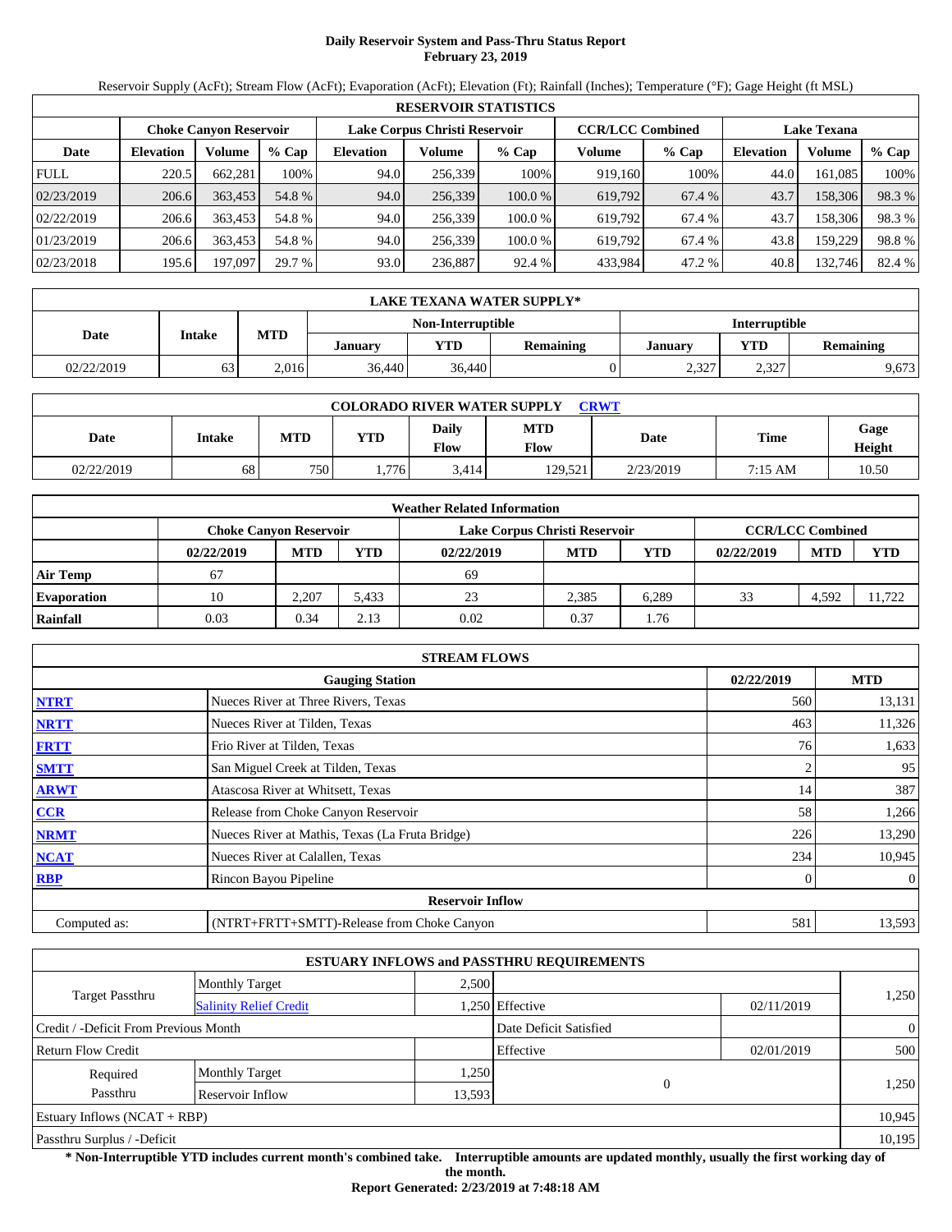# Daily Reservoir System and Pass-Thru Status Report
## February 23, 2019

Reservoir Supply (AcFt); Stream Flow (AcFt); Evaporation (AcFt); Elevation (Ft); Rainfall (Inches); Temperature (°F); Gage Height (ft MSL)

| RESERVOIR STATISTICS | | | | | | | | | | | |
|---|---|---|---|---|---|---|---|---|---|---|---|
| | Choke Canyon Reservoir | | | Lake Corpus Christi Reservoir | | | CCR/LCC Combined | | Lake Texana | | |
| Date | Elevation | Volume | % Cap | Elevation | Volume | % Cap | Volume | % Cap | Elevation | Volume | % Cap |
| FULL | 220.5 | 662,281 | 100% | 94.0 | 256,339 | 100% | 919,160 | 100% | 44.0 | 161,085 | 100% |
| 02/23/2019 | 206.6 | 363,453 | 54.8 % | 94.0 | 256,339 | 100.0 % | 619,792 | 67.4 % | 43.7 | 158,306 | 98.3 % |
| 02/22/2019 | 206.6 | 363,453 | 54.8 % | 94.0 | 256,339 | 100.0 % | 619,792 | 67.4 % | 43.7 | 158,306 | 98.3 % |
| 01/23/2019 | 206.6 | 363,453 | 54.8 % | 94.0 | 256,339 | 100.0 % | 619,792 | 67.4 % | 43.8 | 159,229 | 98.8 % |
| 02/23/2018 | 195.6 | 197,097 | 29.7 % | 93.0 | 236,887 | 92.4 % | 433,984 | 47.2 % | 40.8 | 132,746 | 82.4 % |

| LAKE TEXANA WATER SUPPLY* | | | | | | | | |
|---|---|---|---|---|---|---|---|---|
| Date | Intake | MTD | Non-Interruptible | | | Interruptible | | |
| | | | January | YTD | Remaining | January | YTD | Remaining |
| 02/22/2019 | 63 | 2,016 | 36,440 | 36,440 | 0 | 2,327 | 2,327 | 9,673 |

| COLORADO RIVER WATER SUPPLY CRWT | | | | | | | | |
|---|---|---|---|---|---|---|---|---|
| Date | Intake | MTD | YTD | Daily Flow | MTD Flow | Date | Time | Gage Height |
| 02/22/2019 | 68 | 750 | 1,776 | 3,414 | 129,521 | 2/23/2019 | 7:15 AM | 10.50 |

| Weather Related Information | | | | | | | | | |
|---|---|---|---|---|---|---|---|---|---|
| | Choke Canyon Reservoir | | | Lake Corpus Christi Reservoir | | | CCR/LCC Combined | | |
| | 02/22/2019 | MTD | YTD | 02/22/2019 | MTD | YTD | 02/22/2019 | MTD | YTD |
| Air Temp | 67 | | | 69 | | | | | |
| Evaporation | 10 | 2,207 | 5,433 | 23 | 2,385 | 6,289 | 33 | 4,592 | 11,722 |
| Rainfall | 0.03 | 0.34 | 2.13 | 0.02 | 0.37 | 1.76 | | | |

| STREAM FLOWS | | | |
|---|---|---|---|
| | Gauging Station | 02/22/2019 | MTD |
| NTRT | Nueces River at Three Rivers, Texas | 560 | 13,131 |
| NRTT | Nueces River at Tilden, Texas | 463 | 11,326 |
| FRTT | Frio River at Tilden, Texas | 76 | 1,633 |
| SMTT | San Miguel Creek at Tilden, Texas | 2 | 95 |
| ARWT | Atascosa River at Whitsett, Texas | 14 | 387 |
| CCR | Release from Choke Canyon Reservoir | 58 | 1,266 |
| NRMT | Nueces River at Mathis, Texas (La Fruta Bridge) | 226 | 13,290 |
| NCAT | Nueces River at Calallen, Texas | 234 | 10,945 |
| RBP | Rincon Bayou Pipeline | 0 | 0 |
| | Reservoir Inflow | | |
| Computed as: | (NTRT+FRTT+SMTT)-Release from Choke Canyon | 581 | 13,593 |

| ESTUARY INFLOWS and PASSTHRU REQUIREMENTS | | | | | |
|---|---|---|---|---|---|
| Target Passthru | Monthly Target | 2,500 | | | 1,250 |
| | Salinity Relief Credit | 1,250 | Effective | 02/11/2019 | |
| Credit / -Deficit From Previous Month | | | Date Deficit Satisfied | | 0 |
| Return Flow Credit | | | Effective | 02/01/2019 | 500 |
| Required Passthru | Monthly Target | 1,250 | 0 | | 1,250 |
| | Reservoir Inflow | 13,593 | | | |
| Estuary Inflows (NCAT + RBP) | | | | | 10,945 |
| Passthru Surplus / -Deficit | | | | | 10,195 |

**\* Non-Interruptible YTD includes current month's combined take. Interruptible amounts are updated monthly, usually the first working day of the month.**

**Report Generated: 2/23/2019 at 7:48:18 AM**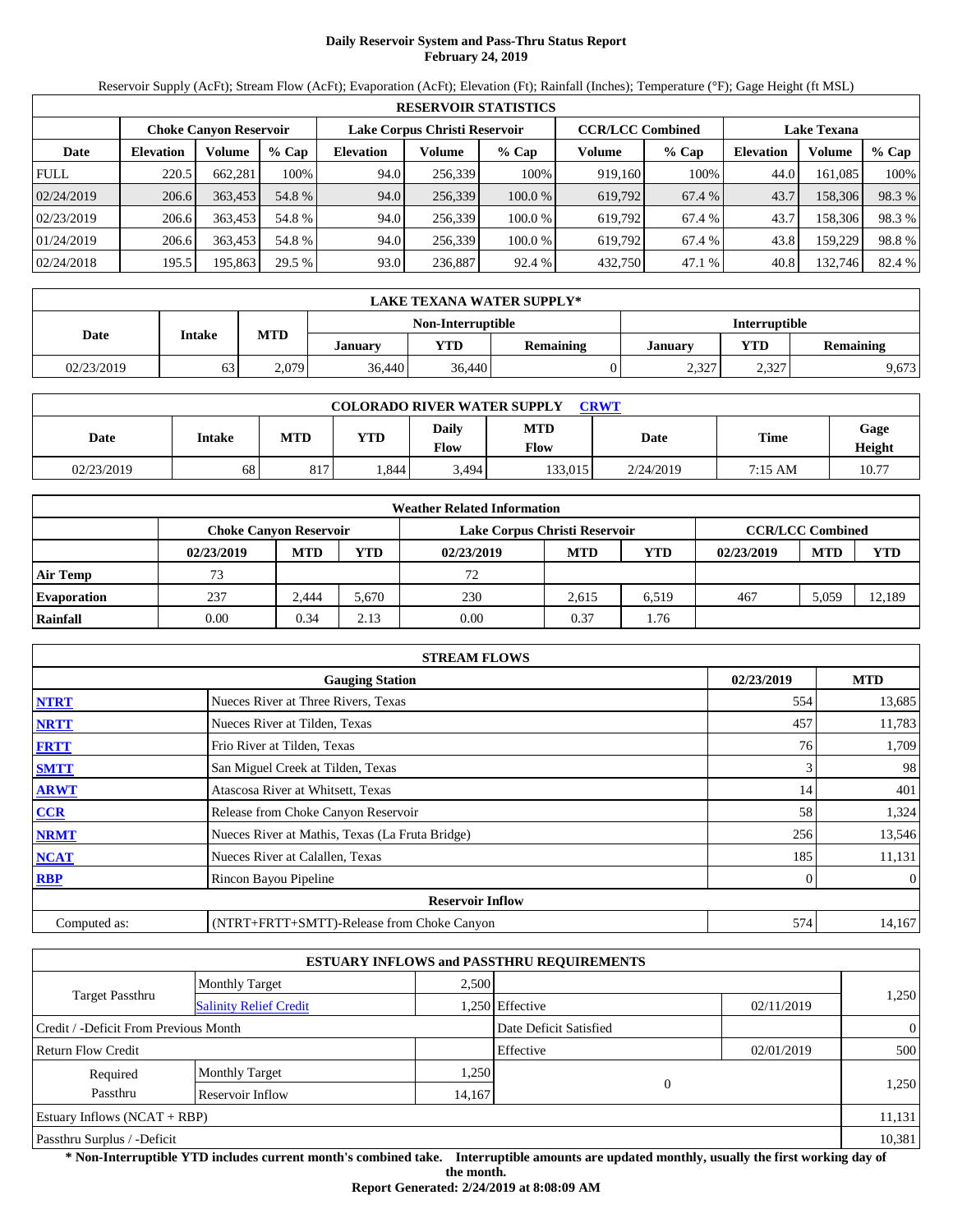# Daily Reservoir System and Pass-Thru Status Report
## February 24, 2019

Reservoir Supply (AcFt); Stream Flow (AcFt); Evaporation (AcFt); Elevation (Ft); Rainfall (Inches); Temperature (°F); Gage Height (ft MSL)

| RESERVOIR STATISTICS | | | | | | | | | | | |
|---|---|---|---|---|---|---|---|---|---|---|---|
| | Choke Canyon Reservoir | | | Lake Corpus Christi Reservoir | | | CCR/LCC Combined | | Lake Texana | | |
| Date | Elevation | Volume | % Cap | Elevation | Volume | % Cap | Volume | % Cap | Elevation | Volume | % Cap |
| FULL | 220.5 | 662,281 | 100% | 94.0 | 256,339 | 100% | 919,160 | 100% | 44.0 | 161,085 | 100% |
| 02/24/2019 | 206.6 | 363,453 | 54.8 % | 94.0 | 256,339 | 100.0 % | 619,792 | 67.4 % | 43.7 | 158,306 | 98.3 % |
| 02/23/2019 | 206.6 | 363,453 | 54.8 % | 94.0 | 256,339 | 100.0 % | 619,792 | 67.4 % | 43.7 | 158,306 | 98.3 % |
| 01/24/2019 | 206.6 | 363,453 | 54.8 % | 94.0 | 256,339 | 100.0 % | 619,792 | 67.4 % | 43.8 | 159,229 | 98.8 % |
| 02/24/2018 | 195.5 | 195,863 | 29.5 % | 93.0 | 236,887 | 92.4 % | 432,750 | 47.1 % | 40.8 | 132,746 | 82.4 % |

| LAKE TEXANA WATER SUPPLY* | | | | | | | | |
|---|---|---|---|---|---|---|---|---|
| Date | Intake | MTD | Non-Interruptible | | | Interruptible | | |
| | | | January | YTD | Remaining | January | YTD | Remaining |
| 02/23/2019 | 63 | 2,079 | 36,440 | 36,440 | 0 | 2,327 | 2,327 | 9,673 |

| COLORADO RIVER WATER SUPPLY CRWT | | | | | | | | |
|---|---|---|---|---|---|---|---|---|
| Date | Intake | MTD | YTD | Daily Flow | MTD Flow | Date | Time | Gage Height |
| 02/23/2019 | 68 | 817 | 1,844 | 3,494 | 133,015 | 2/24/2019 | 7:15 AM | 10.77 |

| Weather Related Information | | | | | | | | | |
|---|---|---|---|---|---|---|---|---|---|
| | Choke Canyon Reservoir | | | Lake Corpus Christi Reservoir | | | CCR/LCC Combined | | |
| | 02/23/2019 | MTD | YTD | 02/23/2019 | MTD | YTD | 02/23/2019 | MTD | YTD |
| Air Temp | 73 | | | 72 | | | | | |
| Evaporation | 237 | 2,444 | 5,670 | 230 | 2,615 | 6,519 | 467 | 5,059 | 12,189 |
| Rainfall | 0.00 | 0.34 | 2.13 | 0.00 | 0.37 | 1.76 | | | |

| STREAM FLOWS | | | |
|---|---|---|---|
| | Gauging Station | 02/23/2019 | MTD |
| NTRT | Nueces River at Three Rivers, Texas | 554 | 13,685 |
| NRTT | Nueces River at Tilden, Texas | 457 | 11,783 |
| FRTT | Frio River at Tilden, Texas | 76 | 1,709 |
| SMTT | San Miguel Creek at Tilden, Texas | 3 | 98 |
| ARWT | Atascosa River at Whitsett, Texas | 14 | 401 |
| CCR | Release from Choke Canyon Reservoir | 58 | 1,324 |
| NRMT | Nueces River at Mathis, Texas (La Fruta Bridge) | 256 | 13,546 |
| NCAT | Nueces River at Calallen, Texas | 185 | 11,131 |
| RBP | Rincon Bayou Pipeline | 0 | 0 |
| | **Reservoir Inflow** | | |
| Computed as: | (NTRT+FRTT+SMTT)-Release from Choke Canyon | 574 | 14,167 |

| ESTUARY INFLOWS and PASSTHRU REQUIREMENTS | | | | | |
|---|---|---|---|---|---|
| Target Passthru | Monthly Target | 2,500 | | | 1,250 |
| | Salinity Relief Credit | 1,250 | Effective | 02/11/2019 | |
| Credit / -Deficit From Previous Month | | | Date Deficit Satisfied | | 0 |
| Return Flow Credit | | | Effective | 02/01/2019 | 500 |
| Required Passthru | Monthly Target | 1,250 | 0 | | 1,250 |
| | Reservoir Inflow | 14,167 | | | |
| Estuary Inflows (NCAT + RBP) | | | | | 11,131 |
| Passthru Surplus / -Deficit | | | | | 10,381 |

**\* Non-Interruptible YTD includes current month's combined take. Interruptible amounts are updated monthly, usually the first working day of the month.**

**Report Generated: 2/24/2019 at 8:08:09 AM**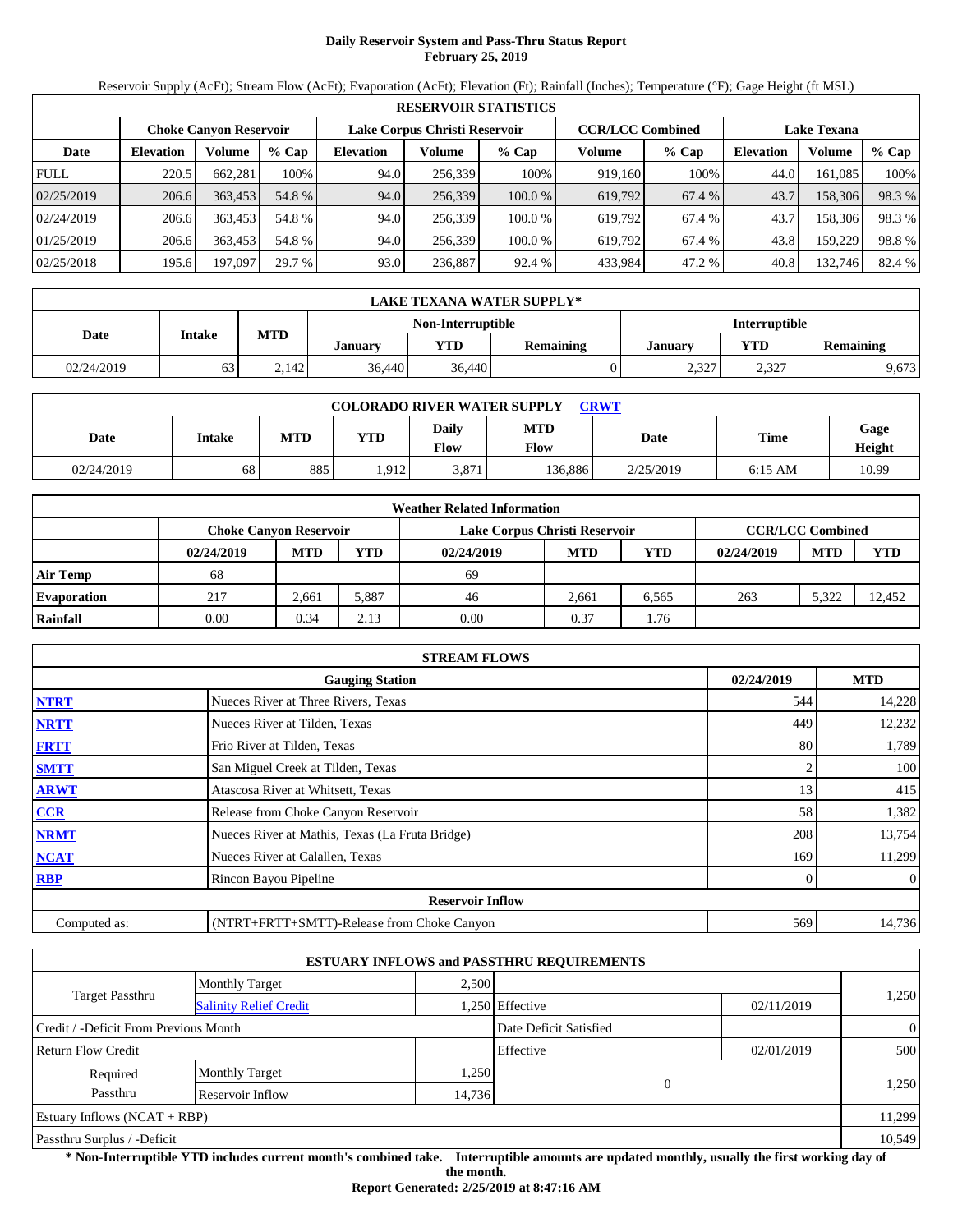# Daily Reservoir System and Pass-Thru Status Report
**February 25, 2019**

Reservoir Supply (AcFt); Stream Flow (AcFt); Evaporation (AcFt); Elevation (Ft); Rainfall (Inches); Temperature (°F); Gage Height (ft MSL)

| RESERVOIR STATISTICS | | | | | | | | | | | |
|---|---|---|---|---|---|---|---|---|---|---|---|
| | Choke Canyon Reservoir | | | Lake Corpus Christi Reservoir | | | CCR/LCC Combined | | Lake Texana | | |
| Date | Elevation | Volume | % Cap | Elevation | Volume | % Cap | Volume | % Cap | Elevation | Volume | % Cap |
| FULL | 220.5 | 662,281 | 100% | 94.0 | 256,339 | 100% | 919,160 | 100% | 44.0 | 161,085 | 100% |
| 02/25/2019 | 206.6 | 363,453 | 54.8 % | 94.0 | 256,339 | 100.0 % | 619,792 | 67.4 % | 43.7 | 158,306 | 98.3 % |
| 02/24/2019 | 206.6 | 363,453 | 54.8 % | 94.0 | 256,339 | 100.0 % | 619,792 | 67.4 % | 43.7 | 158,306 | 98.3 % |
| 01/25/2019 | 206.6 | 363,453 | 54.8 % | 94.0 | 256,339 | 100.0 % | 619,792 | 67.4 % | 43.8 | 159,229 | 98.8 % |
| 02/25/2018 | 195.6 | 197,097 | 29.7 % | 93.0 | 236,887 | 92.4 % | 433,984 | 47.2 % | 40.8 | 132,746 | 82.4 % |

| LAKE TEXANA WATER SUPPLY* | | | | | | | | |
|---|---|---|---|---|---|---|---|---|
| Date | Intake | MTD | Non-Interruptible | | | Interruptible | | |
| | | | January | YTD | Remaining | January | YTD | Remaining |
| 02/24/2019 | 63 | 2,142 | 36,440 | 36,440 | 0 | 2,327 | 2,327 | 9,673 |

| COLORADO RIVER WATER SUPPLY CRWT | | | | | | | | |
|---|---|---|---|---|---|---|---|---|
| Date | Intake | MTD | YTD | Daily Flow | MTD Flow | Date | Time | Gage Height |
| 02/24/2019 | 68 | 885 | 1,912 | 3,871 | 136,886 | 2/25/2019 | 6:15 AM | 10.99 |

| Weather Related Information | | | | | | | | | |
|---|---|---|---|---|---|---|---|---|---|
| | Choke Canyon Reservoir | | | Lake Corpus Christi Reservoir | | | CCR/LCC Combined | | |
| | 02/24/2019 | MTD | YTD | 02/24/2019 | MTD | YTD | 02/24/2019 | MTD | YTD |
| Air Temp | 68 | | | 69 | | | | | |
| Evaporation | 217 | 2,661 | 5,887 | 46 | 2,661 | 6,565 | 263 | 5,322 | 12,452 |
| Rainfall | 0.00 | 0.34 | 2.13 | 0.00 | 0.37 | 1.76 | | | |

| STREAM FLOWS | | | |
|---|---|---|---|
| | Gauging Station | 02/24/2019 | MTD |
| NTRT | Nueces River at Three Rivers, Texas | 544 | 14,228 |
| NRTT | Nueces River at Tilden, Texas | 449 | 12,232 |
| FRTT | Frio River at Tilden, Texas | 80 | 1,789 |
| SMTT | San Miguel Creek at Tilden, Texas | 2 | 100 |
| ARWT | Atascosa River at Whitsett, Texas | 13 | 415 |
| CCR | Release from Choke Canyon Reservoir | 58 | 1,382 |
| NRMT | Nueces River at Mathis, Texas (La Fruta Bridge) | 208 | 13,754 |
| NCAT | Nueces River at Calallen, Texas | 169 | 11,299 |
| RBP | Rincon Bayou Pipeline | 0 | 0 |
| | **Reservoir Inflow** | | |
| Computed as: | (NTRT+FRTT+SMTT)-Release from Choke Canyon | 569 | 14,736 |

| ESTUARY INFLOWS and PASSTHRU REQUIREMENTS | | | | | |
|---|---|---|---|---|---|
| Target Passthru | Monthly Target | 2,500 | | | 1,250 |
| | Salinity Relief Credit | 1,250 | Effective | 02/11/2019 | |
| Credit / -Deficit From Previous Month | | | Date Deficit Satisfied | | 0 |
| Return Flow Credit | | | Effective | 02/01/2019 | 500 |
| Required Passthru | Monthly Target | 1,250 | 0 | | 1,250 |
| | Reservoir Inflow | 14,736 | | | |
| Estuary Inflows (NCAT + RBP) | | | | | 11,299 |
| Passthru Surplus / -Deficit | | | | | 10,549 |

**\* Non-Interruptible YTD includes current month's combined take. Interruptible amounts are updated monthly, usually the first working day of the month.**

**Report Generated: 2/25/2019 at 8:47:16 AM**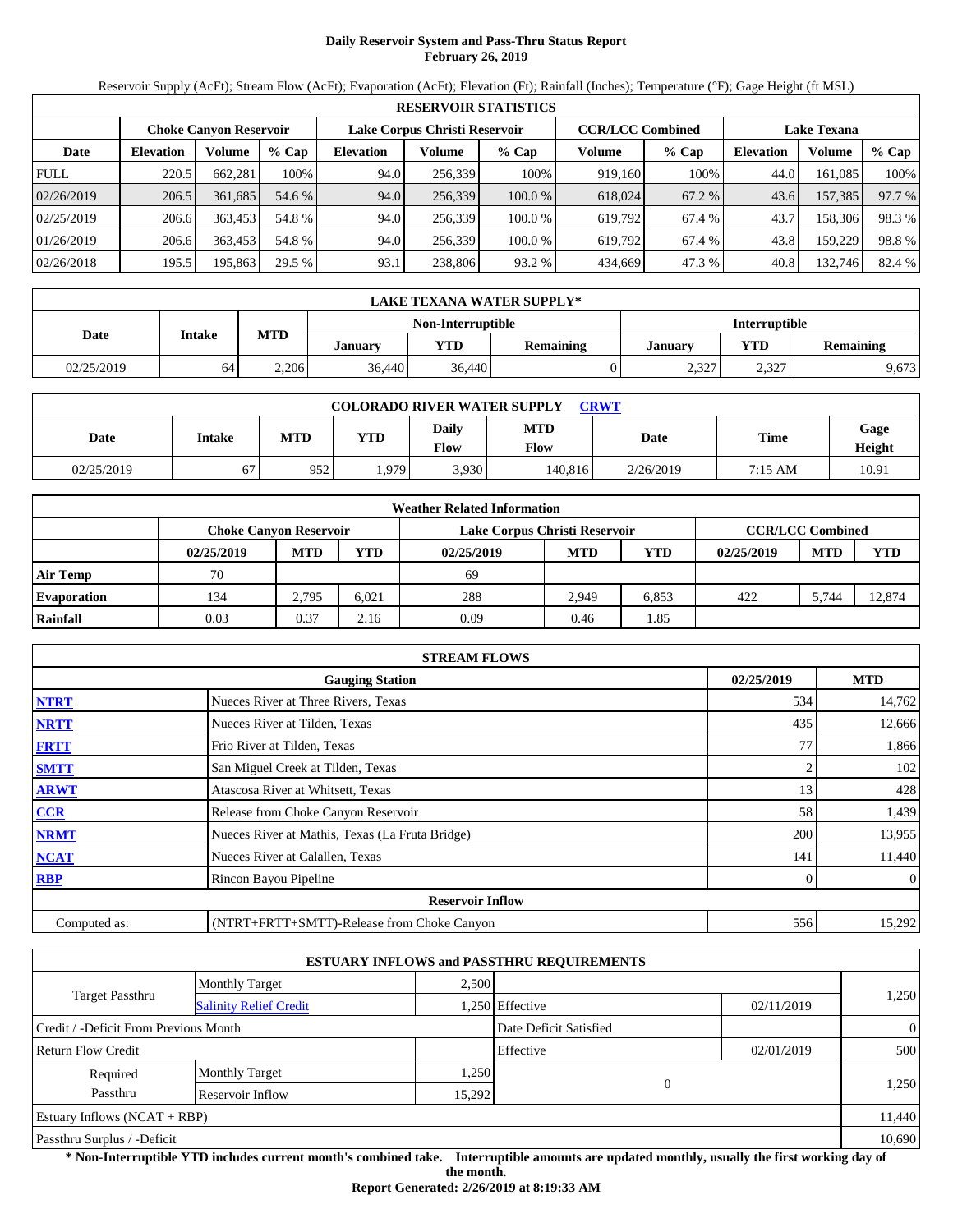# Daily Reservoir System and Pass-Thru Status Report
## February 26, 2019

Reservoir Supply (AcFt); Stream Flow (AcFt); Evaporation (AcFt); Elevation (Ft); Rainfall (Inches); Temperature (°F); Gage Height (ft MSL)

| RESERVOIR STATISTICS | | | | | | | | | | | |
|---|---|---|---|---|---|---|---|---|---|---|---|
| | Choke Canyon Reservoir | | | Lake Corpus Christi Reservoir | | | CCR/LCC Combined | | Lake Texana | | |
| Date | Elevation | Volume | % Cap | Elevation | Volume | % Cap | Volume | % Cap | Elevation | Volume | % Cap |
| FULL | 220.5 | 662,281 | 100% | 94.0 | 256,339 | 100% | 919,160 | 100% | 44.0 | 161,085 | 100% |
| 02/26/2019 | 206.5 | 361,685 | 54.6 % | 94.0 | 256,339 | 100.0 % | 618,024 | 67.2 % | 43.6 | 157,385 | 97.7 % |
| 02/25/2019 | 206.6 | 363,453 | 54.8 % | 94.0 | 256,339 | 100.0 % | 619,792 | 67.4 % | 43.7 | 158,306 | 98.3 % |
| 01/26/2019 | 206.6 | 363,453 | 54.8 % | 94.0 | 256,339 | 100.0 % | 619,792 | 67.4 % | 43.8 | 159,229 | 98.8 % |
| 02/26/2018 | 195.5 | 195,863 | 29.5 % | 93.1 | 238,806 | 93.2 % | 434,669 | 47.3 % | 40.8 | 132,746 | 82.4 % |

| LAKE TEXANA WATER SUPPLY* | | | | | | | | |
|---|---|---|---|---|---|---|---|---|
| Date | Intake | MTD | Non-Interruptible | | | Interruptible | | |
| | | | January | YTD | Remaining | January | YTD | Remaining |
| 02/25/2019 | 64 | 2,206 | 36,440 | 36,440 | 0 | 2,327 | 2,327 | 9,673 |

| COLORADO RIVER WATER SUPPLY CRWT | | | | | | | | |
|---|---|---|---|---|---|---|---|---|
| Date | Intake | MTD | YTD | Daily Flow | MTD Flow | Date | Time | Gage Height |
| 02/25/2019 | 67 | 952 | 1,979 | 3,930 | 140,816 | 2/26/2019 | 7:15 AM | 10.91 |

| Weather Related Information | | | | | | | | | |
|---|---|---|---|---|---|---|---|---|---|
| | Choke Canyon Reservoir | | | Lake Corpus Christi Reservoir | | | CCR/LCC Combined | | |
| | 02/25/2019 | MTD | YTD | 02/25/2019 | MTD | YTD | 02/25/2019 | MTD | YTD |
| Air Temp | 70 | | | 69 | | | | | |
| Evaporation | 134 | 2,795 | 6,021 | 288 | 2,949 | 6,853 | 422 | 5,744 | 12,874 |
| Rainfall | 0.03 | 0.37 | 2.16 | 0.09 | 0.46 | 1.85 | | | |

| STREAM FLOWS | | | |
|---|---|---|---|
| | Gauging Station | 02/25/2019 | MTD |
| NTRT | Nueces River at Three Rivers, Texas | 534 | 14,762 |
| NRTT | Nueces River at Tilden, Texas | 435 | 12,666 |
| FRTT | Frio River at Tilden, Texas | 77 | 1,866 |
| SMTT | San Miguel Creek at Tilden, Texas | 2 | 102 |
| ARWT | Atascosa River at Whitsett, Texas | 13 | 428 |
| CCR | Release from Choke Canyon Reservoir | 58 | 1,439 |
| NRMT | Nueces River at Mathis, Texas (La Fruta Bridge) | 200 | 13,955 |
| NCAT | Nueces River at Calallen, Texas | 141 | 11,440 |
| RBP | Rincon Bayou Pipeline | 0 | 0 |
| Reservoir Inflow | | | |
| Computed as: | (NTRT+FRTT+SMTT)-Release from Choke Canyon | 556 | 15,292 |

| ESTUARY INFLOWS and PASSTHRU REQUIREMENTS | | | | | |
|---|---|---|---|---|---|
| Target Passthru | Monthly Target | 2,500 | | | 1,250 |
| | Salinity Relief Credit | 1,250 | Effective | 02/11/2019 | |
| Credit / -Deficit From Previous Month | | | Date Deficit Satisfied | | 0 |
| Return Flow Credit | | | Effective | 02/01/2019 | 500 |
| Required Passthru | Monthly Target | 1,250 | 0 | | 1,250 |
| | Reservoir Inflow | 15,292 | | | |
| Estuary Inflows (NCAT + RBP) | | | | | 11,440 |
| Passthru Surplus / -Deficit | | | | | 10,690 |

**\* Non-Interruptible YTD includes current month's combined take. Interruptible amounts are updated monthly, usually the first working day of the month.**

**Report Generated: 2/26/2019 at 8:19:33 AM**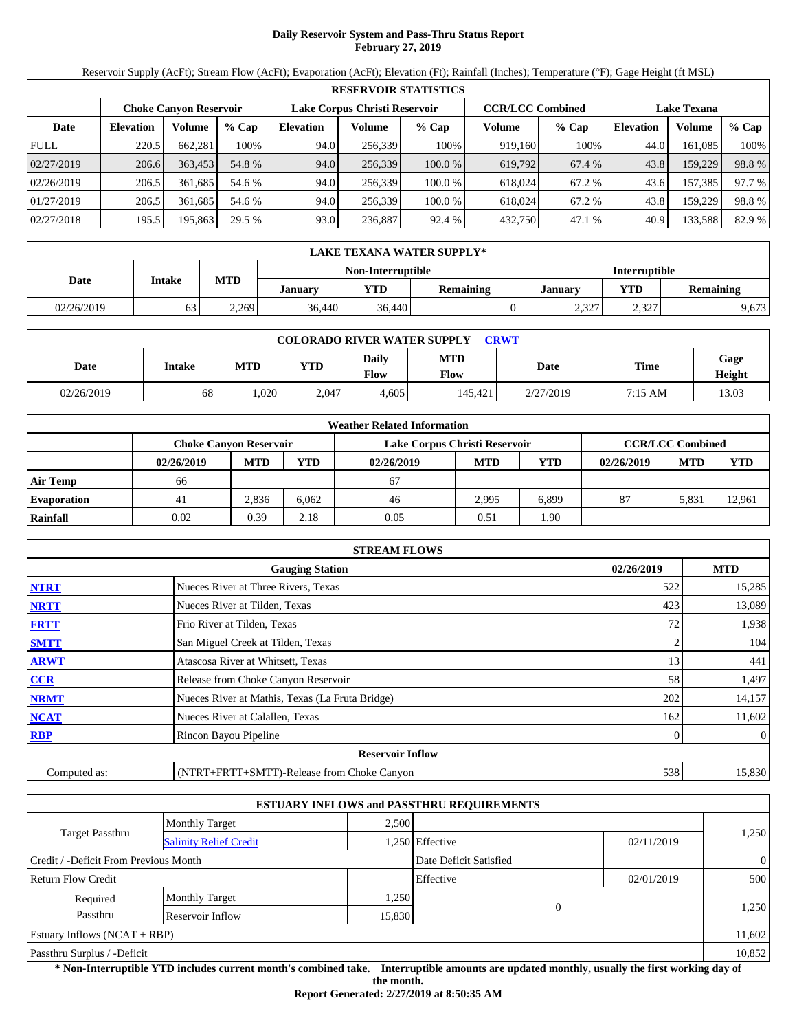# Daily Reservoir System and Pass-Thru Status Report
**February 27, 2019**

Reservoir Supply (AcFt); Stream Flow (AcFt); Evaporation (AcFt); Elevation (Ft); Rainfall (Inches); Temperature (°F); Gage Height (ft MSL)

| RESERVOIR STATISTICS | | | | | | | | | | | |
|---|---|---|---|---|---|---|---|---|---|---|---|
| | Choke Canyon Reservoir | | | Lake Corpus Christi Reservoir | | | CCR/LCC Combined | | Lake Texana | | |
| Date | Elevation | Volume | % Cap | Elevation | Volume | % Cap | Volume | % Cap | Elevation | Volume | % Cap |
| FULL | 220.5 | 662,281 | 100% | 94.0 | 256,339 | 100% | 919,160 | 100% | 44.0 | 161,085 | 100% |
| 02/27/2019 | 206.6 | 363,453 | 54.8 % | 94.0 | 256,339 | 100.0 % | 619,792 | 67.4 % | 43.8 | 159,229 | 98.8 % |
| 02/26/2019 | 206.5 | 361,685 | 54.6 % | 94.0 | 256,339 | 100.0 % | 618,024 | 67.2 % | 43.6 | 157,385 | 97.7 % |
| 01/27/2019 | 206.5 | 361,685 | 54.6 % | 94.0 | 256,339 | 100.0 % | 618,024 | 67.2 % | 43.8 | 159,229 | 98.8 % |
| 02/27/2018 | 195.5 | 195,863 | 29.5 % | 93.0 | 236,887 | 92.4 % | 432,750 | 47.1 % | 40.9 | 133,588 | 82.9 % |

| LAKE TEXANA WATER SUPPLY* | | | | | | | | |
|---|---|---|---|---|---|---|---|---|
| Date | Intake | MTD | Non-Interruptible | | | Interruptible | | |
| | | | January | YTD | Remaining | January | YTD | Remaining |
| 02/26/2019 | 63 | 2,269 | 36,440 | 36,440 | 0 | 2,327 | 2,327 | 9,673 |

| COLORADO RIVER WATER SUPPLY CRWT | | | | | | | | |
|---|---|---|---|---|---|---|---|---|
| Date | Intake | MTD | YTD | Daily Flow | MTD Flow | Date | Time | Gage Height |
| 02/26/2019 | 68 | 1,020 | 2,047 | 4,605 | 145,421 | 2/27/2019 | 7:15 AM | 13.03 |

| Weather Related Information | | | | | | | | | |
|---|---|---|---|---|---|---|---|---|---|
| | Choke Canyon Reservoir | | | Lake Corpus Christi Reservoir | | | CCR/LCC Combined | | |
| | 02/26/2019 | MTD | YTD | 02/26/2019 | MTD | YTD | 02/26/2019 | MTD | YTD |
| Air Temp | 66 | | | 67 | | | | | |
| Evaporation | 41 | 2,836 | 6,062 | 46 | 2,995 | 6,899 | 87 | 5,831 | 12,961 |
| Rainfall | 0.02 | 0.39 | 2.18 | 0.05 | 0.51 | 1.90 | | | |

| STREAM FLOWS | | | |
|---|---|---|---|
| | Gauging Station | 02/26/2019 | MTD |
| NTRT | Nueces River at Three Rivers, Texas | 522 | 15,285 |
| NRTT | Nueces River at Tilden, Texas | 423 | 13,089 |
| FRTT | Frio River at Tilden, Texas | 72 | 1,938 |
| SMTT | San Miguel Creek at Tilden, Texas | 2 | 104 |
| ARWT | Atascosa River at Whitsett, Texas | 13 | 441 |
| CCR | Release from Choke Canyon Reservoir | 58 | 1,497 |
| NRMT | Nueces River at Mathis, Texas (La Fruta Bridge) | 202 | 14,157 |
| NCAT | Nueces River at Calallen, Texas | 162 | 11,602 |
| RBP | Rincon Bayou Pipeline | 0 | 0 |
| | **Reservoir Inflow** | | |
| Computed as: | (NTRT+FRTT+SMTT)-Release from Choke Canyon | 538 | 15,830 |

| ESTUARY INFLOWS and PASSTHRU REQUIREMENTS | | | | | |
|---|---|---|---|---|---|
| Target Passthru | Monthly Target | 2,500 | | | 1,250 |
| | Salinity Relief Credit | 1,250 | Effective | 02/11/2019 | |
| Credit / -Deficit From Previous Month | | | Date Deficit Satisfied | | 0 |
| Return Flow Credit | | | Effective | 02/01/2019 | 500 |
| Required Passthru | Monthly Target | 1,250 | 0 | | 1,250 |
| | Reservoir Inflow | 15,830 | | | |
| Estuary Inflows (NCAT + RBP) | | | | | 11,602 |
| Passthru Surplus / -Deficit | | | | | 10,852 |

**\* Non-Interruptible YTD includes current month's combined take. Interruptible amounts are updated monthly, usually the first working day of the month.**

**Report Generated: 2/27/2019 at 8:50:35 AM**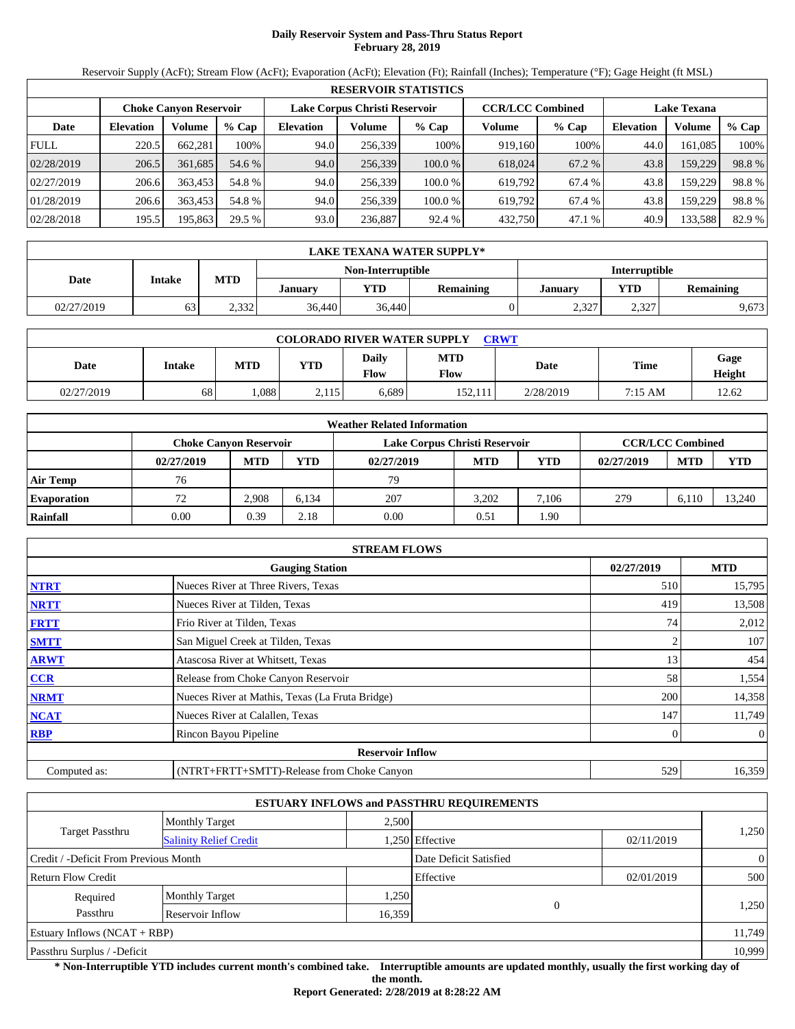# Daily Reservoir System and Pass-Thru Status Report
## February 28, 2019

Reservoir Supply (AcFt); Stream Flow (AcFt); Evaporation (AcFt); Elevation (Ft); Rainfall (Inches); Temperature (°F); Gage Height (ft MSL)

| RESERVOIR STATISTICS | | | | | | | | | | | |
|---|---|---|---|---|---|---|---|---|---|---|---|
| | Choke Canyon Reservoir | | | Lake Corpus Christi Reservoir | | | CCR/LCC Combined | | Lake Texana | | |
| Date | Elevation | Volume | % Cap | Elevation | Volume | % Cap | Volume | % Cap | Elevation | Volume | % Cap |
| FULL | 220.5 | 662,281 | 100% | 94.0 | 256,339 | 100% | 919,160 | 100% | 44.0 | 161,085 | 100% |
| 02/28/2019 | 206.5 | 361,685 | 54.6 % | 94.0 | 256,339 | 100.0 % | 618,024 | 67.2 % | 43.8 | 159,229 | 98.8 % |
| 02/27/2019 | 206.6 | 363,453 | 54.8 % | 94.0 | 256,339 | 100.0 % | 619,792 | 67.4 % | 43.8 | 159,229 | 98.8 % |
| 01/28/2019 | 206.6 | 363,453 | 54.8 % | 94.0 | 256,339 | 100.0 % | 619,792 | 67.4 % | 43.8 | 159,229 | 98.8 % |
| 02/28/2018 | 195.5 | 195,863 | 29.5 % | 93.0 | 236,887 | 92.4 % | 432,750 | 47.1 % | 40.9 | 133,588 | 82.9 % |

| LAKE TEXANA WATER SUPPLY* | | | | | | | | |
|---|---|---|---|---|---|---|---|---|
| | | | Non-Interruptible | | | Interruptible | | |
| Date | Intake | MTD | January | YTD | Remaining | January | YTD | Remaining |
| 02/27/2019 | 63 | 2,332 | 36,440 | 36,440 | 0 | 2,327 | 2,327 | 9,673 |

| COLORADO RIVER WATER SUPPLY CRWT | | | | | | | | |
|---|---|---|---|---|---|---|---|---|
| Date | Intake | MTD | YTD | Daily Flow | MTD Flow | Date | Time | Gage Height |
| 02/27/2019 | 68 | 1,088 | 2,115 | 6,689 | 152,111 | 2/28/2019 | 7:15 AM | 12.62 |

| Weather Related Information | | | | | | | | | |
|---|---|---|---|---|---|---|---|---|---|
| | Choke Canyon Reservoir | | | Lake Corpus Christi Reservoir | | | CCR/LCC Combined | | |
| | 02/27/2019 | MTD | YTD | 02/27/2019 | MTD | YTD | 02/27/2019 | MTD | YTD |
| Air Temp | 76 | | | 79 | | | | | |
| Evaporation | 72 | 2,908 | 6,134 | 207 | 3,202 | 7,106 | 279 | 6,110 | 13,240 |
| Rainfall | 0.00 | 0.39 | 2.18 | 0.00 | 0.51 | 1.90 | | | |

| STREAM FLOWS | | | |
|---|---|---|---|
| | Gauging Station | 02/27/2019 | MTD |
| NTRT | Nueces River at Three Rivers, Texas | 510 | 15,795 |
| NRTT | Nueces River at Tilden, Texas | 419 | 13,508 |
| FRTT | Frio River at Tilden, Texas | 74 | 2,012 |
| SMTT | San Miguel Creek at Tilden, Texas | 2 | 107 |
| ARWT | Atascosa River at Whitsett, Texas | 13 | 454 |
| CCR | Release from Choke Canyon Reservoir | 58 | 1,554 |
| NRMT | Nueces River at Mathis, Texas (La Fruta Bridge) | 200 | 14,358 |
| NCAT | Nueces River at Calallen, Texas | 147 | 11,749 |
| RBP | Rincon Bayou Pipeline | 0 | 0 |
| | Reservoir Inflow | | |
| Computed as: | (NTRT+FRTT+SMTT)-Release from Choke Canyon | 529 | 16,359 |

| ESTUARY INFLOWS and PASSTHRU REQUIREMENTS | | | | | |
|---|---|---|---|---|---|
| Target Passthru | Monthly Target | 2,500 | | | 1,250 |
| | Salinity Relief Credit | 1,250 | Effective | 02/11/2019 | |
| Credit / -Deficit From Previous Month | | | Date Deficit Satisfied | | 0 |
| Return Flow Credit | | | Effective | 02/01/2019 | 500 |
| Required Passthru | Monthly Target | 1,250 | 0 | | 1,250 |
| | Reservoir Inflow | 16,359 | | | |
| Estuary Inflows (NCAT + RBP) | | | | | 11,749 |
| Passthru Surplus / -Deficit | | | | | 10,999 |

**\* Non-Interruptible YTD includes current month's combined take. Interruptible amounts are updated monthly, usually the first working day of the month.**

**Report Generated: 2/28/2019 at 8:28:22 AM**